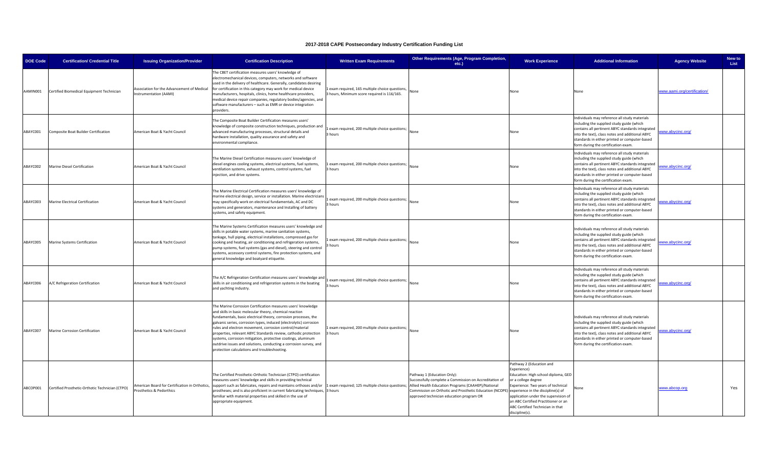# 2017-2018 CAPE Postsecondary Industry Certification Funding List

| DOE Code | Certification/ Credential Title | Issuing Organization/Provider | Certification Description | Written Exam Requirements | Other Requirements (Age, Program Completion, etc.) | Work Experience | Additional Information | Agency Website | New to List |
|---|---|---|---|---|---|---|---|---|---|
| AAMIN001 | Certified Biomedical Equipment Technician | Association for the Advancement of Medical Instrumentation (AAMI) | The CBET certification measures users' knowledge of electromechanical devices, computers, networks and software used in the delivery of healthcare. Generally, candidates desiring for certification in this category may work for medical device manufacturers, hospitals, clinics, home healthcare providers, medical device repair companies, regulatory bodies/agencies, and software manufacturers – such as EMR or device integration providers. | 1 exam required, 165 multiple choice questions, 3 hours, Minimum score required is 116/165. | None | None | None | www.aami.org/certification/ | |
| ABAYC001 | Composite Boat Builder Certification | American Boat & Yacht Council | The Composite Boat Builder Certification measures users' knowledge of composite construction techniques, production and advanced manufacturing processes, structural details and hardware installation, quality assurance and safety and environmental compliance. | 1 exam required, 200 multiple choice questions; 3 hours | None | None | Individuals may reference all study materials including the supplied study guide (which contains all pertinent ABYC standards integrated into the text), class notes and additional ABYC standards in either printed or computer-based form during the certification exam. | www.abycinc.org/ | |
| ABAYC002 | Marine Diesel Certification | American Boat & Yacht Council | The Marine Diesel Certification measures users' knowledge of diesel engines cooling systems, electrical systems, fuel systems, ventilation systems, exhaust systems, control systems, fuel injection, and drive systems. | 1 exam required, 200 multiple choice questions; 3 hours | None | None | Individuals may reference all study materials including the supplied study guide (which contains all pertinent ABYC standards integrated into the text), class notes and additional ABYC standards in either printed or computer-based form during the certification exam. | www.abycinc.org/ | |
| ABAYC003 | Marine Electrical Certification | American Boat & Yacht Council | The Marine Electrical Certification measures users' knowledge of marine electrical design, service or installation. Marine electricians may specifically work on electrical fundamentals, AC and DC systems and generators, maintenance and Installing of battery systems, and safety equipment. | 1 exam required, 200 multiple choice questions; 3 hours | None | None | Individuals may reference all study materials including the supplied study guide (which contains all pertinent ABYC standards integrated into the text), class notes and additional ABYC standards in either printed or computer-based form during the certification exam. | www.abycinc.org/ | |
| ABAYC005 | Marine Systems Certification | American Boat & Yacht Council | The Marine Systems Certification measures users' knowledge and skills in potable water systems, marine sanitation systems, tankage, hull piping, electrical installations, compressed gas for cooking and heating, air conditioning and refrigeration systems, pump systems, fuel systems (gas and diesel), steering and control systems, accessory control systems, fire protection systems, and general knowledge and boatyard etiquette. | 1 exam required, 200 multiple choice questions; 3 hours | None | None | Individuals may reference all study materials including the supplied study guide (which contains all pertinent ABYC standards integrated into the text), class notes and additional ABYC standards in either printed or computer-based form during the certification exam. | www.abycinc.org/ | |
| ABAYC006 | A/C Refrigeration Certification | American Boat & Yacht Council | The A/C Refrigeration Certification measures users' knowledge and skills in air conditioning and refrigeration systems in the boating and yachting industry. | 1 exam required, 200 multiple choice questions; 3 hours | None | None | Individuals may reference all study materials including the supplied study guide (which contains all pertinent ABYC standards integrated into the text), class notes and additional ABYC standards in either printed or computer-based form during the certification exam. | www.abycinc.org/ | |
| ABAYC007 | Marine Corrosion Certification | American Boat & Yacht Council | The Marine Corrosion Certification measures users' knowledge and skills in basic molecular theory, chemical reaction fundamentals, basic electrical theory, corrosion processes, the galvanic series, corrosion types, induced (electrolytic) corrosion rules and electron movement, corrosion control/material properties, relevant ABYC Standards review, cathodic protection systems, corrosion mitigation, protective coatings, aluminum outdrive issues and solutions, conducting a corrosion survey, and protection calculations and troubleshooting. | 1 exam required, 200 multiple choice questions; 3 hours | None | None | Individuals may reference all study materials including the supplied study guide (which contains all pertinent ABYC standards integrated into the text), class notes and additional ABYC standards in either printed or computer-based form during the certification exam. | www.abycinc.org/ | |
| ABCOP001 | Certified Prosthetic-Orthotic Technician (CTPO) | American Board for Certification in Orthotics, Prosthetics & Pedorthics | The Certified Prosthetic-Orthotic Technician (CTPO) certification measures users' knowledge and skills in providing technical support such as fabricates, repairs and maintains orthoses and/or prostheses; and is also proficient in current fabricating techniques, familiar with material properties and skilled in the use of appropriate equipment. | 1 exam required; 125 multiple choice questions; 3 hours | Pathway 1 (Education Only): Successfully complete a Commission on Accreditation of Allied Health Education Programs (CAAHEP)/National Commission on Orthotic and Prosthetic Education (NCOPE) approved technician education program OR | Pathway 2 (Education and Experience) Education: High school diploma, GED or a college degree Experience: Two years of technical experience in the discipline(s) of application under the supervision of an ABC Certified Practitioner or an ABC Certified Technician in that discipline(s). | None | www.abcop.org | Yes |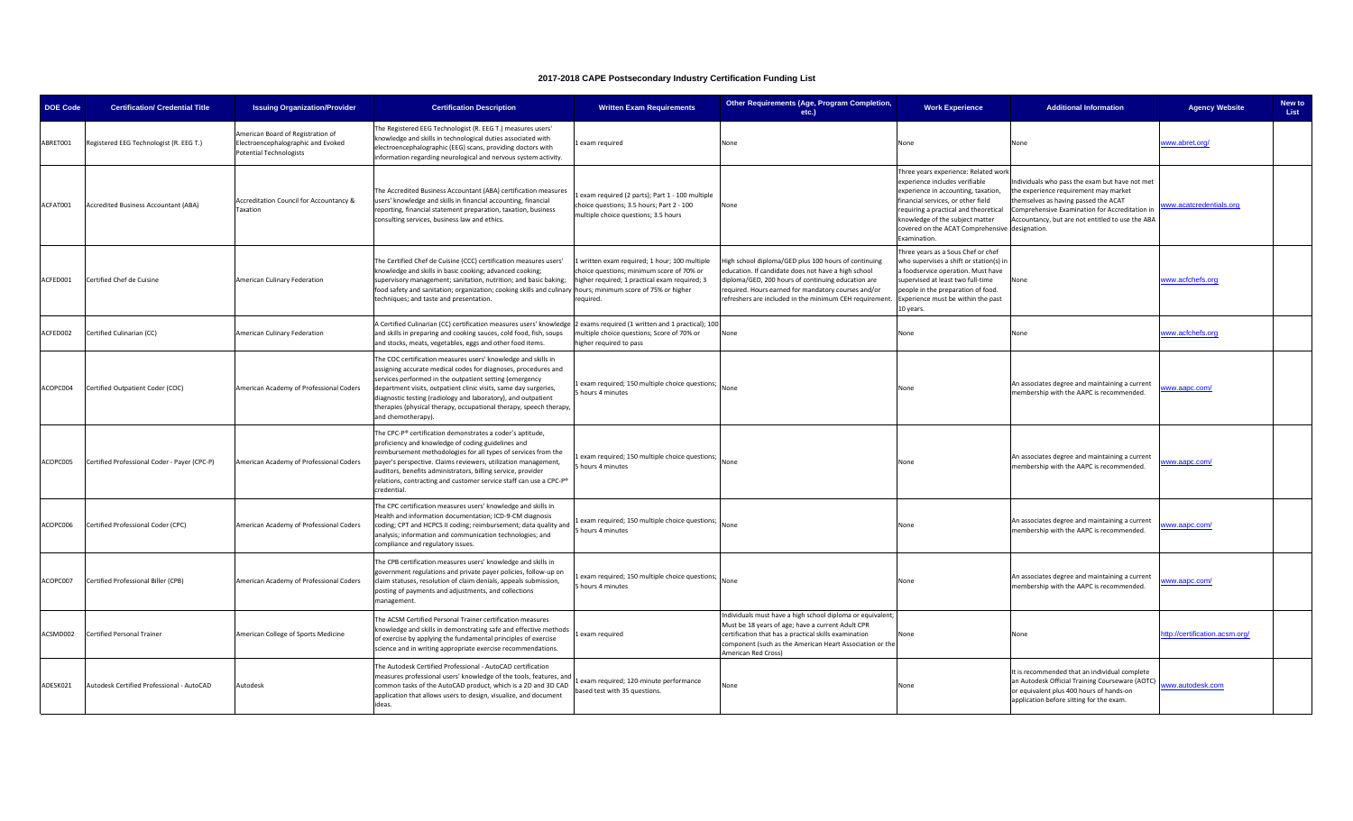# 2017-2018 CAPE Postsecondary Industry Certification Funding List

| DOE Code | Certification/ Credential Title | Issuing Organization/Provider | Certification Description | Written Exam Requirements | Other Requirements (Age, Program Completion, etc.) | Work Experience | Additional Information | Agency Website | New to List |
|---|---|---|---|---|---|---|---|---|---|
| ABRET001 | Registered EEG Technologist (R. EEG T.) | American Board of Registration of Electroencephalographic and Evoked Potential Technologists | The Registered EEG Technologist (R. EEG T.) measures users' knowledge and skills in technological duties associated with electroencephalographic (EEG) scans, providing doctors with information regarding neurological and nervous system activity. | 1 exam required | None | None | None | www.abret.org/ | |
| ACFAT001 | Accredited Business Accountant (ABA) | Accreditation Council for Accountancy & Taxation | The Accredited Business Accountant (ABA) certification measures users' knowledge and skills in financial accounting, financial reporting, financial statement preparation, taxation, business consulting services, business law and ethics. | 1 exam required (2 parts); Part 1 - 100 multiple choice questions; 3.5 hours; Part 2 - 100 multiple choice questions; 3.5 hours | None | Three years experience: Related work experience includes verifiable experience in accounting, taxation, financial services, or other field requiring a practical and theoretical knowledge of the subject matter covered on the ACAT Comprehensive Examination. | Individuals who pass the exam but have not met the experience requirement may market themselves as having passed the ACAT Comprehensive Examination for Accreditation in Accountancy, but are not entitled to use the ABA designation. | www.acatcredentials.org | |
| ACFED001 | Certified Chef de Cuisine | American Culinary Federation | The Certified Chef de Cuisine (CCC) certification measures users' knowledge and skills in basic cooking; advanced cooking; supervisory management; sanitation, nutrition; and basic baking; food safety and sanitation; organization; cooking skills and culinary techniques; and taste and presentation. | 1 written exam required; 1 hour; 100 multiple choice questions; minimum score of 70% or higher required; 1 practical exam required; 3 hours; minimum score of 75% or higher required. | High school diploma/GED plus 100 hours of continuing education. If candidate does not have a high school diploma/GED, 200 hours of continuing education are required. Hours earned for mandatory courses and/or refreshers are included in the minimum CEH requirement. | Three years as a Sous Chef or chef who supervises a shift or station(s) in a foodservice operation. Must have supervised at least two full-time people in the preparation of food. Experience must be within the past 10 years. | None | www.acfchefs.org | |
| ACFED002 | Certified Culinarian (CC) | American Culinary Federation | A Certified Culinarian (CC) certification measures users' knowledge and skills in preparing and cooking sauces, cold food, fish, soups and stocks, meats, vegetables, eggs and other food items. | 2 exams required (1 written and 1 practical); 100 multiple choice questions; Score of 70% or higher required to pass | None | None | None | www.acfchefs.org | |
| ACOPC004 | Certified Outpatient Coder (COC) | American Academy of Professional Coders | The COC certification measures users' knowledge and skills in assigning accurate medical codes for diagnoses, procedures and services performed in the outpatient setting (emergency department visits, outpatient clinic visits, same day surgeries, diagnostic testing (radiology and laboratory), and outpatient therapies (physical therapy, occupational therapy, speech therapy, and chemotherapy). | 1 exam required; 150 multiple choice questions; 5 hours 4 minutes | None | None | An associates degree and maintaining a current membership with the AAPC is recommended. | www.aapc.com/ | |
| ACOPC005 | Certified Professional Coder - Payer (CPC-P) | American Academy of Professional Coders | The CPC-P® certification demonstrates a coder's aptitude, proficiency and knowledge of coding guidelines and reimbursement methodologies for all types of services from the payer's perspective. Claims reviewers, utilization management, auditors, benefits administrators, billing service, provider relations, contracting and customer service staff can use a CPC-P® credential. | 1 exam required; 150 multiple choice questions; 5 hours 4 minutes | None | None | An associates degree and maintaining a current membership with the AAPC is recommended. | www.aapc.com/ | |
| ACOPC006 | Certified Professional Coder (CPC) | American Academy of Professional Coders | The CPC certification measures users' knowledge and skills in Health and information documentation; ICD-9-CM diagnosis coding; CPT and HCPCS II coding; reimbursement; data quality and analysis; information and communication technologies; and compliance and regulatory issues. | 1 exam required; 150 multiple choice questions; 5 hours 4 minutes | None | None | An associates degree and maintaining a current membership with the AAPC is recommended. | www.aapc.com/ | |
| ACOPC007 | Certified Professional Biller (CPB) | American Academy of Professional Coders | The CPB certification measures users' knowledge and skills in government regulations and private payer policies, follow-up on claim statuses, resolution of claim denials, appeals submission, posting of payments and adjustments, and collections management. | 1 exam required; 150 multiple choice questions; 5 hours 4 minutes | None | None | An associates degree and maintaining a current membership with the AAPC is recommended. | www.aapc.com/ | |
| ACSMD002 | Certified Personal Trainer | American College of Sports Medicine | The ACSM Certified Personal Trainer certification measures knowledge and skills in demonstrating safe and effective methods of exercise by applying the fundamental principles of exercise science and in writing appropriate exercise recommendations. | 1 exam required | Individuals must have a high school diploma or equivalent; Must be 18 years of age; have a current Adult CPR certification that has a practical skills examination component (such as the American Heart Association or the American Red Cross) | None | None | http://certification.acsm.org/ | |
| ADESK021 | Autodesk Certified Professional - AutoCAD | Autodesk | The Autodesk Certified Professional - AutoCAD certification measures professional users' knowledge of the tools, features, and common tasks of the AutoCAD product, which is a 2D and 3D CAD application that allows users to design, visualize, and document ideas. | 1 exam required; 120-minute performance based test with 35 questions. | None | None | It is recommended that an individual complete an Autodesk Official Training Courseware (AOTC) or equivalent plus 400 hours of hands-on application before sitting for the exam. | www.autodesk.com | |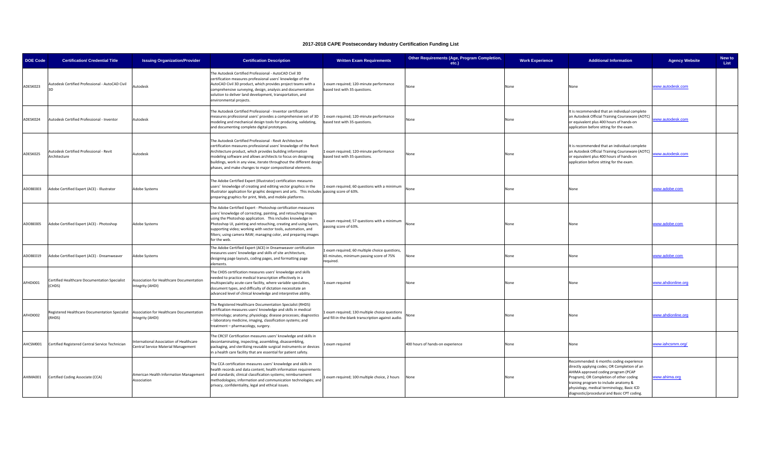# 2017-2018 CAPE Postsecondary Industry Certification Funding List

| DOE Code | Certification/ Credential Title | Issuing Organization/Provider | Certification Description | Written Exam Requirements | Other Requirements (Age, Program Completion, etc.) | Work Experience | Additional Information | Agency Website | New to List |
|---|---|---|---|---|---|---|---|---|---|
| ADESK023 | Autodesk Certified Professional - AutoCAD Civil 3D | Autodesk | The Autodesk Certified Professional - AutoCAD Civil 3D certification measures professional users' knowledge of the AutoCAD Civil 3D product, which provides project teams with a comprehensive surveying, design, analysis and documentation solution to deliver land development, transportation, and environmental projects. | 1 exam required; 120-minute performance based test with 35 questions. | None | None | None | www.autodesk.com | |
| ADESK024 | Autodesk Certified Professional - Inventor | Autodesk | The Autodesk Certified Professional - Inventor certification measures professional users' provides a comprehensive set of 3D modeling and mechanical design tools for producing, validating, and documenting complete digital prototypes. | 1 exam required; 120-minute performance based test with 35 questions. | None | None | It is recommended that an individual complete an Autodesk Official Training Courseware (AOTC) or equivalent plus 400 hours of hands-on application before sitting for the exam. | www.autodesk.com | |
| ADESK025 | Autodesk Certified Professional - Revit Architecture | Autodesk | The Autodesk Certified Professional - Revit Architecture certification measures professional users' knowledge of the Revit Architecture product, which provides building information modeling software and allows architects to focus on designing buildings, work in any view, iterate throughout the different design phases, and make changes to major compositional elements. | 1 exam required; 120-minute performance based test with 35 questions. | None | None | It is recommended that an individual complete an Autodesk Official Training Courseware (AOTC) or equivalent plus 400 hours of hands-on application before sitting for the exam. | www.autodesk.com | |
| ADOBE003 | Adobe Certified Expert (ACE) - Illustrator | Adobe Systems | The Adobe Certified Expert (Illustrator) certification measures users' knowledge of creating and editing vector graphics in the Illustrator application for graphic designers and arts. This includes preparing graphics for print, Web, and mobile platforms. | 1 exam required; 60 questions with a minimum passing score of 63%. | None | None | None | www.adobe.com | |
| ADOBE005 | Adobe Certified Expert (ACE) - Photoshop | Adobe Systems | The Adobe Certified Expert - Photoshop certification measures users' knowledge of correcting, painting, and retouching images using the Photoshop application. This includes knowledge in Photoshop UI, painting and retouching, creating and using layers, supporting video; working with vector tools, automation, and filters; using camera RAW; managing color, and preparing images for the web. | 1 exam required; 57 questions with a minimum passing score of 63%. | None | None | None | www.adobe.com | |
| ADOBE019 | Adobe Certified Expert (ACE) - Dreamweaver | Adobe Systems | The Adobe Certified Expert (ACE) in Dreamweaver certification measures users' knowledge and skills of site architecture, designing page layouts, coding pages, and formatting page elements. | 1 exam required; 60 multiple choice questions, 65 minutes, minimum passing score of 75% required. | None | None | None | www.adobe.com | |
| AFHDI001 | Certified Healthcare Documentation Specialist (CHDS) | Association for Healthcare Documentation Integrity (AHDI) | The CHDS certification measures users' knowledge and skills needed to practice medical transcription effectively in a multispecialty acute-care facility, where variable specialties, document types, and difficulty of dictation necessitate an advanced level of clinical knowledge and interpretive ability. | 1 exam required | None | None | None | www.ahdionline.org | |
| AFHDI002 | Registered Healthcare Documentation Specialist (RHDS) | Association for Healthcare Documentation Integrity (AHDI) | The Registered Healthcare Documentation Specialist (RHDS) certification measures users' knowledge and skills in medical terminology; anatomy; physiology; disease processes; diagnostics – laboratory medicine, imaging, classification systems; and treatment – pharmacology, surgery. | 1 exam required; 130 multiple choice questions and fill-in-the-blank transcription against audio. | None | None | None | www.ahdionline.org | |
| AHCSM001 | Certified Registered Central Service Technician | International Association of Healthcare Central Service Material Management | The CRCST Certification measures users' knowledge and skills in decontaminating, inspecting, assembling, disassembling, packaging, and sterilizing reusable surgical instruments or devices in a health care facility that are essential for patient safety. | 1 exam required | 400 hours of hands-on experience | None | None | www.iahcsmm.org/ | |
| AHIMA001 | Certified Coding Associate (CCA) | American Health Information Management Association | The CCA certification measures users' knowledge and skills in health records and data content; health information requirements and standards; clinical classification systems; reimbursement methodologies; information and communication technologies; and privacy, confidentiality, legal and ethical issues. | 1 exam required; 100 multiple choice, 2 hours | None | None | Recommended: 6 months coding experience directly applying codes; OR Completion of an AHIMA approved coding program (PCAP Program); OR Completion of other coding training program to include anatomy & physiology, medical terminology, Basic ICD diagnostic/procedural and Basic CPT coding. | www.ahima.org | |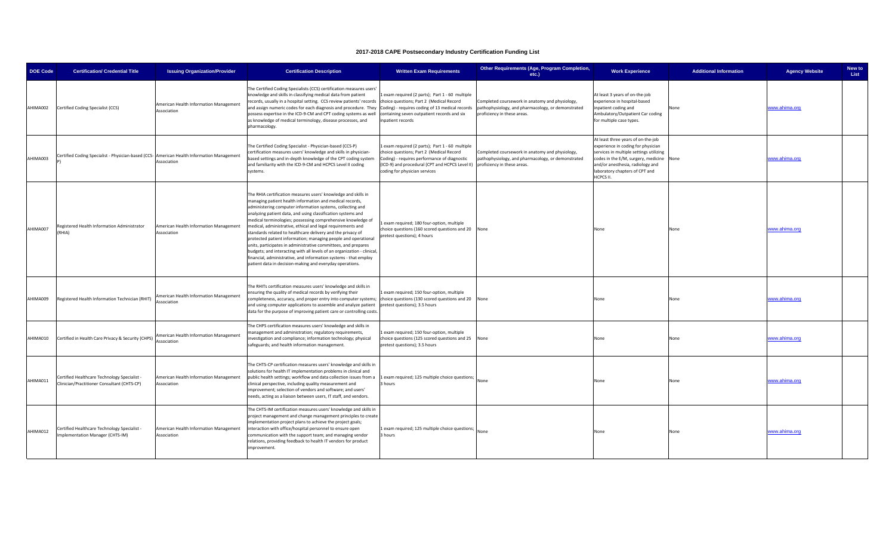# 2017-2018 CAPE Postsecondary Industry Certification Funding List

| DOE Code | Certification/ Credential Title | Issuing Organization/Provider | Certification Description | Written Exam Requirements | Other Requirements (Age, Program Completion, etc.) | Work Experience | Additional Information | Agency Website | New to List |
|---|---|---|---|---|---|---|---|---|---|
| AHIMA002 | Certified Coding Specialist (CCS) | American Health Information Management Association | The Certified Coding Specialists (CCS) certification measures users' knowledge and skills in classifying medical data from patient records, usually in a hospital setting. CCS review patients' records and assign numeric codes for each diagnosis and procedure. They possess expertise in the ICD-9-CM and CPT coding systems as well as knowledge of medical terminology, disease processes, and pharmacology. | 1 exam required (2 parts); Part 1 - 60 multiple choice questions; Part 2 (Medical Record Coding) - requires coding of 13 medical records containing seven outpatient records and six inpatient records | Completed coursework in anatomy and physiology, pathophysiology, and pharmacology, or demonstrated proficiency in these areas. | At least 3 years of on-the-job experience in hospital-based inpatient coding and Ambulatory/Outpatient Car coding for multiple case types. | None | www.ahima.org | |
| AHIMA003 | Certified Coding Specialist - Physician-based (CCS-P) | American Health Information Management Association | The Certified Coding Specialist - Physician-based (CCS-P) certification measures users' knowledge and skills in physician-based settings and in-depth knowledge of the CPT coding system and familiarity with the ICD-9-CM and HCPCS Level II coding systems. | 1 exam required (2 parts); Part 1 - 60 multiple choice questions; Part 2 (Medical Record Coding) - requires performance of diagnostic (ICD-9) and procedural (CPT and HCPCS Level II) coding for physician services | Completed coursework in anatomy and physiology, pathophysiology, and pharmacology, or demonstrated proficiency in these areas. | At least three years of on-the-job experience in coding for physician services in multiple settings utilizing codes in the E/M, surgery, medicine and/or anesthesia, radiology and laboratory chapters of CPT and HCPCS II. | None | www.ahima.org | |
| AHIMA007 | Registered Health Information Administrator (RHIA) | American Health Information Management Association | The RHIA certification measures users' knowledge and skills in managing patient health information and medical records, administering computer information systems, collecting and analyzing patient data, and using classification systems and medical terminologies; possessing comprehensive knowledge of medical, administrative, ethical and legal requirements and standards related to healthcare delivery and the privacy of protected patient information; managing people and operational units, participates in administrative committees, and prepares budgets; and interacting with all levels of an organization - clinical, financial, administrative, and information systems - that employ patient data in decision-making and everyday operations. | 1 exam required; 180 four-option, multiple choice questions (160 scored questions and 20 pretest questions); 4 hours | None | None | None | www.ahima.org | |
| AHIMA009 | Registered Health Information Technician (RHIT) | American Health Information Management Association | The RHITs certification measures users' knowledge and skills in ensuring the quality of medical records by verifying their completeness, accuracy, and proper entry into computer systems; and using computer applications to assemble and analyze patient data for the purpose of improving patient care or controlling costs. | 1 exam required; 150 four-option, multiple choice questions (130 scored questions and 20 pretest questions); 3.5 hours | None | None | None | www.ahima.org | |
| AHIMA010 | Certified in Health Care Privacy & Security (CHPS) | American Health Information Management Association | The CHPS certification measures users' knowledge and skills in management and administration; regulatory requirements, investigation and compliance; information technology; physical safeguards; and health information management. | 1 exam required; 150 four-option, multiple choice questions (125 scored questions and 25 pretest questions); 3.5 hours | None | None | None | www.ahima.org | |
| AHIMA011 | Certified Healthcare Technology Specialist - Clinician/Practitioner Consultant (CHTS-CP) | American Health Information Management Association | The CHTS-CP certification measures users' knowledge and skills in solutions for health IT implementation problems in clinical and public health settings; workflow and data collection issues from a clinical perspective, including quality measurement and improvement; selection of vendors and software; and users' needs, acting as a liaison between users, IT staff, and vendors. | 1 exam required; 125 multiple choice questions; 3 hours | None | None | None | www.ahima.org | |
| AHIMA012 | Certified Healthcare Technology Specialist - Implementation Manager (CHTS-IM) | American Health Information Management Association | The CHTS-IM certification measures users' knowledge and skills in project management and change management principles to create implementation project plans to achieve the project goals; interaction with office/hospital personnel to ensure open communication with the support team; and managing vendor relations, providing feedback to health IT vendors for product improvement. | 1 exam required; 125 multiple choice questions; 3 hours | None | None | None | www.ahima.org | |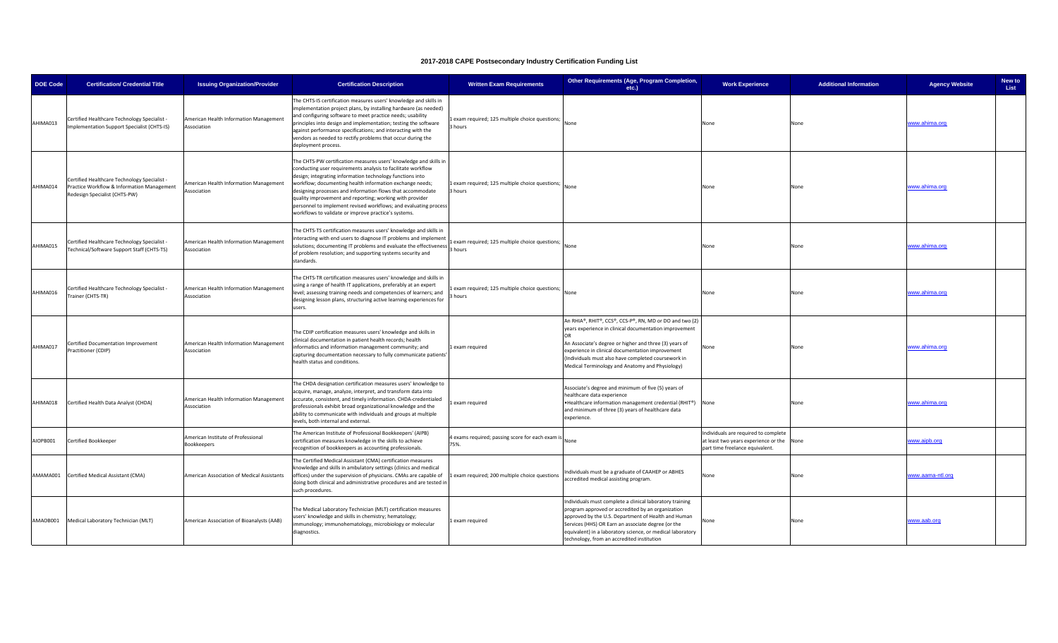# 2017-2018 CAPE Postsecondary Industry Certification Funding List

| DOE Code | Certification/ Credential Title | Issuing Organization/Provider | Certification Description | Written Exam Requirements | Other Requirements (Age, Program Completion, etc.) | Work Experience | Additional Information | Agency Website | New to List |
|---|---|---|---|---|---|---|---|---|---|
| AHIMA013 | Certified Healthcare Technology Specialist - Implementation Support Specialist (CHTS-IS) | American Health Information Management Association | The CHTS-IS certification measures users' knowledge and skills in implementation project plans, by installing hardware (as needed) and configuring software to meet practice needs; usability principles into design and implementation; testing the software against performance specifications; and interacting with the vendors as needed to rectify problems that occur during the deployment process. | 1 exam required; 125 multiple choice questions; 3 hours | None | None | None | www.ahima.org | |
| AHIMA014 | Certified Healthcare Technology Specialist - Practice Workflow & Information Management Redesign Specialist (CHTS-PW) | American Health Information Management Association | The CHTS-PW certification measures users' knowledge and skills in conducting user requirements analysis to facilitate workflow design; integrating information technology functions into workflow; documenting health information exchange needs; designing processes and information flows that accommodate quality improvement and reporting; working with provider personnel to implement revised workflows; and evaluating process workflows to validate or improve practice's systems. | 1 exam required; 125 multiple choice questions; 3 hours | None | None | None | www.ahima.org | |
| AHIMA015 | Certified Healthcare Technology Specialist - Technical/Software Support Staff (CHTS-TS) | American Health Information Management Association | The CHTS-TS certification measures users' knowledge and skills in interacting with end users to diagnose IT problems and implement solutions; documenting IT problems and evaluate the effectiveness of problem resolution; and supporting systems security and standards. | 1 exam required; 125 multiple choice questions; 3 hours | None | None | None | www.ahima.org | |
| AHIMA016 | Certified Healthcare Technology Specialist - Trainer (CHTS-TR) | American Health Information Management Association | The CHTS-TR certification measures users' knowledge and skills in using a range of health IT applications, preferably at an expert level; assessing training needs and competencies of learners; and designing lesson plans, structuring active learning experiences for users. | 1 exam required; 125 multiple choice questions; 3 hours | None | None | None | www.ahima.org | |
| AHIMA017 | Certified Documentation Improvement Practitioner (CDIP) | American Health Information Management Association | The CDIP certification measures users' knowledge and skills in clinical documentation in patient health records; health informatics and information management community; and capturing documentation necessary to fully communicate patients' health status and conditions. | 1 exam required | An RHIA®, RHIT®, CCS®, CCS-P®, RN, MD or DO and two (2) years experience in clinical documentation improvement OR An Associate's degree or higher and three (3) years of experience in clinical documentation improvement (Individuals must also have completed coursework in Medical Terminology and Anatomy and Physiology) | None | None | www.ahima.org | |
| AHIMA018 | Certified Health Data Analyst (CHDA) | American Health Information Management Association | The CHDA designation certification measures users' knowledge to acquire, manage, analyze, interpret, and transform data into accurate, consistent, and timely information. CHDA-credentialed professionals exhibit broad organizational knowledge and the ability to communicate with individuals and groups at multiple levels, both internal and external. | 1 exam required | Associate's degree and minimum of five (5) years of healthcare data experience •Healthcare information management credential (RHIT®) and minimum of three (3) years of healthcare data experience. | None | None | www.ahima.org | |
| AIOPB001 | Certified Bookkeeper | American Institute of Professional Bookkeepers | The American Institute of Professional Bookkeepers' (AIPB) certification measures knowledge in the skills to achieve recognition of bookkeepers as accounting professionals. | 4 exams required; passing score for each exam is 75%. | None | Individuals are required to complete at least two years experience or the part time freelance equivalent. | None | www.aipb.org | |
| AMAMA001 | Certified Medical Assistant (CMA) | American Association of Medical Assistants | The Certified Medical Assistant (CMA) certification measures knowledge and skills in ambulatory settings (clinics and medical offices) under the supervision of physicians. CMAs are capable of doing both clinical and administrative procedures and are tested in such procedures. | 1 exam required; 200 multiple choice questions | Individuals must be a graduate of CAAHEP or ABHES accredited medical assisting program. | None | None | www.aama-ntl.org | |
| AMAOB001 | Medical Laboratory Technician (MLT) | American Association of Bioanalysts (AAB) | The Medical Laboratory Technician (MLT) certification measures users' knowledge and skills in chemistry; hematology; immunology; immunohematology, microbiology or molecular diagnostics. | 1 exam required | Individuals must complete a clinical laboratory training program approved or accredited by an organization approved by the U.S. Department of Health and Human Services (HHS) OR Earn an associate degree (or the equivalent) in a laboratory science, or medical laboratory technology, from an accredited institution | None | None | www.aab.org | |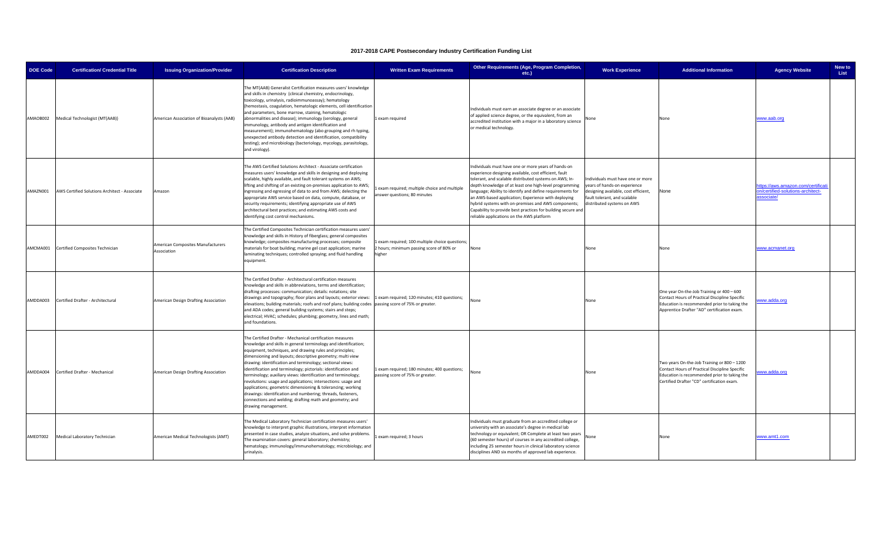# 2017-2018 CAPE Postsecondary Industry Certification Funding List

| DOE Code | Certification/ Credential Title | Issuing Organization/Provider | Certification Description | Written Exam Requirements | Other Requirements (Age, Program Completion, etc.) | Work Experience | Additional Information | Agency Website | New to List |
|---|---|---|---|---|---|---|---|---|---|
| AMAOB002 | Medical Technologist (MT(AAB)) | American Association of Bioanalysts (AAB) | The MT(AAB) Generalist Certification measures users' knowledge and skills in chemistry (clinical chemistry, endocrinology, toxicology, urinalysis, radioimmunoassay); hematology (hemostasis, coagulation, hematologic elements, cell identification and parameters, bone marrow, staining, hematologic abnormalities and disease); immunology (serology, general immunology, antibody and antigen identification and measurement); immunohematology (abo grouping and rh typing, unexpected antibody detection and identification, compatibility testing); and microbiology (bacteriology, mycology, parasitology, and virology). | 1 exam required | Individuals must earn an associate degree or an associate of applied science degree, or the equivalent, from an accredited institution with a major in a laboratory science or medical technology. | None | None | www.aab.org | |
| AMAZN001 | AWS Certified Solutions Architect - Associate | Amazon | The AWS Certified Solutions Architect - Associate certification measures users' knowledge and skills in designing and deploying scalable, highly available, and fault tolerant systems on AWS; lifting and shifting of an existing on-premises application to AWS; ingressing and egressing of data to and from AWS; delecting the appropriate AWS service based on data, compute, database, or security requirements; identifying appropriate use of AWS architectural best practices; and estimating AWS costs and identifying cost control mechanisms. | 1 exam required; multiple choice and multiple answer questions; 80 minutes | Individuals must have one or more years of hands-on experience designing available, cost efficient, fault tolerant, and scalable distributed systems on AWS; In-depth knowledge of at least one high-level programming language; Ability to identify and define requirements for an AWS-based application; Experience with deploying hybrid systems with on-premises and AWS components; Capability to provide best practices for building secure and reliable applications on the AWS platform | Individuals must have one or more years of hands-on experience designing available, cost efficient, fault tolerant, and scalable distributed systems on AWS | None | https://aws.amazon.com/certification/certified-solutions-architect-associate/ | |
| AMCMA001 | Certified Composites Technician | American Composites Manufacturers Association | The Certified Composites Technician certification measures users' knowledge and skills in History of fiberglass; general composites knowledge; composites manufacturing processes; composite materials for boat building; marine gel coat application; marine laminating techniques; controlled spraying; and fluid handling equipment. | 1 exam required; 100 multiple choice questions; 2 hours; minimum passing score of 80% or higher | None | None | None | www.acmanet.org | |
| AMDDA003 | Certified Drafter - Architectural | American Design Drafting Association | The Certified Drafter - Architectural certification measures knowledge and skills in abbreviations, terms and identification; drafting processes: communication; details: notations; site drawings and topography; floor plans and layouts; exterior views: elevations; building materials; roofs and roof plans; building codes and ADA codes; general building systems; stairs and steps; electrical; HVAC; schedules; plumbing; geometry, lines and math; and foundations. | 1 exam required; 120 minutes; 410 questions; passing score of 75% or greater. | None | None | One year On-the-Job Training or 400 – 600 Contact Hours of Practical Discipline Specific Education is recommended prior to taking the Apprentice Drafter "AD" certification exam. | www.adda.org | |
| AMDDA004 | Certified Drafter - Mechanical | American Design Drafting Association | The Certified Drafter - Mechanical certification measures knowledge and skills in general terminology and identification; equipment, techniques, and drawing rules and principles; dimensioning and layouts; descriptive geometry; multi view drawing: identification and terminology; sectional views: identification and terminology; pictorials: identification and terminology; auxiliary views: identification and terminology; revolutions: usage and applications; intersections: usage and applications; geometric dimensioning & tolerancing; working drawings: identification and numbering; threads, fasteners, connections and welding; drafting math and geometry; and drawing management. | 1 exam required; 180 minutes; 400 questions; passing score of 75% or greater. | None | None | Two years On-the-Job Training or 800 – 1200 Contact Hours of Practical Discipline Specific Education is recommended prior to taking the Certified Drafter "CD" certification exam. | www.adda.org | |
| AMEDT002 | Medical Laboratory Technician | American Medical Technologists (AMT) | The Medical Laboratory Technician certification measures users' knowledge to interpret graphic illustrations, interpret information presented in case studies, analyze situations, and solve problems. The examination covers: general laboratory; chemistry; hematology; immunology/immunohematology; microbiology; and urinalysis. | 1 exam required; 3 hours | Individuals must graduate from an accredited college or university with an associate's degree in medical lab technology or equivalent; OR Complete at least two years (60 semester hours) of courses in any accredited college, including 25 semester hours in clinical laboratory science disciplines AND six months of approved lab experience. | None | None | www.amt1.com | |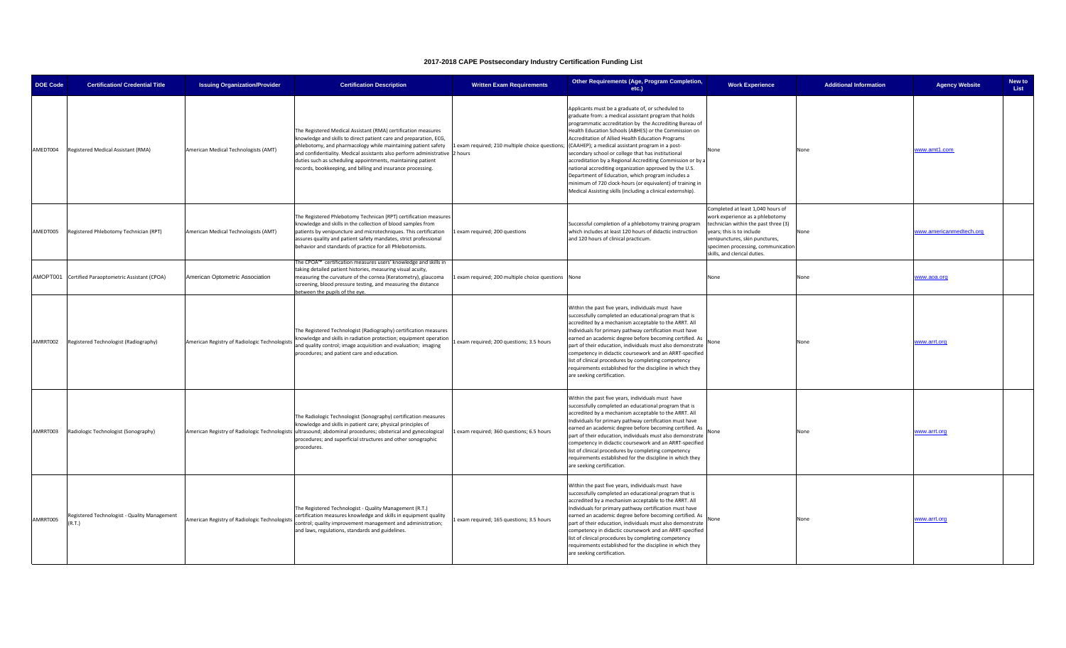## 2017-2018 CAPE Postsecondary Industry Certification Funding List

| DOE Code | Certification/ Credential Title | Issuing Organization/Provider | Certification Description | Written Exam Requirements | Other Requirements (Age, Program Completion, etc.) | Work Experience | Additional Information | Agency Website | New to List |
|---|---|---|---|---|---|---|---|---|---|
| AMEDT004 | Registered Medical Assistant (RMA) | American Medical Technologists (AMT) | The Registered Medical Assistant (RMA) certification measures knowledge and skills to direct patient care and preparation, ECG, phlebotomy, and pharmacology while maintaining patient safety and confidentiality. Medical assistants also perform administrative duties such as scheduling appointments, maintaining patient records, bookkeeping, and billing and insurance processing. | 1 exam required; 210 multiple choice questions; 2 hours | Applicants must be a graduate of, or scheduled to graduate from: a medical assistant program that holds programmatic accreditation by the Accrediting Bureau of Health Education Schools (ABHES) or the Commission on Accreditation of Allied Health Education Programs (CAAHEP); a medical assistant program in a post-secondary school or college that has institutional accreditation by a Regional Accrediting Commission or by a national accrediting organization approved by the U.S. Department of Education, which program includes a minimum of 720 clock-hours (or equivalent) of training in Medical Assisting skills (including a clinical externship). | None | None | www.amt1.com | |
| AMEDT005 | Registered Phlebotomy Technician (RPT) | American Medical Technologists (AMT) | The Registered Phlebotomy Technican (RPT) certification measures knowledge and skills in the collection of blood samples from patients by venipuncture and microtechniques. This certification assures quality and patient safety mandates, strict professional behavior and standards of practice for all Phlebotomists. | 1 exam required; 200 questions | Successful completion of a phlebotomy training program which includes at least 120 hours of didactic instruction and 120 hours of clinical practicum. | Completed at least 1,040 hours of work experience as a phlebotomy technician within the past three (3) years; this is to include venipunctures, skin punctures, specimen processing, communication skills, and clerical duties. | None | www.americanmedtech.org | |
| AMOPT001 | Certified Paraoptometric Assistant (CPOA) | American Optometric Association | The CPOA™ certification measures users' knowledge and skills in taking detailed patient histories, measuring visual acuity, measuring the curvature of the cornea (Keratometry), glaucoma screening, blood pressure testing, and measuring the distance between the pupils of the eye. | 1 exam required; 200 multiple choice questions | None | None | None | www.aoa.org | |
| AMRRT002 | Registered Technologist (Radiography) | American Registry of Radiologic Technologists | The Registered Technologist (Radiography) certification measures knowledge and skills in radiation protection; equipment operation and quality control; image acquisition and evaluation; imaging procedures; and patient care and education. | 1 exam required; 200 questions; 3.5 hours | Within the past five years, individuals must have successfully completed an educational program that is accredited by a mechanism acceptable to the ARRT. All Individuals for primary pathway certification must have earned an academic degree before becoming certified. As part of their education, individuals must also demonstrate competency in didactic coursework and an ARRT-specified list of clinical procedures by completing competency requirements established for the discipline in which they are seeking certification. | None | None | www.arrt.org | |
| AMRRT003 | Radiologic Technologist (Sonography) | American Registry of Radiologic Technologists | The Radiologic Technologist (Sonography) certification measures knowledge and skills in patient care; physical principles of ultrasound; abdominal procedures; obsterical and gynecological procedures; and superficial structures and other sonographic procedures. | 1 exam required; 360 questions; 6.5 hours | Within the past five years, individuals must have successfully completed an educational program that is accredited by a mechanism acceptable to the ARRT. All Individuals for primary pathway certification must have earned an academic degree before becoming certified. As part of their education, individuals must also demonstrate competency in didactic coursework and an ARRT-specified list of clinical procedures by completing competency requirements established for the discipline in which they are seeking certification. | None | None | www.arrt.org | |
| AMRRT005 | Registered Technologist - Quality Management (R.T.) | American Registry of Radiologic Technologists | The Registered Technologist - Quality Management (R.T.) certification measures knowledge and skills in equipment quality control; quality improvement management and administration; and laws, regulations, standards and guidelines. | 1 exam required; 165 questions; 3.5 hours | Within the past five years, individuals must have successfully completed an educational program that is accredited by a mechanism acceptable to the ARRT. All Individuals for primary pathway certification must have earned an academic degree before becoming certified. As part of their education, individuals must also demonstrate competency in didactic coursework and an ARRT-specified list of clinical procedures by completing competency requirements established for the discipline in which they are seeking certification. | None | None | www.arrt.org | |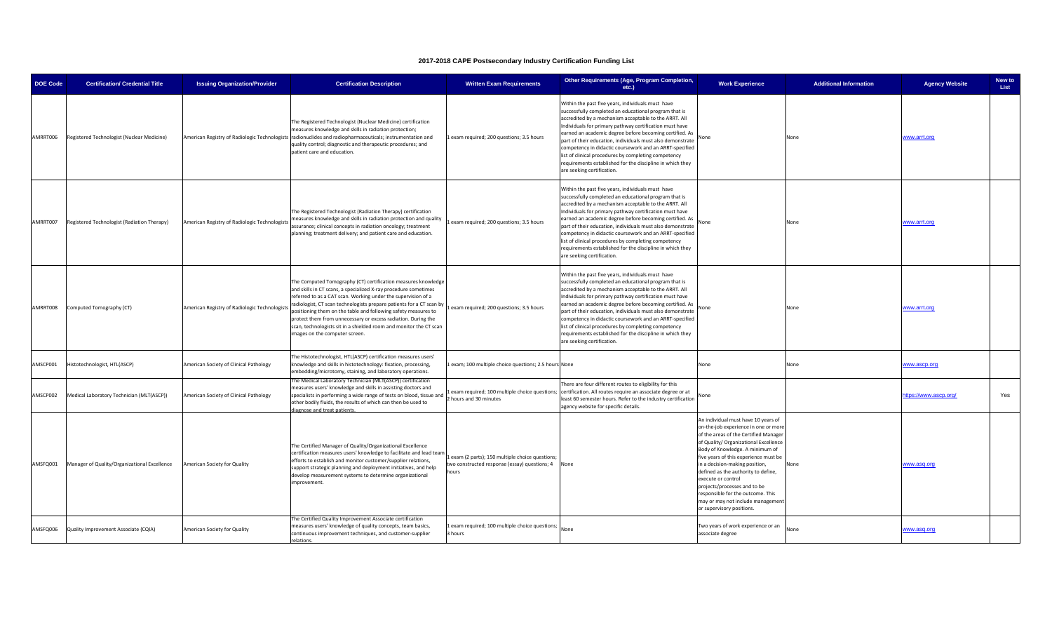# 2017-2018 CAPE Postsecondary Industry Certification Funding List

| DOE Code | Certification/ Credential Title | Issuing Organization/Provider | Certification Description | Written Exam Requirements | Other Requirements (Age, Program Completion, etc.) | Work Experience | Additional Information | Agency Website | New to List |
|---|---|---|---|---|---|---|---|---|---|
| AMRRT006 | Registered Technologist (Nuclear Medicine) | American Registry of Radiologic Technologists | The Registered Technologist (Nuclear Medicine) certification measures knowledge and skills in radiation protection; radionuclides and radiopharmaceuticals; instrumentation and quality control; diagnostic and therapeutic procedures; and patient care and education. | 1 exam required; 200 questions; 3.5 hours | Within the past five years, individuals must have successfully completed an educational program that is accredited by a mechanism acceptable to the ARRT. All Individuals for primary pathway certification must have earned an academic degree before becoming certified. As part of their education, individuals must also demonstrate competency in didactic coursework and an ARRT-specified list of clinical procedures by completing competency requirements established for the discipline in which they are seeking certification. | None | None | www.arrt.org | |
| AMRRT007 | Registered Technologist (Radiation Therapy) | American Registry of Radiologic Technologists | The Registered Technologist (Radiation Therapy) certification measures knowledge and skills in radiation protection and quality assurance; clinical concepts in radiation oncology; treatment planning; treatment delivery; and patient care and education. | 1 exam required; 200 questions; 3.5 hours | Within the past five years, individuals must have successfully completed an educational program that is accredited by a mechanism acceptable to the ARRT. All Individuals for primary pathway certification must have earned an academic degree before becoming certified. As part of their education, individuals must also demonstrate competency in didactic coursework and an ARRT-specified list of clinical procedures by completing competency requirements established for the discipline in which they are seeking certification. | None | None | www.arrt.org | |
| AMRRT008 | Computed Tomography (CT) | American Registry of Radiologic Technologists | The Computed Tomography (CT) certification measures knowledge and skills in CT scans, a specialized X-ray procedure sometimes referred to as a CAT scan. Working under the supervision of a radiologist, CT scan technologists prepare patients for a CT scan by positioning them on the table and following safety measures to protect them from unnecessary or excess radiation. During the scan, technologists sit in a shielded room and monitor the CT scan images on the computer screen. | 1 exam required; 200 questions; 3.5 hours | Within the past five years, individuals must have successfully completed an educational program that is accredited by a mechanism acceptable to the ARRT. All Individuals for primary pathway certification must have earned an academic degree before becoming certified. As part of their education, individuals must also demonstrate competency in didactic coursework and an ARRT-specified list of clinical procedures by completing competency requirements established for the discipline in which they are seeking certification. | None | None | www.arrt.org | |
| AMSCP001 | Histotechnologist, HTL(ASCP) | American Society of Clinical Pathology | The Histotechnologist, HTL(ASCP) certification measures users' knowledge and skills in histotechnology: fixation, processing, embedding/microtomy, staining, and laboratory operations. | 1 exam; 100 multiple choice questions; 2.5 hours | None | None | None | www.ascp.org | |
| AMSCP002 | Medical Laboratory Technician (MLT(ASCP)) | American Society of Clinical Pathology | The Medical Laboratory Technician (MLT(ASCP)) certification measures users' knowledge and skills in assisting doctors and specialists in performing a wide range of tests on blood, tissue and other bodily fluids, the results of which can then be used to diagnose and treat patients. | 1 exam required; 100 multiple choice questions; 2 hours and 30 minutes | There are four different routes to eligibility for this certification. All routes require an associate degree or at least 60 semester hours. Refer to the industry certification agency website for specific details. | None | | https://www.ascp.org/ | Yes |
| AMSFQ001 | Manager of Quality/Organizational Excellence | American Society for Quality | The Certified Manager of Quality/Organizational Excellence certification measures users' knowledge to facilitate and lead team efforts to establish and monitor customer/supplier relations, support strategic planning and deployment initiatives, and help develop measurement systems to determine organizational improvement. | 1 exam (2 parts); 150 multiple choice questions; two constructed response (essay) questions; 4 hours | None | An individual must have 10 years of on-the-job experience in one or more of the areas of the Certified Manager of Quality/ Organizational Excellence Body of Knowledge. A minimum of five years of this experience must be in a decision-making position, defined as the authority to define, execute or control projects/processes and to be responsible for the outcome. This may or may not include management or supervisory positions. | None | www.asq.org | |
| AMSFQ006 | Quality Improvement Associate (CQIA) | American Society for Quality | The Certified Quality Improvement Associate certification measures users' knowledge of quality concepts, team basics, continuous improvement techniques, and customer-supplier relations. | 1 exam required; 100 multiple choice questions; 3 hours | None | Two years of work experience or an associate degree | None | www.asq.org | |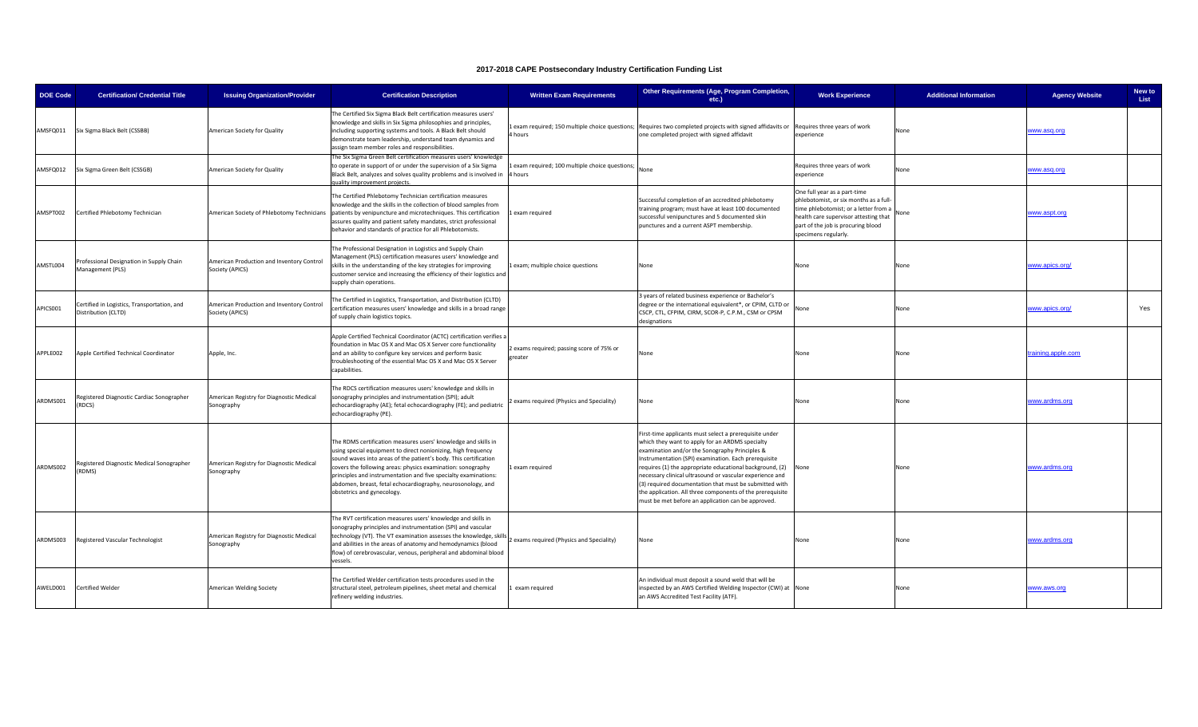## 2017-2018 CAPE Postsecondary Industry Certification Funding List

| DOE Code | Certification/ Credential Title | Issuing Organization/Provider | Certification Description | Written Exam Requirements | Other Requirements (Age, Program Completion, etc.) | Work Experience | Additional Information | Agency Website | New to List |
|---|---|---|---|---|---|---|---|---|---|
| AMSFQ011 | Six Sigma Black Belt (CSSBB) | American Society for Quality | The Certified Six Sigma Black Belt certification measures users' knowledge and skills in Six Sigma philosophies and principles, including supporting systems and tools. A Black Belt should demonstrate team leadership, understand team dynamics and assign team member roles and responsibilities. | 1 exam required; 150 multiple choice questions; 4 hours | Requires two completed projects with signed affidavits or one completed project with signed affidavit | Requires three years of work experience | None | www.asq.org | |
| AMSFQ012 | Six Sigma Green Belt (CSSGB) | American Society for Quality | The Six Sigma Green Belt certification measures users' knowledge to operate in support of or under the supervision of a Six Sigma Black Belt, analyzes and solves quality problems and is involved in quality improvement projects. | 1 exam required; 100 multiple choice questions; 4 hours | None | Requires three years of work experience | None | www.asq.org | |
| AMSPT002 | Certified Phlebotomy Technician | American Society of Phlebotomy Technicians | The Certified Phlebotomy Technician certification measures knowledge and the skills in the collection of blood samples from patients by venipuncture and microtechniques. This certification assures quality and patient safety mandates, strict professional behavior and standards of practice for all Phlebotomists. | 1 exam required | Successful completion of an accredited phlebotomy training program; must have at least 100 documented successful venipunctures and 5 documented skin punctures and a current ASPT membership. | One full year as a part-time phlebotomist, or six months as a full-time phlebotomist; or a letter from a health care supervisor attesting that part of the job is procuring blood specimens regularly. | None | www.aspt.org | |
| AMSTL004 | Professional Designation in Supply Chain Management (PLS) | American Production and Inventory Control Society (APICS) | The Professional Designation in Logistics and Supply Chain Management (PLS) certification measures users' knowledge and skills in the understanding of the key strategies for improving customer service and increasing the efficiency of their logistics and supply chain operations. | 1 exam; multiple choice questions | None | None | None | www.apics.org/ | |
| APICS001 | Certified in Logistics, Transportation, and Distribution (CLTD) | American Production and Inventory Control Society (APICS) | The Certified in Logistics, Transportation, and Distribution (CLTD) certification measures users' knowledge and skills in a broad range of supply chain logistics topics. | | 3 years of related business experience or Bachelor's degree or the international equivalent*, or CPIM, CLTD or CSCP, CTL, CFPIM, CIRM, SCOR-P, C.P.M., CSM or CPSM designations | None | None | www.apics.org/ | Yes |
| APPLE002 | Apple Certified Technical Coordinator | Apple, Inc. | Apple Certified Technical Coordinator (ACTC) certification verifies a foundation in Mac OS X and Mac OS X Server core functionality and an ability to configure key services and perform basic troubleshooting of the essential Mac OS X and Mac OS X Server capabilities. | 2 exams required; passing score of 75% or greater | None | None | None | training.apple.com | |
| ARDMS001 | Registered Diagnostic Cardiac Sonographer (RDCS) | American Registry for Diagnostic Medical Sonography | The RDCS certification measures users' knowledge and skills in sonography principles and instrumentation (SPI); adult echocardiography (AE); fetal echocardiography (FE); and pediatric echocardiography (PE). | 2 exams required (Physics and Speciality) | None | None | None | www.ardms.org | |
| ARDMS002 | Registered Diagnostic Medical Sonographer (RDMS) | American Registry for Diagnostic Medical Sonography | The RDMS certification measures users' knowledge and skills in using special equipment to direct nonionizing, high frequency sound waves into areas of the patient's body. This certification covers the following areas: physics examination: sonography principles and instrumentation and five specialty examinations: abdomen, breast, fetal echocardiography, neurosonology, and obstetrics and gynecology. | 1 exam required | First-time applicants must select a prerequisite under which they want to apply for an ARDMS specialty examination and/or the Sonography Principles & Instrumentation (SPI) examination. Each prerequisite requires (1) the appropriate educational background, (2) necessary clinical ultrasound or vascular experience and (3) required documentation that must be submitted with the application. All three components of the prerequisite must be met before an application can be approved. | None | None | www.ardms.org | |
| ARDMS003 | Registered Vascular Technologist | American Registry for Diagnostic Medical Sonography | The RVT certification measures users' knowledge and skills in sonography principles and instrumentation (SPI) and vascular technology (VT). The VT examination assesses the knowledge, skills and abilities in the areas of anatomy and hemodynamics (blood flow) of cerebrovascular, venous, peripheral and abdominal blood vessels. | 2 exams required (Physics and Speciality) | None | None | None | www.ardms.org | |
| AWELD001 | Certified Welder | American Welding Society | The Certified Welder certification tests procedures used in the structural steel, petroleum pipelines, sheet metal and chemical refinery welding industries. | 1 exam required | An individual must deposit a sound weld that will be inspected by an AWS Certified Welding Inspector (CWI) at an AWS Accredited Test Facility (ATF). | None | None | www.aws.org | |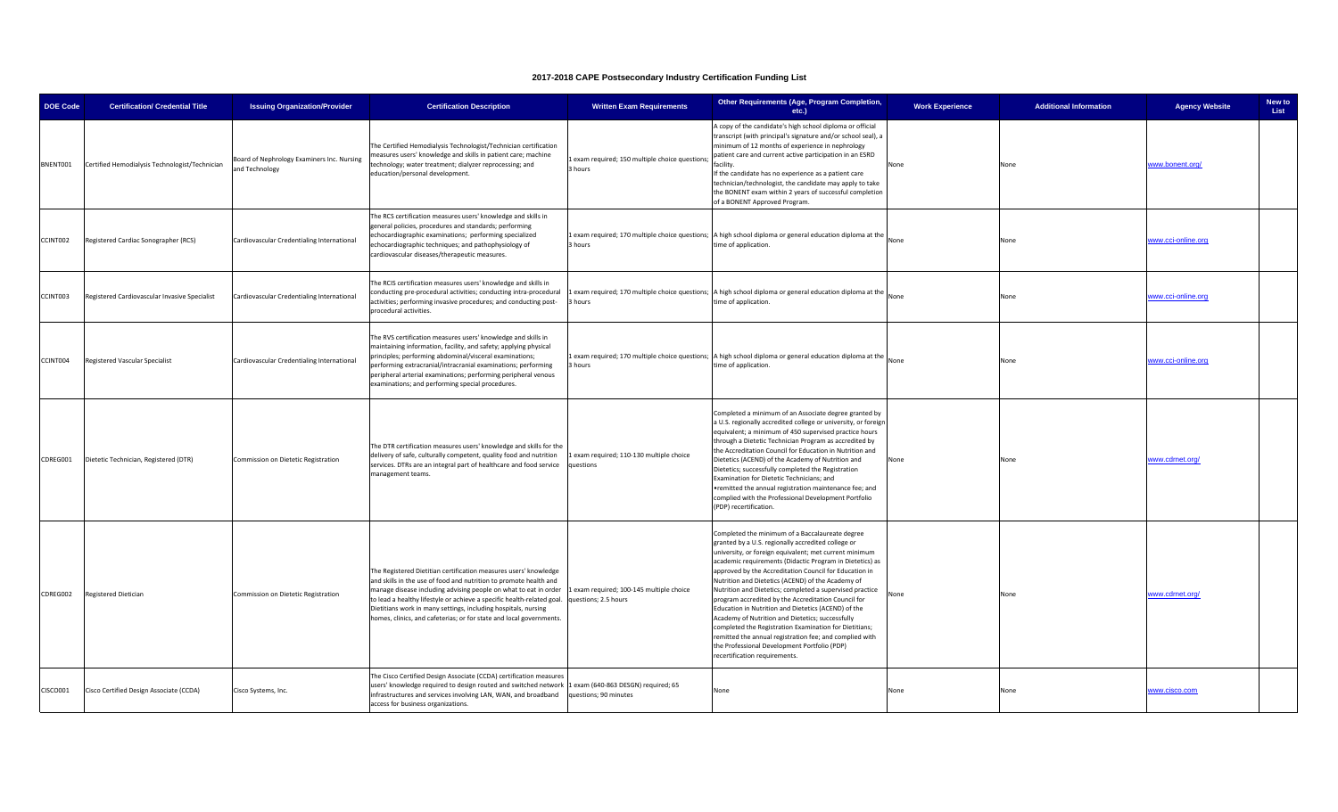# 2017-2018 CAPE Postsecondary Industry Certification Funding List

| DOE Code | Certification/ Credential Title | Issuing Organization/Provider | Certification Description | Written Exam Requirements | Other Requirements (Age, Program Completion, etc.) | Work Experience | Additional Information | Agency Website | New to List |
|---|---|---|---|---|---|---|---|---|---|
| BNENT001 | Certified Hemodialysis Technologist/Technician | Board of Nephrology Examiners Inc. Nursing and Technology | The Certified Hemodialysis Technologist/Technician certification measures users' knowledge and skills in patient care; machine technology; water treatment; dialyzer reprocessing; and education/personal development. | 1 exam required; 150 multiple choice questions; 3 hours | A copy of the candidate's high school diploma or official transcript (with principal's signature and/or school seal), a minimum of 12 months of experience in nephrology patient care and current active participation in an ESRD facility. If the candidate has no experience as a patient care technician/technologist, the candidate may apply to take the BONENT exam within 2 years of successful completion of a BONENT Approved Program. | None | None | www.bonent.org/ | |
| CCINT002 | Registered Cardiac Sonographer (RCS) | Cardiovascular Credentialing International | The RCS certification measures users' knowledge and skills in general policies, procedures and standards; performing echocardiographic examinations; performing specialized echocardiographic techniques; and pathophysiology of cardiovascular diseases/therapeutic measures. | 1 exam required; 170 multiple choice questions; 3 hours | A high school diploma or general education diploma at the time of application. | None | None | www.cci-online.org | |
| CCINT003 | Registered Cardiovascular Invasive Specialist | Cardiovascular Credentialing International | The RCIS certification measures users' knowledge and skills in conducting pre-procedural activities; conducting intra-procedural activities; performing invasive procedures; and conducting post-procedural activities. | 1 exam required; 170 multiple choice questions; 3 hours | A high school diploma or general education diploma at the time of application. | None | None | www.cci-online.org | |
| CCINT004 | Registered Vascular Specialist | Cardiovascular Credentialing International | The RVS certification measures users' knowledge and skills in maintaining information, facility, and safety; applying physical principles; performing abdominal/visceral examinations; performing extracranial/intracranial examinations; performing peripheral arterial examinations; performing peripheral venous examinations; and performing special procedures. | 1 exam required; 170 multiple choice questions; 3 hours | A high school diploma or general education diploma at the time of application. | None | None | www.cci-online.org | |
| CDREG001 | Dietetic Technician, Registered (DTR) | Commission on Dietetic Registration | The DTR certification measures users' knowledge and skills for the delivery of safe, culturally competent, quality food and nutrition services. DTRs are an integral part of healthcare and food service management teams. | 1 exam required; 110-130 multiple choice questions | Completed a minimum of an Associate degree granted by a U.S. regionally accredited college or university, or foreign equivalent; a minimum of 450 supervised practice hours through a Dietetic Technician Program as accredited by the Accreditation Council for Education in Nutrition and Dietetics (ACEND) of the Academy of Nutrition and Dietetics; successfully completed the Registration Examination for Dietetic Technicians; and •remitted the annual registration maintenance fee; and complied with the Professional Development Portfolio (PDP) recertification. | None | None | www.cdrnet.org/ | |
| CDREG002 | Registered Dietician | Commission on Dietetic Registration | The Registered Dietitian certification measures users' knowledge and skills in the use of food and nutrition to promote health and manage disease including advising people on what to eat in order to lead a healthy lifestyle or achieve a specific health-related goal. Dietitians work in many settings, including hospitals, nursing homes, clinics, and cafeterias; or for state and local governments. | 1 exam required; 100-145 multiple choice questions; 2.5 hours | Completed the minimum of a Baccalaureate degree granted by a U.S. regionally accredited college or university, or foreign equivalent; met current minimum academic requirements (Didactic Program in Dietetics) as approved by the Accreditation Council for Education in Nutrition and Dietetics (ACEND) of the Academy of Nutrition and Dietetics; completed a supervised practice program accredited by the Accreditation Council for Education in Nutrition and Dietetics (ACEND) of the Academy of Nutrition and Dietetics; successfully completed the Registration Examination for Dietitians; remitted the annual registration fee; and complied with the Professional Development Portfolio (PDP) recertification requirements. | None | None | www.cdrnet.org/ | |
| CISCO001 | Cisco Certified Design Associate (CCDA) | Cisco Systems, Inc. | The Cisco Certified Design Associate (CCDA) certification measures users' knowledge required to design routed and switched network infrastructures and services involving LAN, WAN, and broadband access for business organizations. | 1 exam (640-863 DESGN) required; 65 questions; 90 minutes | None | None | None | www.cisco.com | |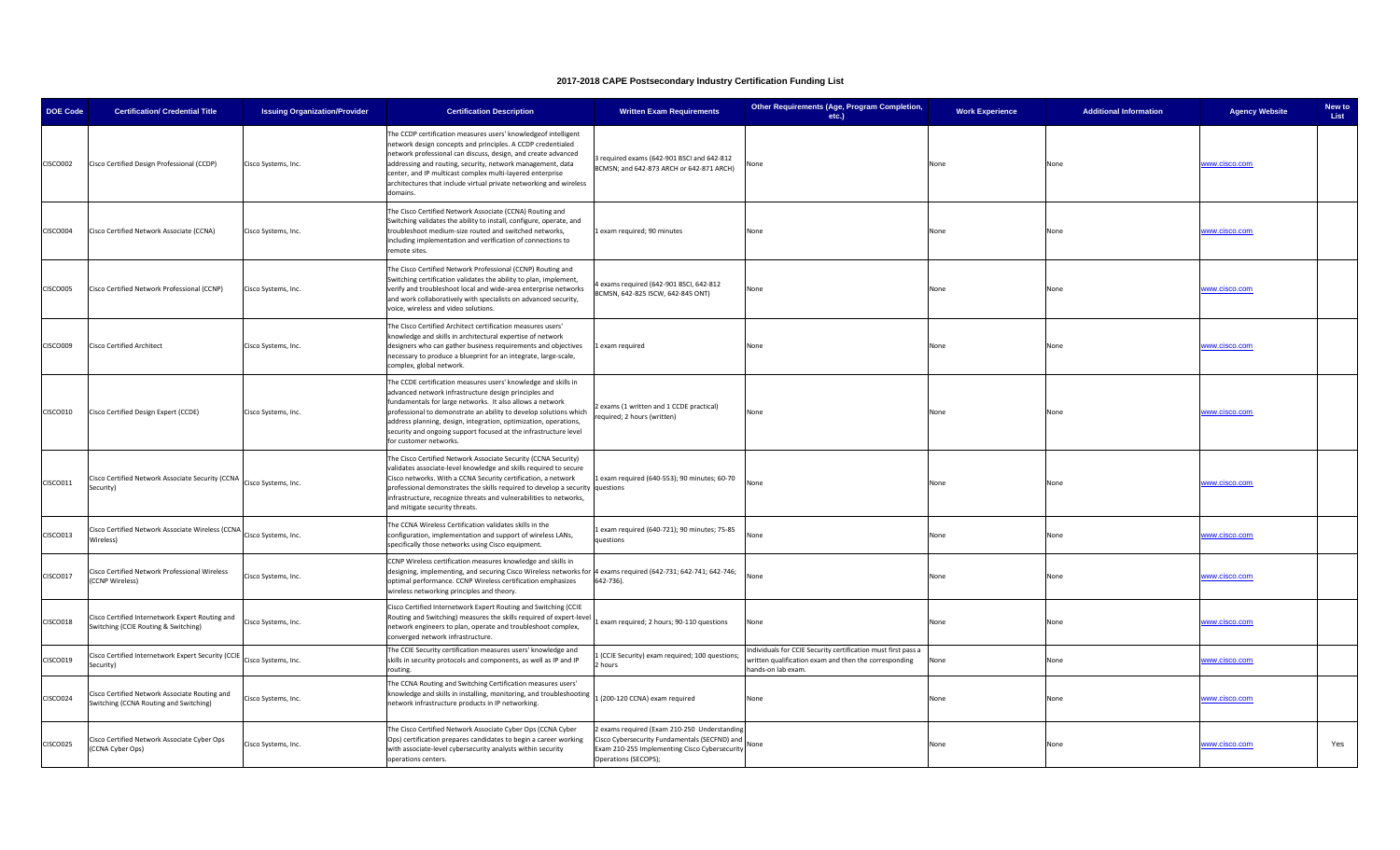# 2017-2018 CAPE Postsecondary Industry Certification Funding List

| DOE Code | Certification/ Credential Title | Issuing Organization/Provider | Certification Description | Written Exam Requirements | Other Requirements (Age, Program Completion, etc.) | Work Experience | Additional Information | Agency Website | New to List |
|---|---|---|---|---|---|---|---|---|---|
| CISCO002 | Cisco Certified Design Professional (CCDP) | Cisco Systems, Inc. | The CCDP certification measures users' knowledgeof intelligent network design concepts and principles. A CCDP credentialed network professional can discuss, design, and create advanced addressing and routing, security, network management, data center, and IP multicast complex multi-layered enterprise architectures that include virtual private networking and wireless domains. | 3 required exams (642-901 BSCI and 642-812 BCMSN; and 642-873 ARCH or 642-871 ARCH) | None | None | None | www.cisco.com | |
| CISCO004 | Cisco Certified Network Associate (CCNA) | Cisco Systems, Inc. | The Cisco Certified Network Associate (CCNA) Routing and Switching validates the ability to install, configure, operate, and troubleshoot medium-size routed and switched networks, including implementation and verification of connections to remote sites. | 1 exam required; 90 minutes | None | None | None | www.cisco.com | |
| CISCO005 | Cisco Certified Network Professional (CCNP) | Cisco Systems, Inc. | The Cisco Certified Network Professional (CCNP) Routing and Switching certification validates the ability to plan, implement, verify and troubleshoot local and wide-area enterprise networks and work collaboratively with specialists on advanced security, voice, wireless and video solutions. | 4 exams required (642-901 BSCI, 642-812 BCMSN, 642-825 ISCW, 642-845 ONT) | None | None | None | www.cisco.com | |
| CISCO009 | Cisco Certified Architect | Cisco Systems, Inc. | The Cisco Certified Architect certification measures users' knowledge and skills in architectural expertise of network designers who can gather business requirements and objectives necessary to produce a blueprint for an integrate, large-scale, complex, global network. | 1 exam required | None | None | None | www.cisco.com | |
| CISCO010 | Cisco Certified Design Expert (CCDE) | Cisco Systems, Inc. | The CCDE certification measures users' knowledge and skills in advanced network infrastructure design principles and fundamentals for large networks. It also allows a network professional to demonstrate an ability to develop solutions which address planning, design, integration, optimization, operations, security and ongoing support focused at the infrastructure level for customer networks. | 2 exams (1 written and 1 CCDE practical) required; 2 hours (written) | None | None | None | www.cisco.com | |
| CISCO011 | Cisco Certified Network Associate Security (CCNA Security) | Cisco Systems, Inc. | The Cisco Certified Network Associate Security (CCNA Security) validates associate-level knowledge and skills required to secure Cisco networks. With a CCNA Security certification, a network professional demonstrates the skills required to develop a security infrastructure, recognize threats and vulnerabilities to networks, and mitigate security threats. | 1 exam required (640-553); 90 minutes; 60-70 questions | None | None | None | www.cisco.com | |
| CISCO013 | Cisco Certified Network Associate Wireless (CCNA Wireless) | Cisco Systems, Inc. | The CCNA Wireless Certification validates skills in the configuration, implementation and support of wireless LANs, specifically those networks using Cisco equipment. | 1 exam required (640-721); 90 minutes; 75-85 questions | None | None | None | www.cisco.com | |
| CISCO017 | Cisco Certified Network Professional Wireless (CCNP Wireless) | Cisco Systems, Inc. | CCNP Wireless certification measures knowledge and skills in designing, implementing, and securing Cisco Wireless networks for optimal performance. CCNP Wireless certification emphasizes wireless networking principles and theory. | 4 exams required (642-731; 642-741; 642-746; 642-736). | None | None | None | www.cisco.com | |
| CISCO018 | Cisco Certified Internetwork Expert Routing and Switching (CCIE Routing & Switching) | Cisco Systems, Inc. | Cisco Certified Internetwork Expert Routing and Switching (CCIE Routing and Switching) measures the skills required of expert-level network engineers to plan, operate and troubleshoot complex, converged network infrastructure. | 1 exam required; 2 hours; 90-110 questions | None | None | None | www.cisco.com | |
| CISCO019 | Cisco Certified Internetwork Expert Security (CCIE Security) | Cisco Systems, Inc. | The CCIE Security certification measures users' knowledge and skills in security protocols and components, as well as IP and IP routing. | 1 (CCIE Security) exam required; 100 questions; 2 hours | Individuals for CCIE Security certification must first pass a written qualification exam and then the corresponding hands-on lab exam. | None | None | www.cisco.com | |
| CISCO024 | Cisco Certified Network Associate Routing and Switching (CCNA Routing and Switching) | Cisco Systems, Inc. | The CCNA Routing and Switching Certification measures users' knowledge and skills in installing, monitoring, and troubleshooting network infrastructure products in IP networking. | 1 (200-120 CCNA) exam required | None | None | None | www.cisco.com | |
| CISCO025 | Cisco Certified Network Associate Cyber Ops (CCNA Cyber Ops) | Cisco Systems, Inc. | The Cisco Certified Network Associate Cyber Ops (CCNA Cyber Ops) certification prepares candidates to begin a career working with associate-level cybersecurity analysts within security operations centers. | 2 exams required (Exam 210-250 Understanding Cisco Cybersecurity Fundamentals (SECFND) and Exam 210-255 Implementing Cisco Cybersecurity Operations (SECOPS); | None | None | None | www.cisco.com | Yes |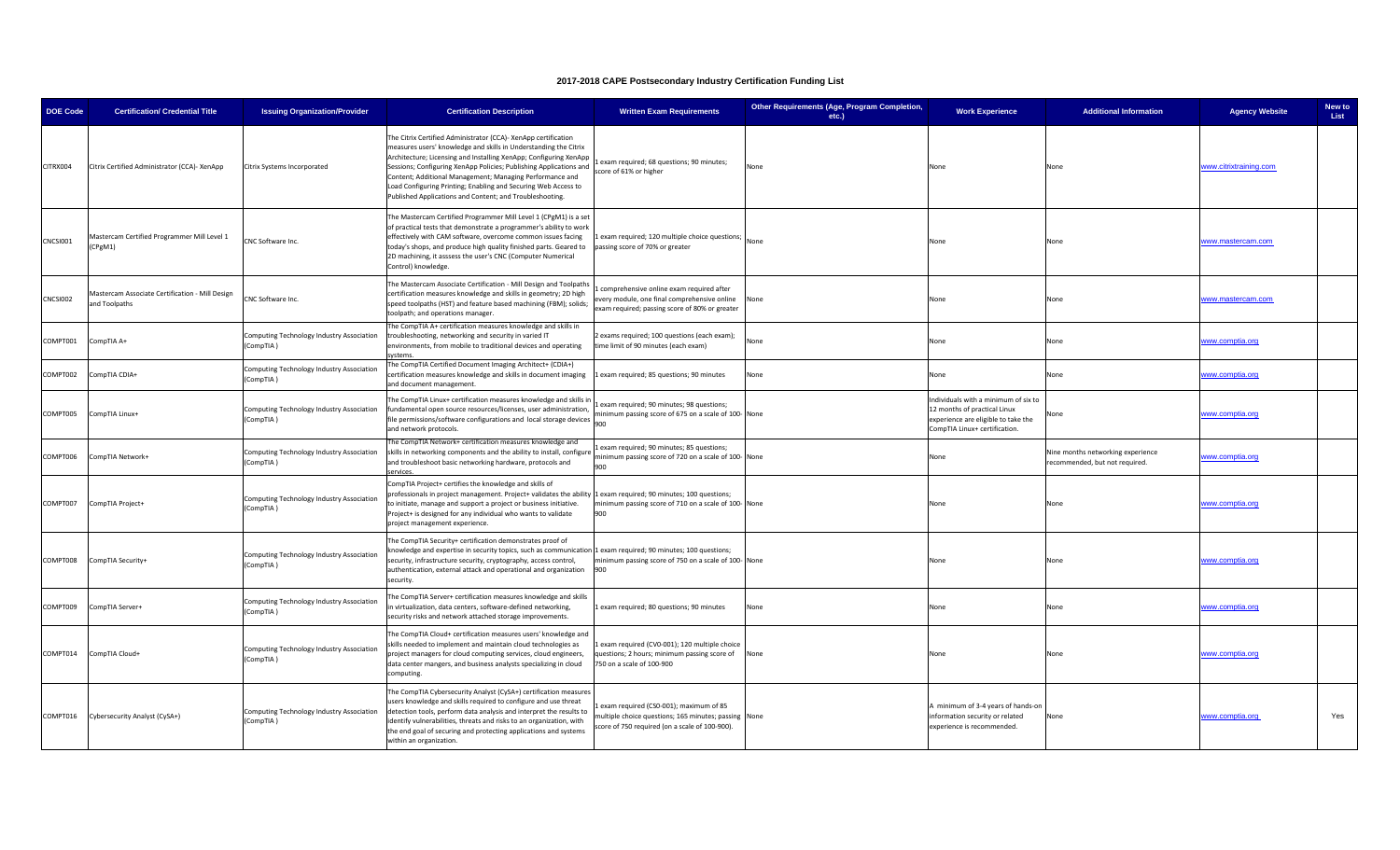## 2017-2018 CAPE Postsecondary Industry Certification Funding List

| DOE Code | Certification/ Credential Title | Issuing Organization/Provider | Certification Description | Written Exam Requirements | Other Requirements (Age, Program Completion, etc.) | Work Experience | Additional Information | Agency Website | New to List |
|---|---|---|---|---|---|---|---|---|---|
| CITRX004 | Citrix Certified Administrator (CCA)- XenApp | Citrix Systems Incorporated | The Citrix Certified Administrator (CCA)- XenApp certification measures users' knowledge and skills in Understanding the Citrix Architecture; Licensing and Installing XenApp; Configuring XenApp Sessions; Configuring XenApp Policies; Publishing Applications and Content; Additional Management; Managing Performance and Load Configuring Printing; Enabling and Securing Web Access to Published Applications and Content; and Troubleshooting. | 1 exam required; 68 questions; 90 minutes; score of 61% or higher | None | None | None | www.citrixtraining.com | |
| CNCSI001 | Mastercam Certified Programmer Mill Level 1 (CPgM1) | CNC Software Inc. | The Mastercam Certified Programmer Mill Level 1 (CPgM1) is a set of practical tests that demonstrate a programmer's ability to work effectively with CAM software, overcome common issues facing today's shops, and produce high quality finished parts. Geared to 2D machining, it assesss the user's CNC (Computer Numerical Control) knowledge. | 1 exam required; 120 multiple choice questions; passing score of 70% or greater | None | None | None | www.mastercam.com | |
| CNCSI002 | Mastercam Associate Certification - Mill Design and Toolpaths | CNC Software Inc. | The Mastercam Associate Certification - Mill Design and Toolpaths certification measures knowledge and skills in geometry; 2D high speed toolpaths (HST) and feature based machining (FBM); solids; toolpath; and operations manager. | 1 comprehensive online exam required after every module, one final comprehensive online exam required; passing score of 80% or greater | None | None | None | www.mastercam.com | |
| COMPT001 | CompTIA A+ | Computing Technology Industry Association (CompTIA ) | The CompTIA A+ certification measures knowledge and skills in troubleshooting, networking and security in varied IT environments, from mobile to traditional devices and operating systems. | 2 exams required; 100 questions (each exam); time limit of 90 minutes (each exam) | None | None | None | www.comptia.org | |
| COMPT002 | CompTIA CDIA+ | Computing Technology Industry Association (CompTIA ) | The CompTIA Certified Document Imaging Architect+ (CDIA+) certification measures knowledge and skills in document imaging and document management. | 1 exam required; 85 questions; 90 minutes | None | None | None | www.comptia.org | |
| COMPT005 | CompTIA Linux+ | Computing Technology Industry Association (CompTIA ) | The CompTIA Linux+ certification measures knowledge and skills in fundamental open source resources/licenses, user administration, file permissions/software configurations and local storage devices and network protocols. | 1 exam required; 90 minutes; 98 questions; minimum passing score of 675 on a scale of 100-900 | None | Individuals with a minimum of six to 12 months of practical Linux experience are eligible to take the CompTIA Linux+ certification. | None | www.comptia.org | |
| COMPT006 | CompTIA Network+ | Computing Technology Industry Association (CompTIA ) | The CompTIA Network+ certification measures knowledge and skills in networking components and the ability to install, configure and troubleshoot basic networking hardware, protocols and services. | 1 exam required; 90 minutes; 85 questions; minimum passing score of 720 on a scale of 100-900 | None | None | Nine months networking experience recommended, but not required. | www.comptia.org | |
| COMPT007 | CompTIA Project+ | Computing Technology Industry Association (CompTIA ) | CompTIA Project+ certifies the knowledge and skills of professionals in project management. Project+ validates the ability to initiate, manage and support a project or business initiative. Project+ is designed for any individual who wants to validate project management experience. | 1 exam required; 90 minutes; 100 questions; minimum passing score of 710 on a scale of 100-900 | None | None | None | www.comptia.org | |
| COMPT008 | CompTIA Security+ | Computing Technology Industry Association (CompTIA ) | The CompTIA Security+ certification demonstrates proof of knowledge and expertise in security topics, such as communication security, infrastructure security, cryptography, access control, authentication, external attack and operational and organization security. | 1 exam required; 90 minutes; 100 questions; minimum passing score of 750 on a scale of 100-900 | None | None | None | www.comptia.org | |
| COMPT009 | CompTIA Server+ | Computing Technology Industry Association (CompTIA ) | The CompTIA Server+ certification measures knowledge and skills in virtualization, data centers, software-defined networking, security risks and network attached storage improvements. | 1 exam required; 80 questions; 90 minutes | None | None | None | www.comptia.org | |
| COMPT014 | CompTIA Cloud+ | Computing Technology Industry Association (CompTIA ) | The CompTIA Cloud+ certification measures users' knowledge and skills needed to implement and maintain cloud technologies as project managers for cloud computing services, cloud engineers, data center mangers, and business analysts specializing in cloud computing. | 1 exam required (CV0-001); 120 multiple choice questions; 2 hours; minimum passing score of 750 on a scale of 100-900 | None | None | None | www.comptia.org | |
| COMPT016 | Cybersecurity Analyst (CySA+) | Computing Technology Industry Association (CompTIA ) | The CompTIA Cybersecurity Analyst (CySA+) certification measures users knowledge and skills required to configure and use threat detection tools, perform data analysis and interpret the results to identify vulnerabilities, threats and risks to an organization, with the end goal of securing and protecting applications and systems within an organization. | 1 exam required (CS0-001); maximum of 85 multiple choice questions; 165 minutes; passing score of 750 required (on a scale of 100-900). | None | A minimum of 3-4 years of hands-on information security or related experience is recommended. | None | www.comptia.org | Yes |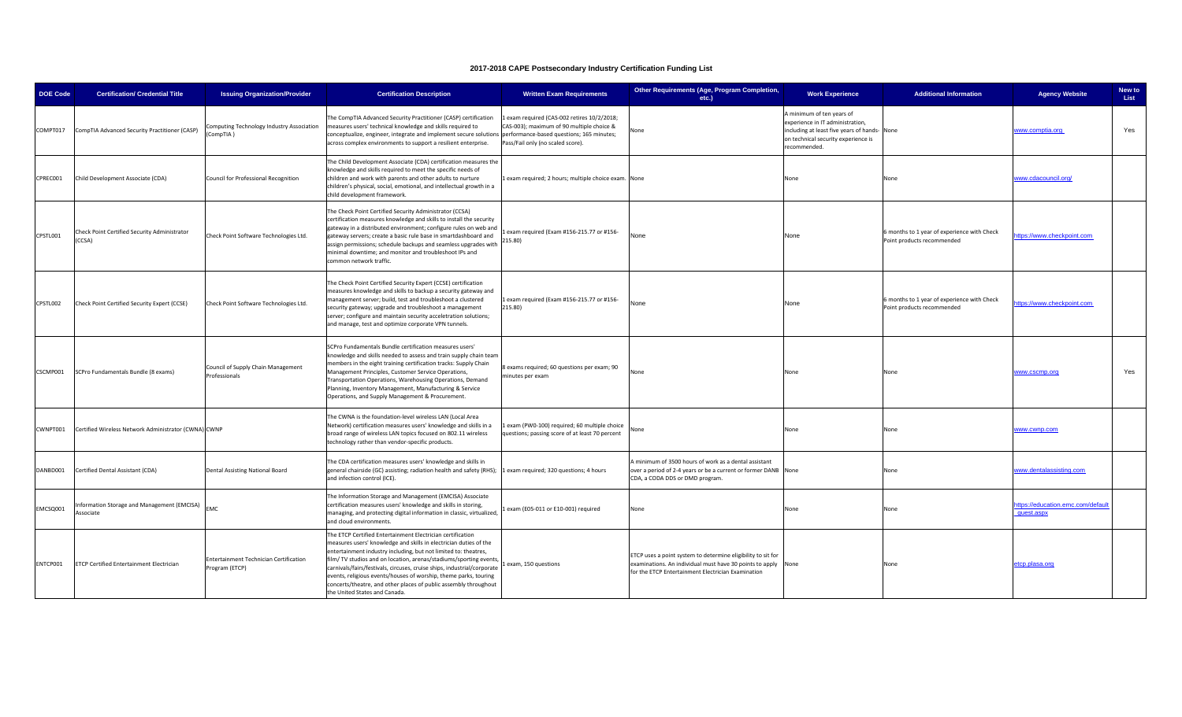# 2017-2018 CAPE Postsecondary Industry Certification Funding List

| DOE Code | Certification/ Credential Title | Issuing Organization/Provider | Certification Description | Written Exam Requirements | Other Requirements (Age, Program Completion, etc.) | Work Experience | Additional Information | Agency Website | New to List |
|---|---|---|---|---|---|---|---|---|---|
| COMPT017 | CompTIA Advanced Security Practitioner (CASP) | Computing Technology Industry Association (CompTIA ) | The CompTIA Advanced Security Practitioner (CASP) certification measures users' technical knowledge and skills required to conceptualize, engineer, integrate and implement secure solutions across complex environments to support a resilient enterprise. | 1 exam required (CAS-002 retires 10/2/2018; CAS-003); maximum of 90 multiple choice & performance-based questions; 165 minutes; Pass/Fail only (no scaled score). | None | A minimum of ten years of experience in IT administration, including at least five years of hands-on technical security experience is recommended. | None | www.comptia.org | Yes |
| CPREC001 | Child Development Associate (CDA) | Council for Professional Recognition | The Child Development Associate (CDA) certification measures the knowledge and skills required to meet the specific needs of children and work with parents and other adults to nurture children's physical, social, emotional, and intellectual growth in a child development framework. | 1 exam required; 2 hours; multiple choice exam. | None | None | None | www.cdacouncil.org/ | |
| CPSTL001 | Check Point Certified Security Administrator (CCSA) | Check Point Software Technologies Ltd. | The Check Point Certified Security Administrator (CCSA) certification measures knowledge and skills to install the security gateway in a distributed environment; configure rules on web and gateway servers; create a basic rule base in smartdashboard and assign permissions; schedule backups and seamless upgrades with minimal downtime; and monitor and troubleshoot IPs and common network traffic. | 1 exam required (Exam #156-215.77 or #156-215.80) | None | None | 6 months to 1 year of experience with Check Point products recommended | https://www.checkpoint.com | |
| CPSTL002 | Check Point Certified Security Expert (CCSE) | Check Point Software Technologies Ltd. | The Check Point Certified Security Expert (CCSE) certification measures knowledge and skills to backup a security gateway and management server; build, test and troubleshoot a clustered security gateway; upgrade and troubleshoot a management server; configure and maintain security acceletration solutions; and manage, test and optimize corporate VPN tunnels. | 1 exam required (Exam #156-215.77 or #156-215.80) | None | None | 6 months to 1 year of experience with Check Point products recommended | https://www.checkpoint.com | |
| CSCMP001 | SCPro Fundamentals Bundle (8 exams) | Council of Supply Chain Management Professionals | SCPro Fundamentals Bundle certification measures users' knowledge and skills needed to assess and train supply chain team members in the eight training certification tracks: Supply Chain Management Principles, Customer Service Operations, Transportation Operations, Warehousing Operations, Demand Planning, Inventory Management, Manufacturing & Service Operations, and Supply Management & Procurement. | 8 exams required; 60 questions per exam; 90 minutes per exam | None | None | None | www.cscmp.org | Yes |
| CWNPT001 | Certified Wireless Network Administrator (CWNA) | CWNP | The CWNA is the foundation-level wireless LAN (Local Area Network) certification measures users' knowledge and skills in a broad range of wireless LAN topics focused on 802.11 wireless technology rather than vendor-specific products. | 1 exam (PW0-100) required; 60 multiple choice questions; passing score of at least 70 percent | None | None | None | www.cwnp.com | |
| DANBD001 | Certified Dental Assistant (CDA) | Dental Assisting National Board | The CDA certification measures users' knowledge and skills in general chairside (GC) assisting; radiation health and safety (RHS); and infection control (ICE). | 1 exam required; 320 questions; 4 hours | A minimum of 3500 hours of work as a dental assistant over a period of 2-4 years or be a current or former DANB CDA, a CODA DDS or DMD program. | None | None | www.dentalassisting.com | |
| EMCSQ001 | Information Storage and Management (EMCISA) Associate | EMC | The Information Storage and Management (EMCISA) Associate certification measures users' knowledge and skills in storing, managing, and protecting digital information in classic, virtualized, and cloud environments. | 1 exam (E05-011 or E10-001) required | None | None | None | https://education.emc.com/default.aspx | |
| ENTCP001 | ETCP Certified Entertainment Electrician | Entertainment Technician Certification Program (ETCP) | The ETCP Certified Entertainment Electrician certification measures users' knowledge and skills in electrician duties of the entertainment industry including, but not limited to: theatres, film/ TV studios and on location, arenas/stadiums/sporting events, carnivals/fairs/festivals, circuses, cruise ships, industrial/corporate events, religious events/houses of worship, theme parks, touring concerts/theatre, and other places of public assembly throughout the United States and Canada. | 1 exam, 150 questions | ETCP uses a point system to determine eligibility to sit for examinations. An individual must have 30 points to apply for the ETCP Entertainment Electrician Examination | None | None | etcp.plasa.org | |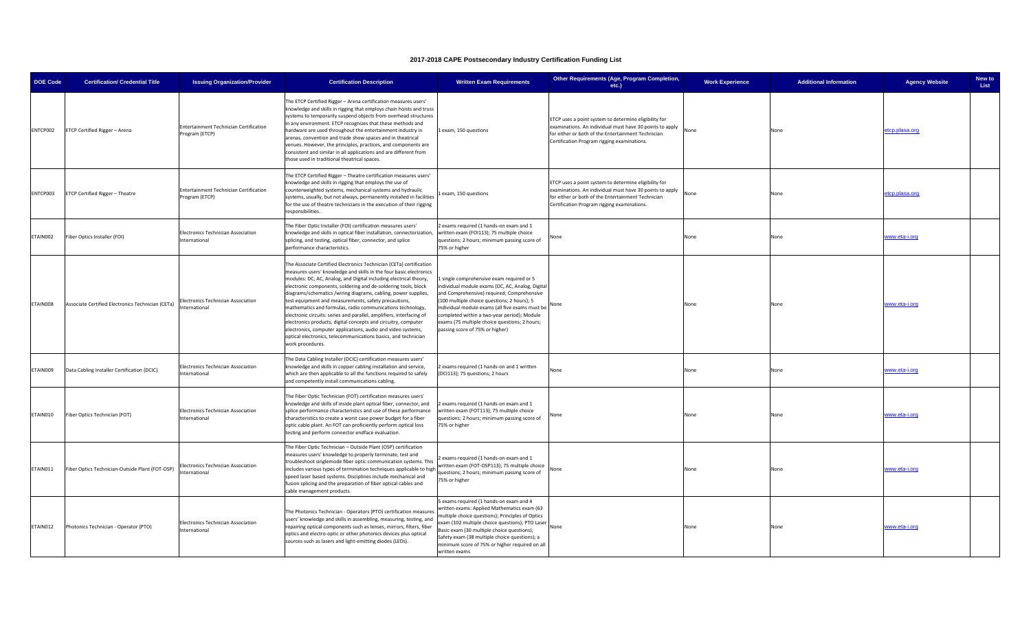# 2017-2018 CAPE Postsecondary Industry Certification Funding List

| DOE Code | Certification/ Credential Title | Issuing Organization/Provider | Certification Description | Written Exam Requirements | Other Requirements (Age, Program Completion, etc.) | Work Experience | Additional Information | Agency Website | New to List |
|---|---|---|---|---|---|---|---|---|---|
| ENTCP002 | ETCP Certified Rigger – Arena | Entertainment Technician Certification Program (ETCP) | The ETCP Certified Rigger – Arena certification measures users' knowledge and skills in rigging that employs chain hoists and truss systems to temporarily suspend objects from overhead structures in any environment. ETCP recognizes that these methods and hardware are used throughout the entertainment industry in arenas, convention and trade show spaces and in theatrical venues. However, the principles, practices, and components are consistent and similar in all applications and are different from those used in traditional theatrical spaces. | 1 exam, 150 questions | ETCP uses a point system to determine eligibility for examinations. An individual must have 30 points to apply for either or both of the Entertainment Technician Certification Program rigging examinations. | None | None | etcp.plasa.org | |
| ENTCP003 | ETCP Certified Rigger – Theatre | Entertainment Technician Certification Program (ETCP) | The ETCP Certified Rigger – Theatre certification measures users' knowledge and skills in rigging that employs the use of counterweighted systems, mechanical systems and hydraulic systems, usually, but not always, permanently installed in facilities for the use of theatre technicians in the execution of their rigging responsibilities. | 1 exam, 150 questions | ETCP uses a point system to determine eligibility for examinations. An individual must have 30 points to apply for either or both of the Entertainment Technician Certification Program rigging examinations. | None | None | etcp.plasa.org | |
| ETAIN002 | Fiber Optics Installer (FOI) | Electronics Technician Association International | The Fiber Optic Installer (FOI) certification measures users' knowledge and skills in optical fiber installation, connectorization, splicing, and testing, optical fiber, connector, and splice performance characteristics. | 2 exams required (1 hands-on exam and 1 written exam (FOI113); 75 multiple choice questions; 2 hours; minimum passing score of 75% or higher | None | None | None | www.eta-i.org | |
| ETAIN008 | Associate Certified Electronics Technician (CETa) | Electronics Technician Association International | The Associate Certified Electronics Technician (CETa) certification measures users' knowledge and skills in the four basic electronics modules: DC, AC, Analog, and Digital including electrical theory, electronic components, soldering and de-soldering tools, block diagrams/schematics /wiring diagrams, cabling, power supplies, test equipment and measurements, safety precautions, mathematics and formulas, radio communications technology, electronic circuits: series and parallel, amplifiers, interfacing of electronics products, digital concepts and circuitry, computer electronics, computer applications, audio and video systems, optical electronics, telecommunications basics, and technician work procedures. | 1 single comprehensive exam required or 5 individual module exams (DC, AC, Analog, Digital and Comprehensive) required; Comprehensive (100 multiple choice questions; 2 hours); 5 individual module exams (all five exams must be completed within a two-year period); Module exams (75 multiple choice questions; 2 hours; passing score of 75% or higher) | None | None | None | www.eta-i.org | |
| ETAIN009 | Data Cabling Installer Certification (DCIC) | Electronics Technician Association International | The Data Cabling Installer (DCIC) certification measures users' knowledge and skills in copper cabling installation and service, which are then applicable to all the functions required to safely and competently install communications cabling. | 2 exams required (1 hands-on and 1 written (DCI113); 75 questions; 2 hours | None | None | None | www.eta-i.org | |
| ETAIN010 | Fiber Optics Technician (FOT) | Electronics Technician Association International | The Fiber Optic Technician (FOT) certification measures users' knowledge and skills of inside plant optical fiber, connector, and splice performance characteristics and use of these performance characteristics to create a worst case power budget for a fiber optic cable plant. An FOT can proficiently perform optical loss testing and perform connector endface evaluation. | 2 exams required (1 hands-on exam and 1 written exam (FOT113); 75 multiple choice questions; 2 hours; minimum passing score of 75% or higher | None | None | None | www.eta-i.org | |
| ETAIN011 | Fiber Optics Technician-Outside Plant (FOT-OSP) | Electronics Technician Association International | The Fiber Optic Technician – Outside Plant (OSP) certification measures users' knowledge to properly terminate, test and troubleshoot singlemode fiber optic communication systems. This includes various types of termination techniques applicable to high speed laser based systems. Disciplines include mechanical and fusion splicing and the preparation of fiber optical cables and cable management products. | 2 exams required (1 hands-on exam and 1 written exam (FOT-OSP113); 75 multiple choice questions; 2 hours; minimum passing score of 75% or higher | None | None | None | www.eta-i.org | |
| ETAIN012 | Photonics Technician - Operator (PTO) | Electronics Technician Association International | The Photonics Technician - Operators (PTO) certification measures users' knowledge and skills in assembling, measuring, testing, and repairing optical components such as lenses, mirrors, filters, fiber optics and electro-optic or other photonics devices plus optical sources such as lasers and light-emitting diodes (LEDs). | 5 exams required (1 hands-on exam and 4 written exams: Applied Mathematics exam (63 multiple choice questions); Principles of Optics exam (102 multiple choice questions); PTO Laser Basic exam (30 multiple choice questions); Safety exam (38 multiple choice questions); a minimum score of 75% or higher required on all written exams | None | None | None | www.eta-i.org | |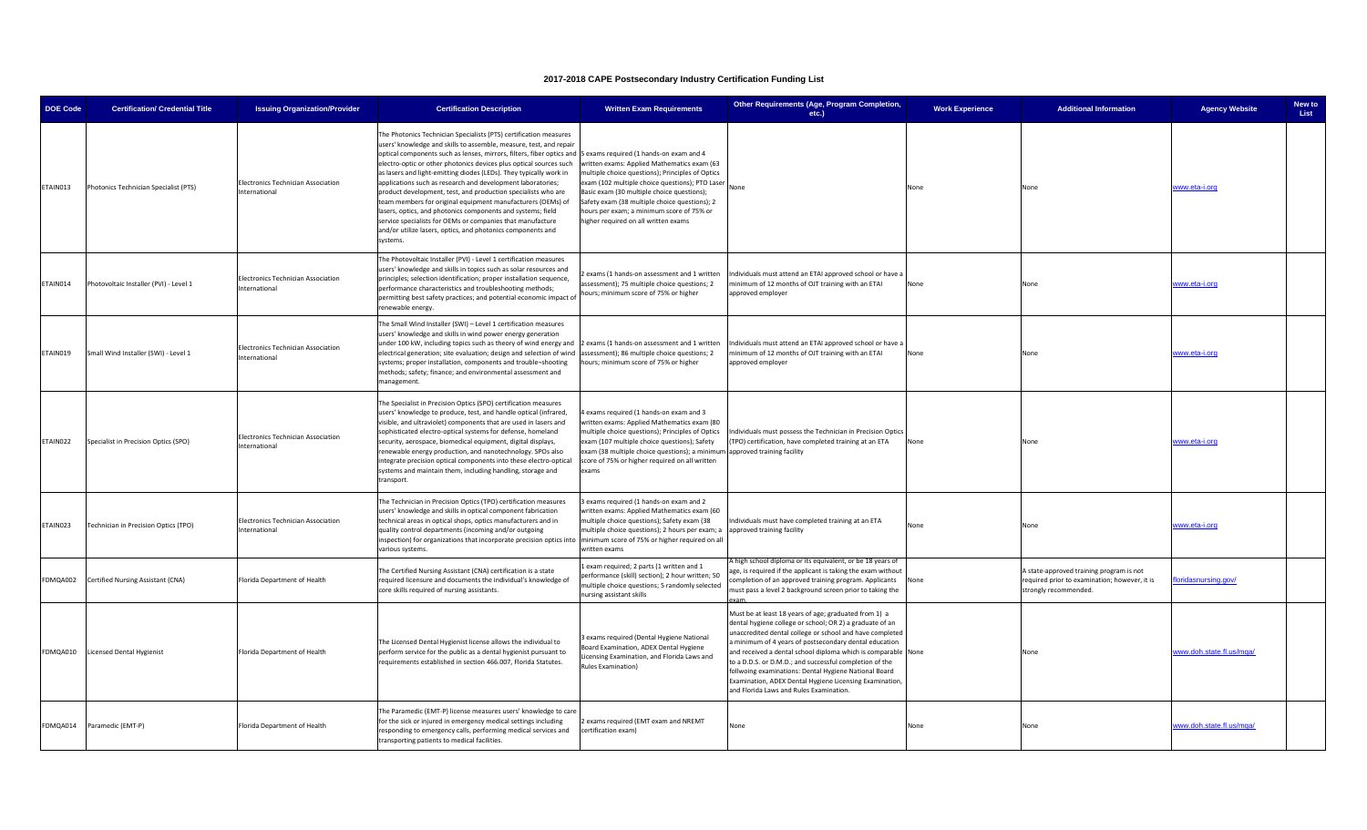# 2017-2018 CAPE Postsecondary Industry Certification Funding List

| DOE Code | Certification/ Credential Title | Issuing Organization/Provider | Certification Description | Written Exam Requirements | Other Requirements (Age, Program Completion, etc.) | Work Experience | Additional Information | Agency Website | New to List |
|---|---|---|---|---|---|---|---|---|---|
| ETAIN013 | Photonics Technician Specialist (PTS) | Electronics Technician Association International | The Photonics Technician Specialists (PTS) certification measures users' knowledge and skills to assemble, measure, test, and repair optical components such as lenses, mirrors, filters, fiber optics and electro-optic or other photonics devices plus optical sources such as lasers and light-emitting diodes (LEDs). They typically work in applications such as research and development laboratories; product development, test, and production specialists who are team members for original equipment manufacturers (OEMs) of lasers, optics, and photonics components and systems; field service specialists for OEMs or companies that manufacture and/or utilize lasers, optics, and photonics components and systems. | 5 exams required (1 hands-on exam and 4 written exams: Applied Mathematics exam (63 multiple choice questions); Principles of Optics exam (102 multiple choice questions); PTO Laser Basic exam (30 multiple choice questions); Safety exam (38 multiple choice questions); 2 hours per exam; a minimum score of 75% or higher required on all written exams | None | None | None | www.eta-i.org | |
| ETAIN014 | Photovoltaic Installer (PVI) - Level 1 | Electronics Technician Association International | The Photovoltaic Installer (PVI) - Level 1 certification measures users' knowledge and skills in topics such as solar resources and principles; selection identification; proper installation sequence, performance characteristics and troubleshooting methods; permitting best safety practices; and potential economic impact of renewable energy. | 2 exams (1 hands-on assessment and 1 written assessment); 75 multiple choice questions; 2 hours; minimum score of 75% or higher | Individuals must attend an ETAI approved school or have a minimum of 12 months of OJT training with an ETAI approved employer | None | None | www.eta-i.org | |
| ETAIN019 | Small Wind Installer (SWI) - Level 1 | Electronics Technician Association International | The Small Wind Installer (SWI) – Level 1 certification measures users' knowledge and skills in wind power energy generation under 100 kW, including topics such as theory of wind energy and electrical generation; site evaluation; design and selection of wind systems; proper installation, components and trouble~shooting methods; safety; finance; and environmental assessment and management. | 2 exams (1 hands-on assessment and 1 written assessment); 86 multiple choice questions; 2 hours; minimum score of 75% or higher | Individuals must attend an ETAI approved school or have a minimum of 12 months of OJT training with an ETAI approved employer | None | None | www.eta-i.org | |
| ETAIN022 | Specialist in Precision Optics (SPO) | Electronics Technician Association International | The Specialist in Precision Optics (SPO) certification measures users' knowledge to produce, test, and handle optical (infrared, visible, and ultraviolet) components that are used in lasers and sophisticated electro-optical systems for defense, homeland security, aerospace, biomedical equipment, digital displays, renewable energy production, and nanotechnology. SPOs also integrate precision optical components into these electro-optical systems and maintain them, including handling, storage and transport. | 4 exams required (1 hands-on exam and 3 written exams: Applied Mathematics exam (80 multiple choice questions); Principles of Optics exam (107 multiple choice questions); Safety exam (38 multiple choice questions); a minimum score of 75% or higher required on all written exams | Individuals must possess the Technician in Precision Optics (TPO) certification, have completed training at an ETA approved training facility | None | None | www.eta-i.org | |
| ETAIN023 | Technician in Precision Optics (TPO) | Electronics Technician Association International | The Technician in Precision Optics (TPO) certification measures users' knowledge and skills in optical component fabrication technical areas in optical shops, optics manufacturers and in quality control departments (incoming and/or outgoing inspection) for organizations that incorporate precision optics into various systems. | 3 exams required (1 hands-on exam and 2 written exams: Applied Mathematics exam (60 multiple choice questions); Safety exam (38 multiple choice questions); 2 hours per exam; a minimum score of 75% or higher required on all written exams | Individuals must have completed training at an ETA approved training facility | None | None | www.eta-i.org | |
| FDMQA002 | Certified Nursing Assistant (CNA) | Florida Department of Health | The Certified Nursing Assistant (CNA) certification is a state required licensure and documents the individual's knowledge of core skills required of nursing assistants. | 1 exam required; 2 parts (1 written and 1 performance (skill) section); 2 hour written; 50 multiple choice questions; 5 randomly selected nursing assistant skills | A high school diploma or its equivalent, or be 18 years of age, is required if the applicant is taking the exam without completion of an approved training program. Applicants must pass a level 2 background screen prior to taking the exam. | None | A state-approved training program is not required prior to examination; however, it is strongly recommended. | floridasnursing.gov/ | |
| FDMQA010 | Licensed Dental Hygienist | Florida Department of Health | The Licensed Dental Hygienist license allows the individual to perform service for the public as a dental hygienist pursuant to requirements established in section 466.007, Florida Statutes. | 3 exams required (Dental Hygiene National Board Examination, ADEX Dental Hygiene Licensing Examination, and Florida Laws and Rules Examination) | Must be at least 18 years of age; graduated from 1) a dental hygiene college or school; OR 2) a graduate of an unaccredited dental college or school and have completed a minimum of 4 years of postsecondary dental education and received a dental school diploma which is comparable to a D.D.S. or D.M.D.; and successful completion of the follwoing examinations: Dental Hygiene National Board Examination, ADEX Dental Hygiene Licensing Examination, and Florida Laws and Rules Examination. | None | None | www.doh.state.fl.us/mqa/ | |
| FDMQA014 | Paramedic (EMT-P) | Florida Department of Health | The Paramedic (EMT-P) license measures users' knowledge to care for the sick or injured in emergency medical settings including responding to emergency calls, performing medical services and transporting patients to medical facilities. | 2 exams required (EMT exam and NREMT certification exam) | None | None | None | www.doh.state.fl.us/mqa/ | |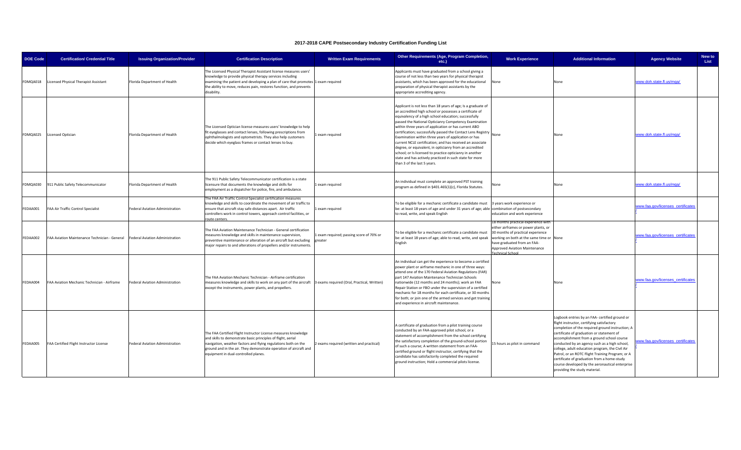# 2017-2018 CAPE Postsecondary Industry Certification Funding List

| DOE Code | Certification/ Credential Title | Issuing Organization/Provider | Certification Description | Written Exam Requirements | Other Requirements (Age, Program Completion, etc.) | Work Experience | Additional Information | Agency Website | New to List |
|---|---|---|---|---|---|---|---|---|---|
| FDMQA018 | Licensed Physical Therapist Assistant | Florida Department of Health | The Licensed Physical Therapist Assistant license measures users' knowledge to provide physical therapy services including examining the patient and developing a plan of care that promotes the ability to move, reduces pain, restores function, and prevents disability. | 1 exam required | Applicants must have graduated from a school giving a course of not less than two years for physical therapist assistants, which has been approved for the educational preparation of physical therapist assistants by the appropriate accrediting agency. | None | None | www.doh.state.fl.us/mqa/ | |
| FDMQA025 | Licensed Optician | Florida Department of Health | The Licensed Optician license measures users' knowledge to help fit eyeglasses and contact lenses, following prescriptions from ophthalmologists and optometrists. They also help customers decide which eyeglass frames or contact lenses to buy. | 1 exam required | Applicant is not less than 18 years of age; Is a graduate of an accredited high school or possesses a certificate of equivalency of a high school education; successfully passed the National Opticianry Competency Examination within three years of application or has current ABO certification; successfully passed the Contact Lens Registry Examination within three years of application or has current NCLE certification; and has received an associate degree, or equivalent, in opticianry from an accredited school; or Is licensed to practice opticianry in another state and has actively practiced in such state for more than 3 of the last 5 years. | None | None | www.doh.state.fl.us/mqa/ | |
| FDMQA030 | 911 Public Safety Telecommunicator | Florida Department of Health | The 911 Public Safety Telecommunicator certification is a state licensure that documents the knowledge and skills for employment as a dispatcher for police, fire, and ambulance. | 1 exam required | An individual must complete an approved PST training program as defined in §401.465(1)(c), Florida Statutes. | None | None | www.doh.state.fl.us/mqa/ | |
| FEDAA001 | FAA Air Traffic Control Specialist | Federal Aviation Administration | The FAA Air Traffic Control Specialist certification measures knowledge and skills to coordinate the movement of air traffic to ensure that aircraft stay safe distances apart. Air traffic controllers work in control towers, approach control facilities, or route centers. | 1 exam required | To be eligible for a mechanic certificate a candidate must be: at least 18 years of age and under 31 years of age; able to read, write, and speak English | 3 years work experience or combination of postsecondary education and work experience | | www.faa.gov/licenses_certificates/ | |
| FEDAA002 | FAA Aviation Maintenance Technician - General | Federal Aviation Administration | The FAA Aviation Maintenance Technician - General certification measures knowledge and skills in maintenance supervision, preventive maintenance or alteration of an aircraft but excluding major repairs to and alterations of propellers and/or instruments. | 1 exam required; passing score of 70% or greater | To be eligible for a mechanic certificate a candidate must be: at least 18 years of age; able to read, write, and speak English | 18 months practical experience with either airframes or power plants, or 30 months of practical experience working on both at the same time or have graduated from an FAA-Approved Aviation Maintenance Technical School | None | www.faa.gov/licenses_certificates/ | |
| FEDAA004 | FAA Aviation Mechanic Technician - Airframe | Federal Aviation Administration | The FAA Aviation Mechanic Technician - Airframe certification measures knowledge and skills to work on any part of the aircraft except the instruments, power plants, and propellers. | 3 exams required (Oral, Practical, Written) | An individual can get the experience to become a certified power plant or airframe mechanic in one of three ways: attend one of the 170 Federal Aviation Regulations (FAR) part 147 Aviation Maintenance Technician Schools nationwide (12 months and 24 months); work an FAA Repair Station or FBO under the supervision of a certified mechanic for 18 months for each certificate, or 30 months for both; or join one of the armed services and get training and experience in aircraft maintenance. | None | None | www.faa.gov/licenses_certificates/ | |
| FEDAA005 | FAA Certified Flight Instructor License | Federal Aviation Administration | The FAA Certified Flight Instructor License measures knowledge and skills to demonstrate basic principles of flight, aerial navigation, weather factors and flying regulations both on the ground and in the air. They demonstrate operation of aircraft and equipment in dual-controlled planes. | 2 exams required (written and practical) | A certificate of graduation from a pilot training course conducted by an FAA-approved pilot school, or a statement of accomplishment from the school certifying the satisfactory completion of the ground-school portion of such a course; A written statement from an FAA-certified ground or flight instructor, certifying that the candidate has satisfactorily completed the required ground instruction; Hold a commercial pilots license. | 15 hours as pilot in command | Logbook entries by an FAA- certified ground or flight instructor, certifying satisfactory completion of the required ground instruction; A certificate of graduation or statement of accomplishment from a ground school course conducted by an agency such as a high school, college, adult education program, the Civil Air Patrol, or an ROTC Flight Training Program; or A certificate of graduation from a home-study course developed by the aeronautical enterprise providing the study material. | www.faa.gov/licenses_certificates/ | |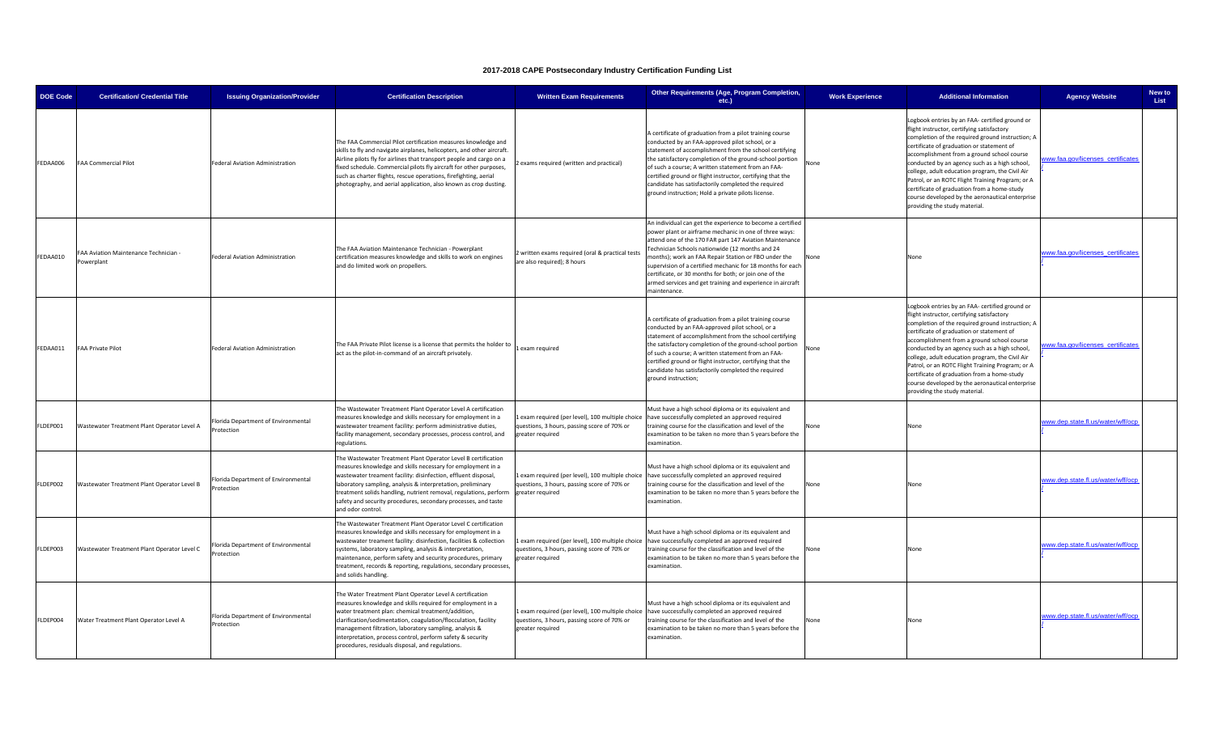# 2017-2018 CAPE Postsecondary Industry Certification Funding List

| DOE Code | Certification/ Credential Title | Issuing Organization/Provider | Certification Description | Written Exam Requirements | Other Requirements (Age, Program Completion, etc.) | Work Experience | Additional Information | Agency Website | New to List |
|---|---|---|---|---|---|---|---|---|---|
| FEDAA006 | FAA Commercial Pilot | Federal Aviation Administration | The FAA Commercial Pilot certification measures knowledge and skills to fly and navigate airplanes, helicopters, and other aircraft. Airline pilots fly for airlines that transport people and cargo on a fixed schedule. Commercial pilots fly aircraft for other purposes, such as charter flights, rescue operations, firefighting, aerial photography, and aerial application, also known as crop dusting. | 2 exams required (written and practical) | A certificate of graduation from a pilot training course conducted by an FAA-approved pilot school, or a statement of accomplishment from the school certifying the satisfactory completion of the ground-school portion of such a course; A written statement from an FAA-certified ground or flight instructor, certifying that the candidate has satisfactorily completed the required ground instruction; Hold a private pilots license. | None | Logbook entries by an FAA- certified ground or flight instructor, certifying satisfactory completion of the required ground instruction; A certificate of graduation or statement of accomplishment from a ground school course conducted by an agency such as a high school, college, adult education program, the Civil Air Patrol, or an ROTC Flight Training Program; or A certificate of graduation from a home-study course developed by the aeronautical enterprise providing the study material. | www.faa.gov/licenses_certificates/ | |
| FEDAA010 | FAA Aviation Maintenance Technician - Powerplant | Federal Aviation Administration | The FAA Aviation Maintenance Technician - Powerplant certification measures knowledge and skills to work on engines and do limited work on propellers. | 2 written exams required (oral & practical tests are also required); 8 hours | An individual can get the experience to become a certified power plant or airframe mechanic in one of three ways: attend one of the 170 FAR part 147 Aviation Maintenance Technician Schools nationwide (12 months and 24 months); work an FAA Repair Station or FBO under the supervision of a certified mechanic for 18 months for each certificate, or 30 months for both; or join one of the armed services and get training and experience in aircraft maintenance. | None | None | www.faa.gov/licenses_certificates/ | |
| FEDAA011 | FAA Private Pilot | Federal Aviation Administration | The FAA Private Pilot license is a license that permits the holder to act as the pilot-in-command of an aircraft privately. | 1 exam required | A certificate of graduation from a pilot training course conducted by an FAA-approved pilot school, or a statement of accomplishment from the school certifying the satisfactory completion of the ground-school portion of such a course; A written statement from an FAA-certified ground or flight instructor, certifying that the candidate has satisfactorily completed the required ground instruction; | None | Logbook entries by an FAA- certified ground or flight instructor, certifying satisfactory completion of the required ground instruction; A certificate of graduation or statement of accomplishment from a ground school course conducted by an agency such as a high school, college, adult education program, the Civil Air Patrol, or an ROTC Flight Training Program; or A certificate of graduation from a home-study course developed by the aeronautical enterprise providing the study material. | www.faa.gov/licenses_certificates/ | |
| FLDEP001 | Wastewater Treatment Plant Operator Level A | Florida Department of Environmental Protection | The Wastewater Treatment Plant Operator Level A certification measures knowledge and skills necessary for employment in a wastewater treament facility: perform administrative duties, facility management, secondary processes, process control, and regulations. | 1 exam required (per level), 100 multiple choice questions, 3 hours, passing score of 70% or greater required | Must have a high school diploma or its equivalent and have successfully completed an approved required training course for the classification and level of the examination to be taken no more than 5 years before the examination. | None | None | www.dep.state.fl.us/water/wff/ocp/ | |
| FLDEP002 | Wastewater Treatment Plant Operator Level B | Florida Department of Environmental Protection | The Wastewater Treatment Plant Operator Level B certification measures knowledge and skills necessary for employment in a wastewater treament facility: disinfection, effluent disposal, laboratory sampling, analysis & interpretation, preliminary treatment solids handling, nutrient removal, regulations, perform safety and security procedures, secondary processes, and taste and odor control. | 1 exam required (per level), 100 multiple choice questions, 3 hours, passing score of 70% or greater required | Must have a high school diploma or its equivalent and have successfully completed an approved required training course for the classification and level of the examination to be taken no more than 5 years before the examination. | None | None | www.dep.state.fl.us/water/wff/ocp/ | |
| FLDEP003 | Wastewater Treatment Plant Operator Level C | Florida Department of Environmental Protection | The Wastewater Treatment Plant Operator Level C certification measures knowledge and skills necessary for employment in a wastewater treatment facility: disinfection, facilities & collection systems, laboratory sampling, analysis & interpretation, maintenance, perform safety and security procedures, primary treatment, records & reporting, regulations, secondary processes, and solids handling. | 1 exam required (per level), 100 multiple choice questions, 3 hours, passing score of 70% or greater required | Must have a high school diploma or its equivalent and have successfully completed an approved required training course for the classification and level of the examination to be taken no more than 5 years before the examination. | None | None | www.dep.state.fl.us/water/wff/ocp/ | |
| FLDEP004 | Water Treatment Plant Operator Level A | Florida Department of Environmental Protection | The Water Treatment Plant Operator Level A certification measures knowledge and skills required for employment in a water treatment plan: chemical treatment/addition, clarification/sedimentation, coagulation/flocculation, facility management filtration, laboratory sampling, analysis & interpretation, process control, perform safety & security procedures, residuals disposal, and regulations. | 1 exam required (per level), 100 multiple choice questions, 3 hours, passing score of 70% or greater required | Must have a high school diploma or its equivalent and have successfully completed an approved required training course for the classification and level of the examination to be taken no more than 5 years before the examination. | None | None | www.dep.state.fl.us/water/wff/ocp/ | |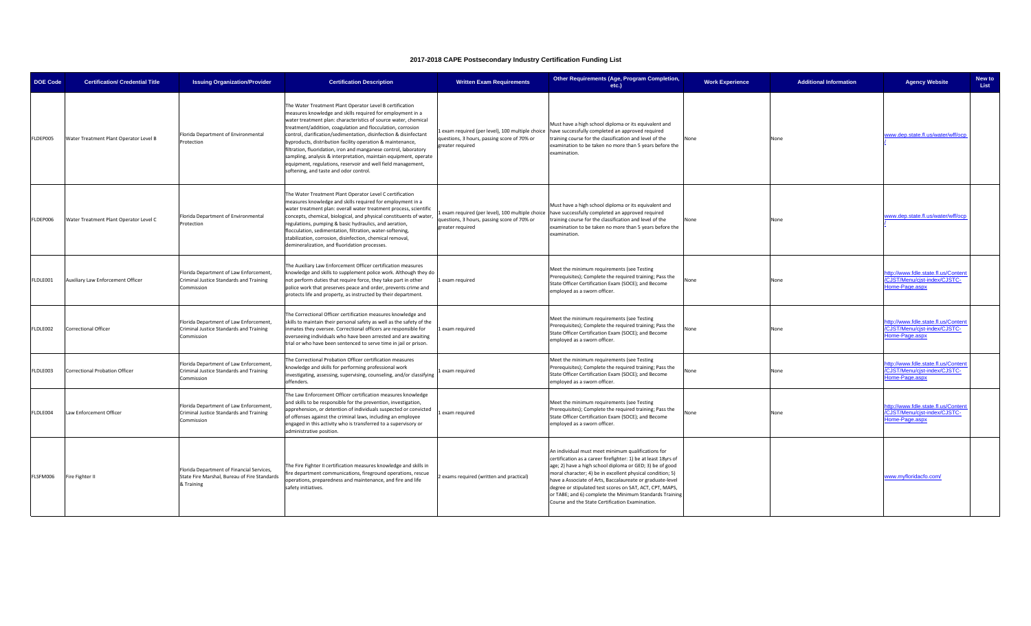# 2017-2018 CAPE Postsecondary Industry Certification Funding List

| DOE Code | Certification/ Credential Title | Issuing Organization/Provider | Certification Description | Written Exam Requirements | Other Requirements (Age, Program Completion, etc.) | Work Experience | Additional Information | Agency Website | New to List |
|---|---|---|---|---|---|---|---|---|---|
| FLDEP005 | Water Treatment Plant Operator Level B | Florida Department of Environmental Protection | The Water Treatment Plant Operator Level B certification measures knowledge and skills required for employment in a water treatment plan: characteristics of source water, chemical treatment/addition, coagulation and flocculation, corrosion control, clarification/sedimentation, disinfection & disinfectant byproducts, distribution facility operation & maintenance, filtration, fluoridation, iron and manganese control, laboratory sampling, analysis & interpretation, maintain equipment, operate equipment, regulations, reservoir and well field management, softening, and taste and odor control. | 1 exam required (per level), 100 multiple choice questions, 3 hours, passing score of 70% or greater required | Must have a high school diploma or its equivalent and have successfully completed an approved required training course for the classification and level of the examination to be taken no more than 5 years before the examination. | None | None | www.dep.state.fl.us/water/wff/ocp/ | |
| FLDEP006 | Water Treatment Plant Operator Level C | Florida Department of Environmental Protection | The Water Treatment Plant Operator Level C certification measures knowledge and skills required for employment in a water treatment plan: overall water treatment process, scientific concepts, chemical, biological, and physical constituents of water, regulations, pumping & basic hydraulics, and aeration, flocculation, sedimentation, filtration, water-softening, stabilization, corrosion, disinfection, chemical removal, demineralization, and fluoridation processes. | 1 exam required (per level), 100 multiple choice questions, 3 hours, passing score of 70% or greater required | Must have a high school diploma or its equivalent and have successfully completed an approved required training course for the classification and level of the examination to be taken no more than 5 years before the examination. | None | None | www.dep.state.fl.us/water/wff/ocp/ | |
| FLDLE001 | Auxiliary Law Enforcement Officer | Florida Department of Law Enforcement, Criminal Justice Standards and Training Commission | The Auxiliary Law Enforcement Officer certification measures knowledge and skills to supplement police work. Although they do not perform duties that require force, they take part in other police work that preserves peace and order, prevents crime and protects life and property, as instructed by their department. | 1 exam required | Meet the minimum requirements (see Testing Prerequisites); Complete the required training; Pass the State Officer Certification Exam (SOCE); and Become employed as a sworn officer. | None | None | http://www.fdle.state.fl.us/Content/CJST/Menu/cjst-index/CJSTC-Home-Page.aspx | |
| FLDLE002 | Correctional Officer | Florida Department of Law Enforcement, Criminal Justice Standards and Training Commission | The Correctional Officer certification measures knowledge and skills to maintain their personal safety as well as the safety of the inmates they oversee. Correctional officers are responsible for overseeing individuals who have been arrested and are awaiting trial or who have been sentenced to serve time in jail or prison. | 1 exam required | Meet the minimum requirements (see Testing Prerequisites); Complete the required training; Pass the State Officer Certification Exam (SOCE); and Become employed as a sworn officer. | None | None | http://www.fdle.state.fl.us/Content/CJST/Menu/cjst-index/CJSTC-Home-Page.aspx | |
| FLDLE003 | Correctional Probation Officer | Florida Department of Law Enforcement, Criminal Justice Standards and Training Commission | The Correctional Probation Officer certification measures knowledge and skills for performing professional work investigating, assessing, supervising, counseling, and/or classifying offenders. | 1 exam required | Meet the minimum requirements (see Testing Prerequisites); Complete the required training; Pass the State Officer Certification Exam (SOCE); and Become employed as a sworn officer. | None | None | http://www.fdle.state.fl.us/Content/CJST/Menu/cjst-index/CJSTC-Home-Page.aspx | |
| FLDLE004 | Law Enforcement Officer | Florida Department of Law Enforcement, Criminal Justice Standards and Training Commission | The Law Enforcement Officer certification measures knowledge and skills to be responsible for the prevention, investigation, apprehension, or detention of individuals suspected or convicted of offenses against the criminal laws, including an employee engaged in this activity who is transferred to a supervisory or administrative position. | 1 exam required | Meet the minimum requirements (see Testing Prerequisites); Complete the required training; Pass the State Officer Certification Exam (SOCE); and Become employed as a sworn officer. | None | None | http://www.fdle.state.fl.us/Content/CJST/Menu/cjst-index/CJSTC-Home-Page.aspx | |
| FLSFM006 | Fire Fighter II | Florida Department of Financial Services, State Fire Marshal, Bureau of Fire Standards & Training | The Fire Fighter II certification measures knowledge and skills in fire department communications, fireground operations, rescue operations, preparedness and maintenance, and fire and life safety initiatives. | 2 exams required (written and practical) | An individual must meet minimum qualifications for certification as a career firefighter: 1) be at least 18yrs of age; 2) have a high school diploma or GED; 3) be of good moral character; 4) be in excellent physical condition; 5) have a Associate of Arts, Baccalaureate or graduate-level degree or stipulated test scores on SAT, ACT, CPT, MAPS, or TABE; and 6) complete the Minimum Standards Training Course and the State Certification Examination. | | | www.myfloridacfo.com/ | |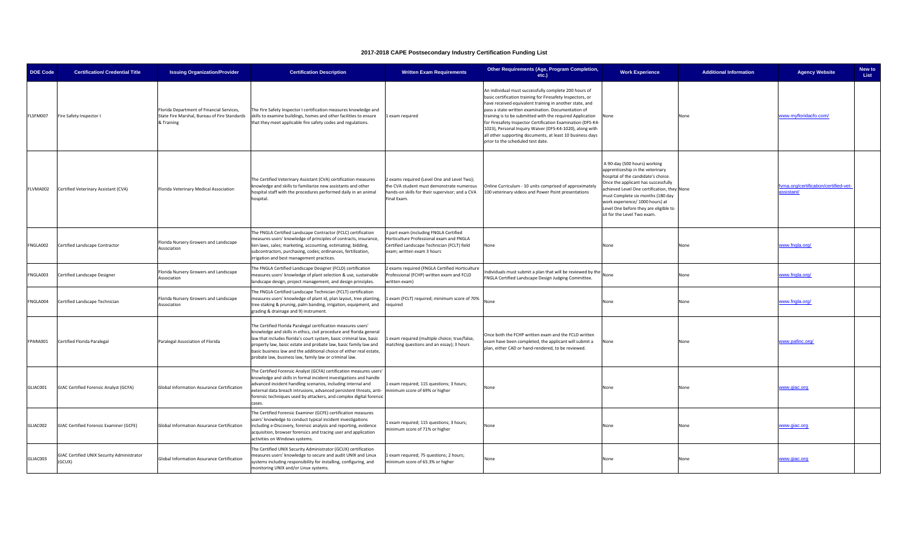# 2017-2018 CAPE Postsecondary Industry Certification Funding List

| DOE Code | Certification/ Credential Title | Issuing Organization/Provider | Certification Description | Written Exam Requirements | Other Requirements (Age, Program Completion, etc.) | Work Experience | Additional Information | Agency Website | New to List |
|---|---|---|---|---|---|---|---|---|---|
| FLSFM007 | Fire Safety Inspector I | Florida Department of Financial Services, State Fire Marshal, Bureau of Fire Standards & Training | The Fire Safety Inspector I certification measures knowledge and skills to examine buildings, homes and other facilities to ensure that they meet applicable fire safety codes and regulations. | 1 exam required | An individual must successfully complete 200 hours of basic certification training for Firesafety Inspectors, or have received equivalent training in another state, and pass a state written examination. Documentation of training is to be submitted with the required Application for Firesafety Inspector Certification Examination (DFS-K4-1023), Personal Inquiry Waiver (DFS-K4-1020), along with all other supporting documents, at least 10 business days prior to the scheduled test date. | None | None | www.myfloridacfo.com/ | |
| FLVMA002 | Certified Veterinary Assistant (CVA) | Florida Veterinary Medical Association | The Certified Veterinary Assistant (CVA) certification measures knowledge and skills to familiarize new assistants and other hospital staff with the procedures performed daily in an animal hospital. | 2 exams required (Level One and Level Two); the CVA student must demonstrate numerous hands-on skills for their supervisor; and a CVA Final Exam. | Online Curriculum - 10 units comprised of approximately 100 veterinary videos and Power Point presentations | A 90-day (500 hours) working apprenticeship in the veterinary hospital of the candidate's choice. Once the applicant has successfully achieved Level One certification, they must Complete six months (180 day work experience/ 1000 hours) at Level One before they are eligible to sit for the Level Two exam. | None | fvma.org/certification/certified-vet-assistant/ | |
| FNGLA002 | Certified Landscape Contractor | Florida Nursery Growers and Landscape Association | The FNGLA Certified Landscape Contractor (FCLC) certification measures users' knowledge of principles of contracts, insurance, lien laws, sales; marketing, accounting, estimating; bidding, subcontractors, purchasing, codes; ordinances, fertilization, irrigation and best management practices. | 3 part exam (including FNGLA Certified Horticulture Professional exam and FNGLA Certified Landscape Technician (FCLT) field exam; written exam 3 hours | None | None | None | www.fngla.org/ | |
| FNGLA003 | Certified Landscape Designer | Florida Nursery Growers and Landscape Association | The FNGLA Certified Landscape Designer (FCLD) certification measures users' knowledge of plant selection & use, sustainable landscape design, project management, and design principles. | 2 exams required (FNGLA Certified Horticulture Professional (FCHP) written exam and FCLD written exam) | Individuals must submit a plan that will be reviewed by the FNGLA Certified Landscape Design Judging Committee. | None | None | www.fngla.org/ | |
| FNGLA004 | Certified Landscape Technician | Florida Nursery Growers and Landscape Association | The FNGLA Certified Landscape Technician (FCLT) certification measures users' knowledge of plant id, plan layout, tree planting, tree staking & pruning, palm banding, irrigation, equipment, and grading & drainage and 9) instrument. | 1 exam (FCLT) required; minimum score of 70% required | None | None | None | www.fngla.org/ | |
| FPARA001 | Certified Florida Paralegal | Paralegal Association of Florida | The Certified Florida Paralegal certification measures users' knowledge and skills in ethics, civil procedure and florida general law that includes florida's court system, basic criminal law, basic property law, basic estate and probate law, basic family law and basic business law and the additional choice of either real estate, probate law, business law, family law or criminal law. | 1 exam required (multiple choice; true/false, matching questions and an essay); 3 hours | Once both the FCHP written exam and the FCLD written exam have been completed, the applicant will submit a plan, either CAD or hand-rendered, to be reviewed. | None | None | www.pafinc.org/ | |
| GLIAC001 | GIAC Certified Forensic Analyst (GCFA) | Global Information Assurance Certification | The Certified Forensic Analyst (GCFA) certification measures users' knowledge and skills in formal incident investigations and handle advanced incident handling scenarios, including internal and external data breach intrusions, advanced persistent threats, anti-forensic techniques used by attackers, and complex digital forensic cases. | 1 exam required; 115 questions; 3 hours; minimum score of 69% or higher | None | None | None | www.giac.org | |
| GLIAC002 | GIAC Certified Forensic Examiner (GCFE) | Global Information Assurance Certification | The Certified Forensic Examiner (GCFE) certification measures users' knowledge to conduct typical incident investigations including e-Discovery, forensic analysis and reporting, evidence acquisition, browser forensics and tracing user and application activities on Windows systems. | 1 exam required; 115 questions; 3 hours; minimum score of 71% or higher | None | None | None | www.giac.org | |
| GLIAC003 | GIAC Certified UNIX Security Administrator (GCUX) | Global Information Assurance Certification | The Certified UNIX Security Administrator (GCUX) certification measures users' knowledge to secure and audit UNIX and Linux systems including responsibility for installing, configuring, and monitoring UNIX and/or Linux systems. | 1 exam required; 75 questions; 2 hours; minimum score of 65.3% or higher | None | None | None | www.giac.org | |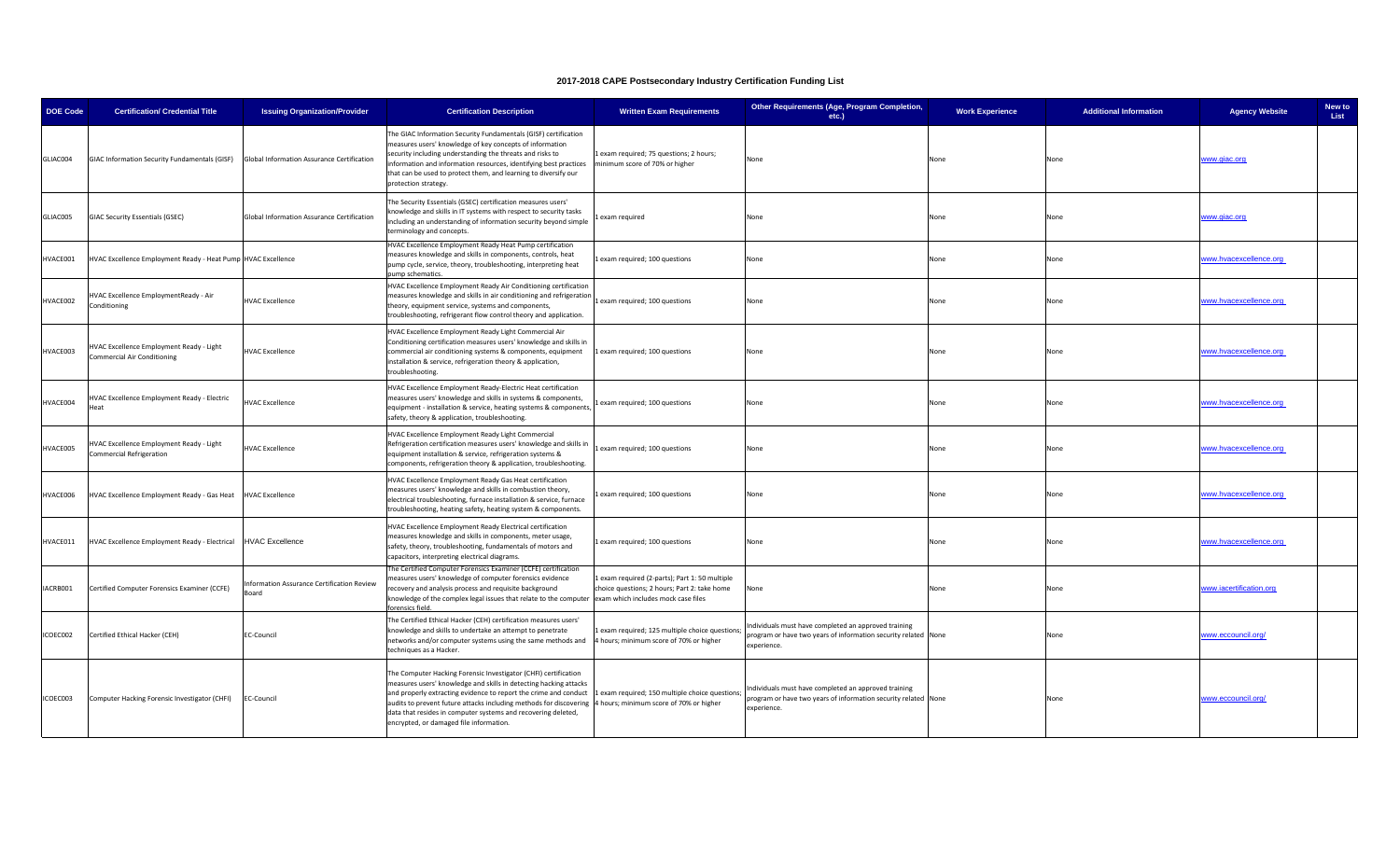# 2017-2018 CAPE Postsecondary Industry Certification Funding List

| DOE Code | Certification/ Credential Title | Issuing Organization/Provider | Certification Description | Written Exam Requirements | Other Requirements (Age, Program Completion, etc.) | Work Experience | Additional Information | Agency Website | New to List |
|---|---|---|---|---|---|---|---|---|---|
| GLIAC004 | GIAC Information Security Fundamentals (GISF) | Global Information Assurance Certification | The GIAC Information Security Fundamentals (GISF) certification measures users' knowledge of key concepts of information security including understanding the threats and risks to information and information resources, identifying best practices that can be used to protect them, and learning to diversify our protection strategy. | 1 exam required; 75 questions; 2 hours; minimum score of 70% or higher | None | None | None | www.giac.org | |
| GLIAC005 | GIAC Security Essentials (GSEC) | Global Information Assurance Certification | The Security Essentials (GSEC) certification measures users' knowledge and skills in IT systems with respect to security tasks including an understanding of information security beyond simple terminology and concepts. | 1 exam required | None | None | None | www.giac.org | |
| HVACE001 | HVAC Excellence Employment Ready - Heat Pump | HVAC Excellence | HVAC Excellence Employment Ready Heat Pump certification measures knowledge and skills in components, controls, heat pump cycle, service, theory, troubleshooting, interpreting heat pump schematics. | 1 exam required; 100 questions | None | None | None | www.hvacexcellence.org | |
| HVACE002 | HVAC Excellence EmploymentReady - Air Conditioning | HVAC Excellence | HVAC Excellence Employment Ready Air Conditioning certification measures knowledge and skills in air conditioning and refrigeration theory, equipment service, systems and components, troubleshooting, refrigerant flow control theory and application. | 1 exam required; 100 questions | None | None | None | www.hvacexcellence.org | |
| HVACE003 | HVAC Excellence Employment Ready - Light Commercial Air Conditioning | HVAC Excellence | HVAC Excellence Employment Ready Light Commercial Air Conditioning certification measures users' knowledge and skills in commercial air conditioning systems & components, equipment installation & service, refrigeration theory & application, troubleshooting. | 1 exam required; 100 questions | None | None | None | www.hvacexcellence.org | |
| HVACE004 | HVAC Excellence Employment Ready - Electric Heat | HVAC Excellence | HVAC Excellence Employment Ready-Electric Heat certification measures users' knowledge and skills in systems & components, equipment - installation & service, heating systems & components, safety, theory & application, troubleshooting. | 1 exam required; 100 questions | None | None | None | www.hvacexcellence.org | |
| HVACE005 | HVAC Excellence Employment Ready - Light Commercial Refrigeration | HVAC Excellence | HVAC Excellence Employment Ready Light Commercial Refrigeration certification measures users' knowledge and skills in equipment installation & service, refrigeration systems & components, refrigeration theory & application, troubleshooting. | 1 exam required; 100 questions | None | None | None | www.hvacexcellence.org | |
| HVACE006 | HVAC Excellence Employment Ready - Gas Heat | HVAC Excellence | HVAC Excellence Employment Ready Gas Heat certification measures users' knowledge and skills in combustion theory, electrical troubleshooting, furnace installation & service, furnace troubleshooting, heating safety, heating system & components. | 1 exam required; 100 questions | None | None | None | www.hvacexcellence.org | |
| HVACE011 | HVAC Excellence Employment Ready - Electrical | HVAC Excellence | HVAC Excellence Employment Ready Electrical certification measures knowledge and skills in components, meter usage, safety, theory, troubleshooting, fundamentals of motors and capacitors, interpreting electrical diagrams. | 1 exam required; 100 questions | None | None | None | www.hvacexcellence.org | |
| IACRB001 | Certified Computer Forensics Examiner (CCFE) | Information Assurance Certification Review Board | The Certified Computer Forensics Examiner (CCFE) certification measures users' knowledge of computer forensics evidence recovery and analysis process and requisite background knowledge of the complex legal issues that relate to the computer forensics field. | 1 exam required (2-parts); Part 1: 50 multiple choice questions; 2 hours; Part 2: take home exam which includes mock case files | None | None | None | www.iacertification.org | |
| ICOEC002 | Certified Ethical Hacker (CEH) | EC-Council | The Certified Ethical Hacker (CEH) certification measures users' knowledge and skills to undertake an attempt to penetrate networks and/or computer systems using the same methods and techniques as a Hacker. | 1 exam required; 125 multiple choice questions; 4 hours; minimum score of 70% or higher | Individuals must have completed an approved training program or have two years of information security related experience. | None | None | www.eccouncil.org/ | |
| ICOEC003 | Computer Hacking Forensic Investigator (CHFI) | EC-Council | The Computer Hacking Forensic Investigator (CHFI) certification measures users' knowledge and skills in detecting hacking attacks and properly extracting evidence to report the crime and conduct audits to prevent future attacks including methods for discovering data that resides in computer systems and recovering deleted, encrypted, or damaged file information. | 1 exam required; 150 multiple choice questions; 4 hours; minimum score of 70% or higher | Individuals must have completed an approved training program or have two years of information security related experience. | None | None | www.eccouncil.org/ | |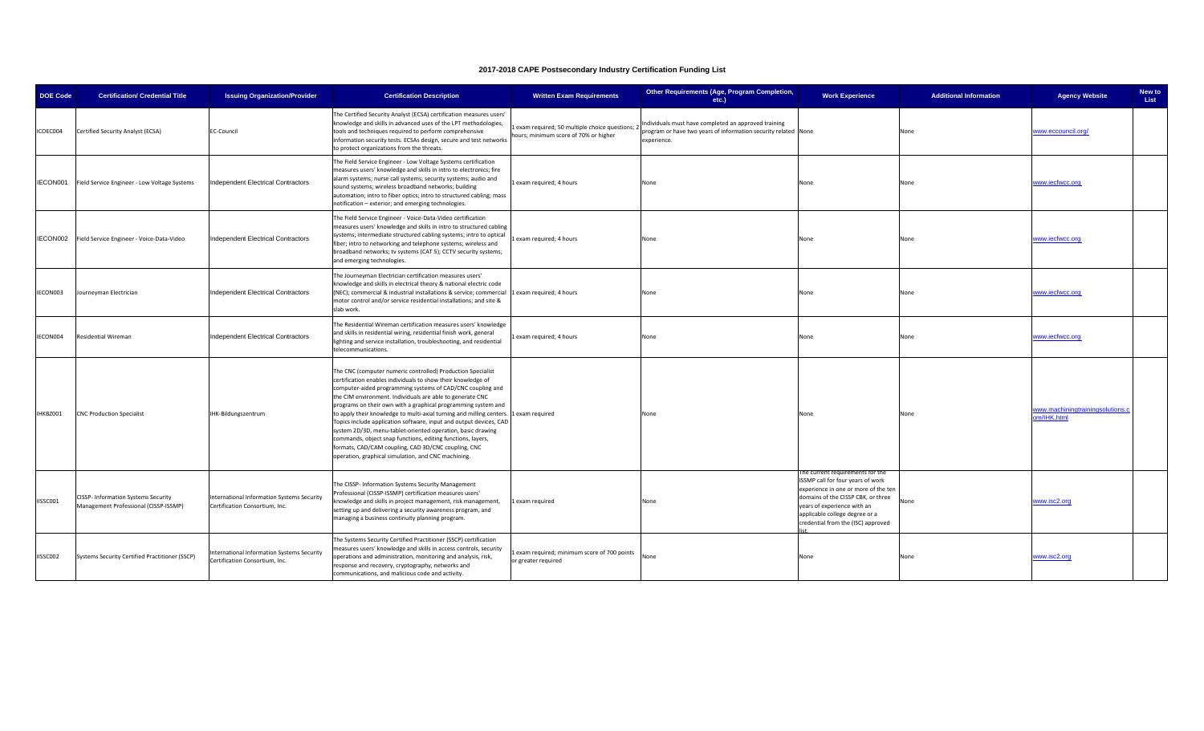**2017-2018 CAPE Postsecondary Industry Certification Funding List**

| DOE Code | Certification/ Credential Title | Issuing Organization/Provider | Certification Description | Written Exam Requirements | Other Requirements (Age, Program Completion, etc.) | Work Experience | Additional Information | Agency Website | New to List |
|---|---|---|---|---|---|---|---|---|---|
| ICOEC004 | Certified Security Analyst (ECSA) | EC-Council | The Certified Security Analyst (ECSA) certification measures users' knowledge and skills in advanced uses of the LPT methodologies, tools and techniques required to perform comprehensive information security tests. ECSAs design, secure and test networks to protect organizations from the threats. | 1 exam required; 50 multiple choice questions; 2 hours; minimum score of 70% or higher | Individuals must have completed an approved training program or have two years of information security related experience. | None | None | www.eccouncil.org/ | |
| IECON001 | Field Service Engineer - Low Voltage Systems | Independent Electrical Contractors | The Field Service Engineer - Low Voltage Systems certification measures users' knowledge and skills in intro to electronics; fire alarm systems; nurse call systems; security systems; audio and sound systems; wireless broadband networks; building automation; intro to fiber optics; intro to structured cabling; mass notification – exterior; and emerging technologies. | 1 exam required; 4 hours | None | None | None | www.iecfwcc.org | |
| IECON002 | Field Service Engineer - Voice-Data-Video | Independent Electrical Contractors | The Field Service Engineer - Voice-Data-Video certification measures users' knowledge and skills in intro to structured cabling systems; intermediate structured cabling systems; intro to optical fiber; intro to networking and telephone systems; wireless and broadband networks; tv systems (CAT 5); CCTV security systems; and emerging technologies. | 1 exam required; 4 hours | None | None | None | www.iecfwcc.org | |
| IECON003 | Journeyman Electrician | Independent Electrical Contractors | The Journeyman Electrician certification measures users' knowledge and skills in electrical theory & national electric code (NEC); commercial & industrial installations & service; commercial motor control and/or service residential installations; and site & slab work. | 1 exam required; 4 hours | None | None | None | www.iecfwcc.org | |
| IECON004 | Residential Wireman | Independent Electrical Contractors | The Residential Wireman certification measures users' knowledge and skills in residential wiring, residential finish work, general lighting and service installation, troubleshooting, and residential telecommunications. | 1 exam required; 4 hours | None | None | None | www.iecfwcc.org | |
| IHKBZ001 | CNC Production Specialist | IHK-Bildungszentrum | The CNC (computer numeric controlled) Production Specialist certification enables individuals to show their knowledge of computer-aided programming systems of CAD/CNC coupling and the CIM environment. Individuals are able to generate CNC programs on their own with a graphical programming system and to apply their knowledge to multi-axial turning and milling centers. Topics include application software, input and output devices, CAD system 2D/3D, menu-tablet-oriented operation, basic drawing commands, object snap functions, editing functions, layers, formats, CAD/CAM coupling, CAD 3D/CNC coupling, CNC operation, graphical simulation, and CNC machining. | 1 exam required | None | None | None | www.machiningtrainingsolutions.com/IHK.html | |
| IISSC001 | CISSP- Information Systems Security Management Professional (CISSP-ISSMP) | International Information Systems Security Certification Consortium, Inc. | The CISSP- Information Systems Security Management Professional (CISSP-ISSMP) certification measures users' knowledge and skills in project management, risk management, setting up and delivering a security awareness program, and managing a business continuity planning program. | 1 exam required | None | The current requirements for the ISSMP call for four years of work experience in one or more of the ten domains of the CISSP CBK, or three years of experience with an applicable college degree or a credential from the (ISC) approved list. | None | www.isc2.org | |
| IISSC002 | Systems Security Certified Practitioner (SSCP) | International Information Systems Security Certification Consortium, Inc. | The Systems Security Certified Practitioner (SSCP) certification measures users' knowledge and skills in access controls, security operations and administration, monitoring and analysis, risk, response and recovery, cryptography, networks and communications, and malicious code and activity. | 1 exam required; minimum score of 700 points or greater required | None | None | None | www.isc2.org | |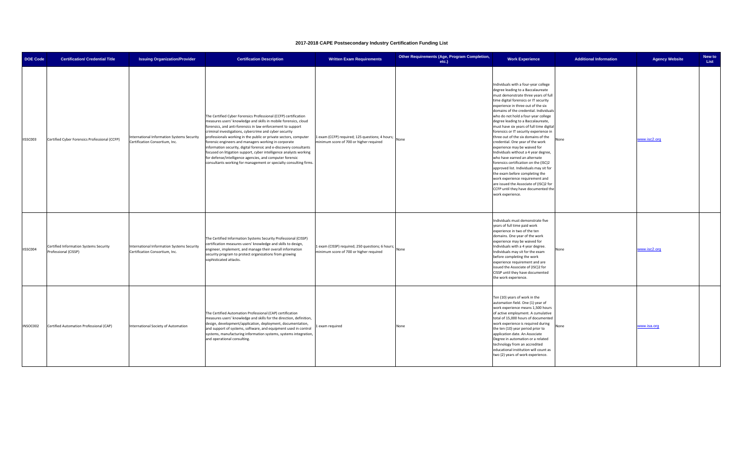# 2017-2018 CAPE Postsecondary Industry Certification Funding List

| DOE Code | Certification/ Credential Title | Issuing Organization/Provider | Certification Description | Written Exam Requirements | Other Requirements (Age, Program Completion, etc.) | Work Experience | Additional Information | Agency Website | New to List |
|---|---|---|---|---|---|---|---|---|---|
| IISSC003 | Certified Cyber Forensics Professional (CCFP) | International Information Systems Security Certification Consortium, Inc. | The Certified Cyber Forensics Professional (CCFP) certification measures users' knowledge and skills in mobile forensics, cloud forensics, and anti-forensics in law enforcement to support criminal investigations, cybercrime and cyber security professionals working in the public or private sectors, computer forensic engineers and managers working in corporate information security, digital forensic and e-discovery consultants focused on litigation support, cyber intelligence analysts working for defense/intelligence agencies, and computer forensic consultants working for management or specialty consulting firms. | 1 exam (CCFP) required; 125 questions; 4 hours; minimum score of 700 or higher required | None | Individuals with a four-year college degree leading to a Baccalaureate must demonstrate three years of full time digital forensics or IT security experience in three out of the six domains of the credential. Individuals who do not hold a four-year college degree leading to a Baccalaureate, must have six years of full time digital forensics or IT security experience in three out of the six domains of the credential. One year of the work experience may be waived for Individuals without a 4 year degree, who have earned an alternate forensics certification on the (ISC)2 approved list. Individuals may sit for the exam before completing the work experience requirement and are issued the Associate of (ISC)2 for CCFP until they have documented the work experience. | None | www.isc2.org | |
| IISSC004 | Certified Information Systems Security Professional (CISSP) | International Information Systems Security Certification Consortium, Inc. | The Certified Information Systems Security Professional (CISSP) certification measures users' knowledge and skills to design, engineer, implement, and manage their overall information security program to protect organizations from growing sophisticated attacks. | 1 exam (CISSP) required; 250 questions; 6 hours; minimum score of 700 or higher required | None | Individuals must demonstrate five years of full time paid work experience in two of the ten domains. One year of the work experience may be waived for Individuals with a 4 year degree. Individuals may sit for the exam before completing the work experience requirement and are issued the Associate of (ISC)2 for CISSP until they have documented the work experience. | None | www.isc2.org | |
| INSOC002 | Certified Automation Professional (CAP) | International Society of Automation | The Certified Automation Professional (CAP) certification measures users' knowledge and skills for the direction, definition, design, development/application, deployment, documentation, and support of systems, software, and equipment used in control systems, manufacturing information systems, systems integration, and operational consulting. | 1 exam required | None | Ten (10) years of work in the automation field. One (1) year of work experience means 1,500 hours of active employment. A cumulative total of 15,000 hours of documented work experience is required during the ten (10) year period prior to application date. An Associate Degree in automation or a related technology from an accredited educational institution will count as two (2) years of work experience. | None | www.isa.org | |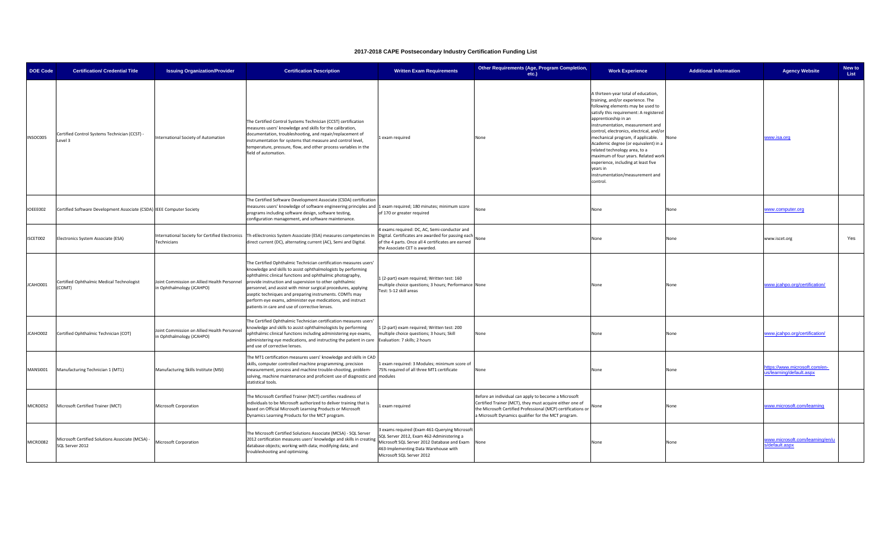# 2017-2018 CAPE Postsecondary Industry Certification Funding List

| DOE Code | Certification/ Credential Title | Issuing Organization/Provider | Certification Description | Written Exam Requirements | Other Requirements (Age, Program Completion, etc.) | Work Experience | Additional Information | Agency Website | New to List |
|---|---|---|---|---|---|---|---|---|---|
| INSOC005 | Certified Control Systems Technician (CCST) - Level 3 | International Society of Automation | The Certified Control Systems Technician (CCST) certification measures users' knowledge and skills for the calibration, documentation, troubleshooting, and repair/replacement of instrumentation for systems that measure and control level, temperature, pressure, flow, and other process variables in the field of automation. | 1 exam required | None | A thirteen-year total of education, training, and/or experience. The following elements may be used to satisfy this requirement: A registered apprenticeship in an instrumentation, measurement and control, electronics, electrical, and/or mechanical program, if applicable. Academic degree (or equivalent) in a related technology area, to a maximum of four years. Related work experience, including at least five years in instrumentation/measurement and control. | None | www.isa.org | |
| IOEEE002 | Certified Software Development Associate (CSDA) | IEEE Computer Society | The Certified Software Development Associate (CSDA) certification measures users' knowledge of software engineering principles and programs including software design, software testing, configuration management, and software maintenance. | 1 exam required; 180 minutes; minimum score of 170 or greater required | None | None | None | www.computer.org | |
| ISCET002 | Electronics System Associate (ESA) | International Society for Certified Electronics Technicians | Th eElectronics System Associate (ESA) measures competencies in direct current (DC), alternating current (AC), Semi and Digital. | 4 exams required: DC, AC, Semi-conductor and Digital. Certificates are awarded for passing each of the 4 parts. Once all 4 certificates are earned the Associate CET is awarded. | None | None | None | www.iscet.org | Yes |
| JCAHO001 | Certified Ophthalmic Medical Technologist (COMT) | Joint Commission on Allied Health Personnel in Ophthalmology (JCAHPO) | The Certified Ophthalmic Technician certification measures users' knowledge and skills to assist ophthalmologists by performing ophthalmic clinical functions and ophthalmic photography, provide instruction and supervision to other ophthalmic personnel, and assist with minor surgical procedures, applying aseptic techniques and preparing instruments. COMTs may perform eye exams, administer eye medications, and instruct patients in care and use of corrective lenses. | 1 (2-part) exam required; Written test: 160 multiple choice questions; 3 hours; Performance Test: 5-12 skill areas | None | None | None | www.jcahpo.org/certification/ | |
| JCAHO002 | Certified Ophthalmic Technician (COT) | Joint Commission on Allied Health Personnel in Ophthalmology (JCAHPO) | The Certified Ophthalmic Technician certification measures users' knowledge and skills to assist ophthalmologists by performing ophthalmic clinical functions including administering eye exams, administering eye medications, and instructing the patient in care and use of corrective lenses. | 1 (2-part) exam required; Written test: 200 multiple choice questions; 3 hours; Skill Evaluation: 7 skills; 2 hours | None | None | None | www.jcahpo.org/certification/ | |
| MANSI001 | Manufacturing Technician 1 (MT1) | Manufacturing Skills Institute (MSI) | The MT1 certification measures users' knowledge and skills in CAD skills, computer controlled machine programming, precision measurement, process and machine trouble-shooting, problem-solving, machine maintenance and proficient use of diagnostic and statistical tools. | 1 exam required: 3 Modules; minimum score of 75% required of all three MT1 certificate modules | None | None | None | https://www.microsoft.com/en-us/learning/default.aspx | |
| MICRO052 | Microsoft Certified Trainer (MCT) | Microsoft Corporation | The Microsoft Certified Trainer (MCT) certifies readiness of individuals to be Microsoft authorized to deliver training that is based on Official Microsoft Learning Products or Microsoft Dynamics Learning Products for the MCT program. | 1 exam required | Before an individual can apply to become a Microsoft Certified Trainer (MCT), they must acquire either one of the Microsoft Certified Professional (MCP) certifications or a Microsoft Dynamics qualifier for the MCT program. | None | None | www.microsoft.com/learning | |
| MICRO082 | Microsoft Certified Solutions Associate (MCSA) - SQL Server 2012 | Microsoft Corporation | The Microsoft Certified Solutions Associate (MCSA) - SQL Server 2012 certification measures users' knowledge and skills in creating database objects; working with data; modifying data; and troubleshooting and optimizing. | 3 exams required (Exam 461-Querying Microsoft SQL Server 2012, Exam 462-Administering a Microsoft SQL Server 2012 Database and Exam 463-Implementing Data Warehouse with Microsoft SQL Server 2012 | None | None | None | www.microsoft.com/learning/en/us/default.aspx | |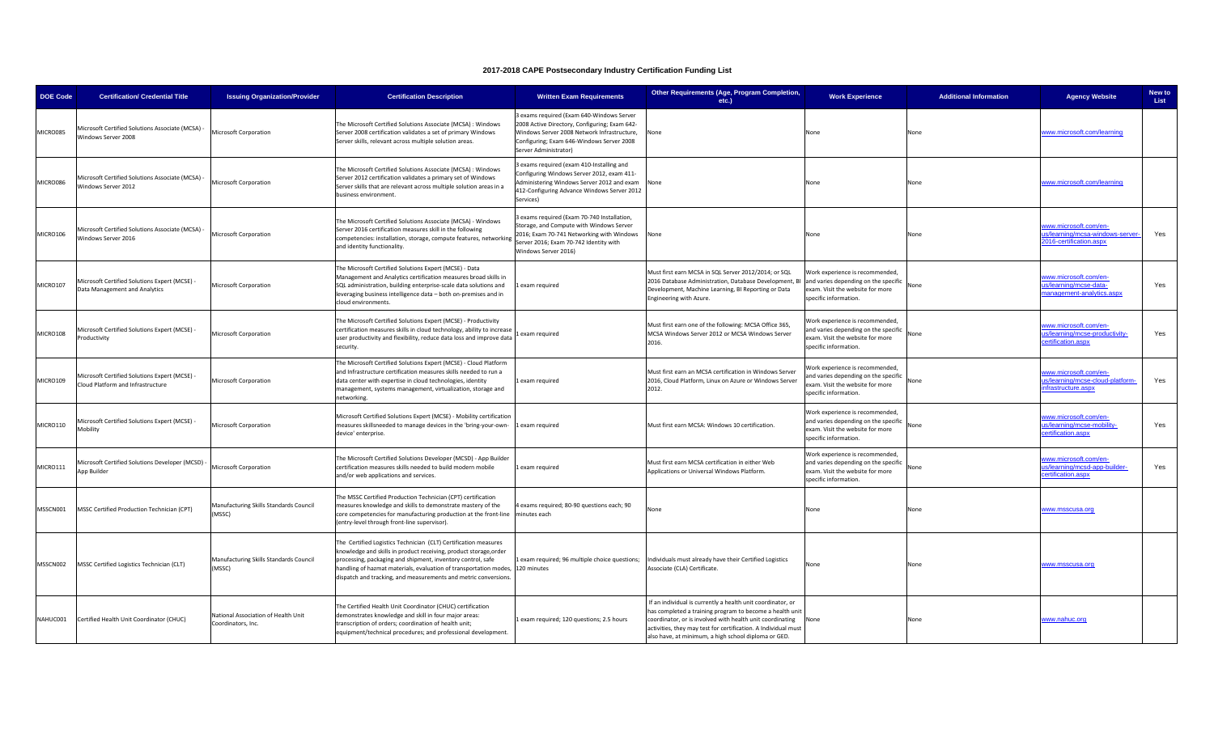# 2017-2018 CAPE Postsecondary Industry Certification Funding List

| DOE Code | Certification/ Credential Title | Issuing Organization/Provider | Certification Description | Written Exam Requirements | Other Requirements (Age, Program Completion, etc.) | Work Experience | Additional Information | Agency Website | New to List |
|---|---|---|---|---|---|---|---|---|---|
| MICRO085 | Microsoft Certified Solutions Associate (MCSA) - Windows Server 2008 | Microsoft Corporation | The Microsoft Certified Solutions Associate (MCSA) : Windows Server 2008 certification validates a set of primary Windows Server skills, relevant across multiple solution areas. | 3 exams required (Exam 640-Windows Server 2008 Active Directory, Configuring; Exam 642-Windows Server 2008 Network Infrastructure, Configuring; Exam 646-Windows Server 2008 Server Administrator) | None | None | None | www.microsoft.com/learning | |
| MICRO086 | Microsoft Certified Solutions Associate (MCSA) - Windows Server 2012 | Microsoft Corporation | The Microsoft Certified Solutions Associate (MCSA) : Windows Server 2012 certification validates a primary set of Windows Server skills that are relevant across multiple solution areas in a business environment. | 3 exams required (exam 410-Installing and Configuring Windows Server 2012, exam 411-Administering Windows Server 2012 and exam 412-Configuring Advance Windows Server 2012 Services) | None | None | None | www.microsoft.com/learning | |
| MICRO106 | Microsoft Certified Solutions Associate (MCSA) - Windows Server 2016 | Microsoft Corporation | The Microsoft Certified Solutions Associate (MCSA) - Windows Server 2016 certification measures skill in the following competencies: installation, storage, compute features, networking and identity functionality. | 3 exams required (Exam 70-740 Installation, Storage, and Compute with Windows Server 2016; Exam 70-741 Networking with Windows Server 2016; Exam 70-742 Identity with Windows Server 2016) | None | None | None | www.microsoft.com/en-us/learning/mcsa-windows-server-2016-certification.aspx | Yes |
| MICRO107 | Microsoft Certified Solutions Expert (MCSE) - Data Management and Analytics | Microsoft Corporation | The Microsoft Certified Solutions Expert (MCSE) - Data Management and Analytics certification measures broad skills in SQL administration, building enterprise-scale data solutions and leveraging business intelligence data – both on-premises and in cloud environments. | 1 exam required | Must first earn MCSA in SQL Server 2012/2014; or SQL 2016 Database Administration, Database Development, BI Development, Machine Learning, BI Reporting or Data Engineering with Azure. | Work experience is recommended, and varies depending on the specific exam. Visit the website for more specific information. | None | www.microsoft.com/en-us/learning/mcse-data-management-analytics.aspx | Yes |
| MICRO108 | Microsoft Certified Solutions Expert (MCSE) - Productivity | Microsoft Corporation | The Microsoft Certified Solutions Expert (MCSE) - Productivity certification measures skills in cloud technology, ability to increase user productivity and flexibility, reduce data loss and improve data security. | 1 exam required | Must first earn one of the following: MCSA Office 365, MCSA Windows Server 2012 or MCSA Windows Server 2016. | Work experience is recommended, and varies depending on the specific exam. Visit the website for more specific information. | None | www.microsoft.com/en-us/learning/mcse-productivity-certification.aspx | Yes |
| MICRO109 | Microsoft Certified Solutions Expert (MCSE) - Cloud Platform and Infrastructure | Microsoft Corporation | The Microsoft Certified Solutions Expert (MCSE) - Cloud Platform and Infrastructure certification measures skills needed to run a data center with expertise in cloud technologies, identity management, systems management, virtualization, storage and networking. | 1 exam required | Must first earn an MCSA certification in Windows Server 2016, Cloud Platform, Linux on Azure or Windows Server 2012. | Work experience is recommended, and varies depending on the specific exam. Visit the website for more specific information. | None | www.microsoft.com/en-us/learning/mcse-cloud-platform-infrastructure.aspx | Yes |
| MICRO110 | Microsoft Certified Solutions Expert (MCSE) - Mobility | Microsoft Corporation | Microsoft Certified Solutions Expert (MCSE) - Mobility certification measures skillsneeded to manage devices in the 'bring-your-own-device' enterprise. | 1 exam required | Must first earn MCSA: Windows 10 certification. | Work experience is recommended, and varies depending on the specific exam. Visit the website for more specific information. | None | www.microsoft.com/en-us/learning/mcse-mobility-certification.aspx | Yes |
| MICRO111 | Microsoft Certified Solutions Developer (MCSD) - App Builder | Microsoft Corporation | The Microsoft Certified Solutions Developer (MCSD) - App Builder certification measures skills needed to build modern mobile and/or web applications and services. | 1 exam required | Must first earn MCSA certification in either Web Applications or Universal Windows Platform. | Work experience is recommended, and varies depending on the specific exam. Visit the website for more specific information. | None | www.microsoft.com/en-us/learning/mcsd-app-builder-certification.aspx | Yes |
| MSSCN001 | MSSC Certified Production Technician (CPT) | Manufacturing Skills Standards Council (MSSC) | The MSSC Certified Production Technician (CPT) certification measures knowledge and skills to demonstrate mastery of the core competencies for manufacturing production at the front-line (entry-level through front-line supervisor). | 4 exams required; 80-90 questions each; 90 minutes each | None | None | None | www.msscusa.org | |
| MSSCN002 | MSSC Certified Logistics Technician (CLT) | Manufacturing Skills Standards Council (MSSC) | The Certified Logistics Technician (CLT) Certification measures knowledge and skills in product receiving, product storage,order processing, packaging and shipment, inventory control, safe handling of hazmat materials, evaluation of transportation modes, dispatch and tracking, and measurements and metric conversions. | 1 exam required; 96 multiple choice questions; 120 minutes | Individuals must already have their Certified Logistics Associate (CLA) Certificate. | None | None | www.msscusa.org | |
| NAHUC001 | Certified Health Unit Coordinator (CHUC) | National Association of Health Unit Coordinators, Inc. | The Certified Health Unit Coordinator (CHUC) certification demonstrates knowledge and skill in four major areas: transcription of orders; coordination of health unit; equipment/technical procedures; and professional development. | 1 exam required; 120 questions; 2.5 hours | If an individual is currently a health unit coordinator, or has completed a training program to become a health unit coordinator, or is involved with health unit coordinating activities, they may test for certification. A Individual must also have, at minimum, a high school diploma or GED. | None | None | www.nahuc.org | |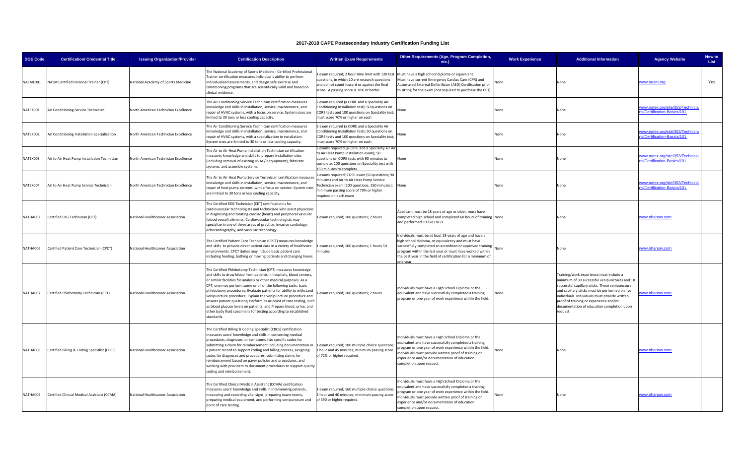## 2017-2018 CAPE Postsecondary Industry Certification Funding List

| DOE Code | Certification/ Credential Title | Issuing Organization/Provider | Certification Description | Written Exam Requirements | Other Requirements (Age, Program Completion, etc.) | Work Experience | Additional Information | Agency Website | New to List |
|---|---|---|---|---|---|---|---|---|---|
| NASME001 | NASM Certified Personal Trainer (CPT) | National Academy of Sports Medicine | The National Academy of Sports Medicine - Certified Professional Trainer certification measures individual's ability to perform individualized assessments, and design safe exercise and conditioning programs that are scientifically valid and based on clinical evidence. | 1 exam required; 2 hour time limit with 120 test questions, in which 20 are research questions and do not count toward or against the final score. A passing score is 70% or better. | Must have a high school diploma or equivalent. Must have current Emergency Cardiac Care (CPR) and Automated External Defibrillator (AED) Certification prior to sitting for the exam (not required to purchase the CPT). | None | None | www.nasm.org | Yes |
| NATEX001 | Air Conditioning Service Technician | North American Technician Excellence | The Air Conditioning Service Technician certification measures knowledge and skills in installation, service, maintenance, and repair of HVAC systems, with a focus on service. System sizes are limited to 30 tons or less cooling capacity. | 2 exam required (a CORE and a Speciality Air Conditioning Installation test); 50 questions on CORE tests and 100 questions on Speciality test; must score 70% or higher on each | None | None | None | www.natex.org/site/353/Technicians/Certification-Basics/101 | |
| NATEX002 | Air Conditioning Installation Specialization | North American Technician Excellence | The Air Conditioning Service Technician certification measures knowledge and skills in installation, service, maintenance, and repair of HVAC systems, with a specialization in installation. System sizes are limited to 30 tons or less cooling capacity. | 2 exam required (a CORE and a Speciality Air Conditioning Installation test); 50 questions on CORE tests and 100 questions on Speciality test; must score 70% or higher on each | None | None | None | www.natex.org/site/353/Technicians/Certification-Basics/101 | |
| NATEX003 | Air to Air Heat Pump Installation Technician | North American Technician Excellence | The Air to Air Heat Pump Installation Technician certification measures knowledge and skills to prepare installation sites (including removal of existing HVAC/R equipment), fabricate systems, and assemble systems. | 2 exams required (a CORE and a Speciality Air Air to Air Heat Pump Installation exam); 50 questions on CORE tests with 90 minutes to complete; 100 questions on Speciality test with 150 minutes to complete. | None | None | None | www.natex.org/site/353/Technicians/Certification-Basics/101 | |
| NATEX004 | Air to Air Heat Pump Service Technician | North American Technician Excellence | The Air to Air Heat Pump Service Technician certification measures knowledge and skills in installation, service, maintenance, and repair of heat pump systems, with a focus on service. System sizes are limited to 30 tons or less cooling capacity. | 2 exams required; CORE exam (50 questions; 90 minutes) and Air to Air Heat Pump Service Technician exam (100 questions; 150 minutes); minimum passing score of 70% or higher required on each exam | None | None | None | www.natex.org/site/353/Technicians/Certification-Basics/101 | |
| NATHA002 | Certified EKG Technician (CET) | National Healthcareer Association | The Certified EKG Technician (CET) certification is for cardiovascular technologists and technicians who assist physicians in diagnosing and treating cardiac (heart) and peripheral vascular (blood vessel) ailments. Cardiovascular technologists may specialize in any of three areas of practice: invasive cardiology, echocardiography, and vascular technology. | 1 exam required; 100 questions; 2 hours | Applicant must be 18 years of age or older, must have completed high school and completed 60 hours of training and performed 10 live EKG's. | None | None | www.nhanow.com | |
| NATHA006 | Certified Patient Care Technician (CPCT) | National Healthcareer Association | The Certified Patient Care Technician (CPCT) measures knowledge and skills to provide direct patient care in a variety of healthcare environments. CPCT duties may include basic patient care including feeding, bathing or moving patients and changing linens. | 1 exam required; 100 questions; 1 hours 50 minutes | Individuals must be at least 18 years of age and have a high school diploma, or equivalency and must have successfully completed an accredited or approved training program within the last year or must have worked within the past year in the field of certification for a minimum of one year. | None | None | www.nhanow.com | |
| NATHA007 | Certified Phlebotomy Technician (CPT) | National Healthcareer Association | The Certified Phlebotomy Technician (CPT) measures knowledge and skills to draw blood from patients in hospitals, blood centers, or similar facilities for analysis or other medical purposes. As a CPT, one may perform some or all of the following tasks: basic phlebotomy procedures; Evaluate patients for ability to withstand venipuncture procedure; Explain the venipuncture procedure and answer patient questions; Perform basic point of care testing, such as blood glucose levels on patients; and Prepare blood, urine, and other body fluid specimens for testing according to established standards. | 1 exam required; 100 questions; 2 hours | Individuals must have a High School Diploma or the equivalent and have successfully completed a training program or one year of work experience within the field. | None | Training/work experience must include a minimum of 30 successful venipunctures and 10 successful capillary sticks. These venipuncture and capillary sticks must be performed on live individuals. Individuals must provide written proof of training or experience and/or documentation of education completion upon request. | www.nhanow.com | |
| NATHA008 | Certified Billing & Coding Specialist (CBCS) | National Healthcareer Association | The Certified Billing & Coding Specialist (CBCS) certification measures users' knowledge and skills in converting medical procedures, diagnoses, or symptoms into specific codes for submitting a claim for reimbursement including documentation in a patient record to support coding and billing process, assigning codes for diagnoses and procedures, submitting claims for reimbursement based on payer policies and procedures, and working with providers to document procedures to support quality coding and reimbursement. | 1 exam required; 100 multiple choice questions; 1 hour and 45 minutes; minimum passing score of 72% or higher required. | Individuals must have a High School Diploma or the equivalent and have successfully completed a training program or one year of work experience within the field. Individuals must provide written proof of training or experience and/or documentation of education completion upon request. | None | None | www.nhanow.com | |
| NATHA009 | Certified Clinical Medical Assistant (CCMA) | National Healthcareer Association | The Certified Clinical Medical Assistant (CCMA) certification measures users' knowledge and skills in interviewing patients, meausring and recording vital signs, preparing exam rooms, preparing medical equipment, and performing venipuncture and point of care testing. | 1 exam required; 160 multiple choice questions; 2 hour and 40 minutes; minimum passing score of 390 or higher required. | Individuals must have a High School Diploma or the equivalent and have successfully completed a training program or one year of work experience within the field. Individuals must provide written proof of training or experience and/or documentation of education completion upon request. | None | None | www.nhanow.com | |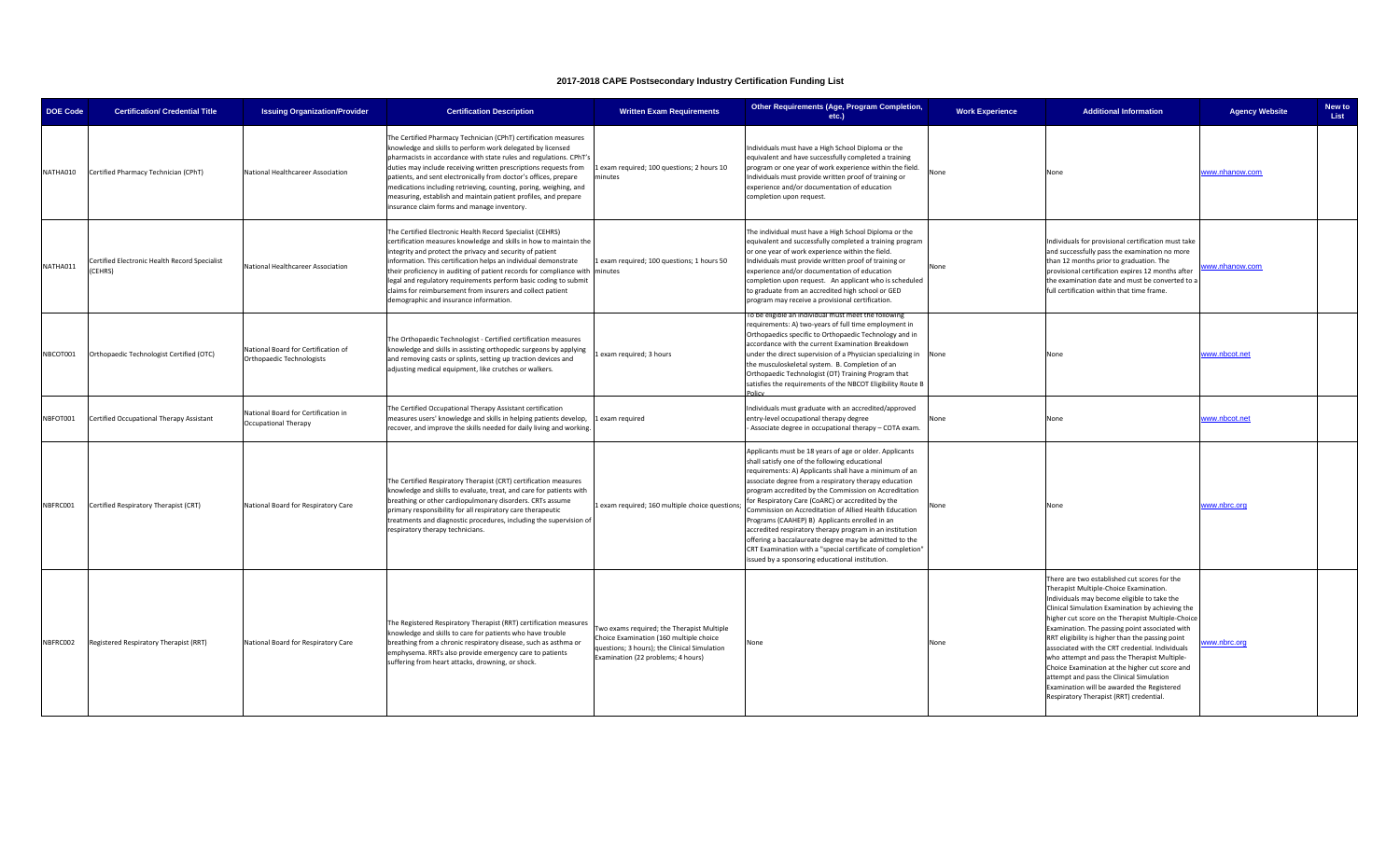# 2017-2018 CAPE Postsecondary Industry Certification Funding List

| DOE Code | Certification/ Credential Title | Issuing Organization/Provider | Certification Description | Written Exam Requirements | Other Requirements (Age, Program Completion, etc.) | Work Experience | Additional Information | Agency Website | New to List |
|---|---|---|---|---|---|---|---|---|---|
| NATHA010 | Certified Pharmacy Technician (CPhT) | National Healthcareer Association | The Certified Pharmacy Technician (CPhT) certification measures knowledge and skills to perform work delegated by licensed pharmacists in accordance with state rules and regulations. CPhT's duties may include receiving written prescriptions requests from patients, and sent electronically from doctor's offices, prepare medications including retrieving, counting, poring, weighing, and measuring, establish and maintain patient profiles, and prepare insurance claim forms and manage inventory. | 1 exam required; 100 questions; 2 hours 10 minutes | Individuals must have a High School Diploma or the equivalent and have successfully completed a training program or one year of work experience within the field. Individuals must provide written proof of training or experience and/or documentation of education completion upon request. | None | None | www.nhanow.com | |
| NATHA011 | Certified Electronic Health Record Specialist (CEHRS) | National Healthcareer Association | The Certified Electronic Health Record Specialist (CEHRS) certification measures knowledge and skills in how to maintain the integrity and protect the privacy and security of patient information. This certification helps an individual demonstrate their proficiency in auditing of patient records for compliance with legal and regulatory requirements perform basic coding to submit claims for reimbursement from insurers and collect patient demographic and insurance information. | 1 exam required; 100 questions; 1 hours 50 minutes | The individual must have a High School Diploma or the equivalent and successfully completed a training program or one year of work experience within the field. Individuals must provide written proof of training or experience and/or documentation of education completion upon request. An applicant who is scheduled to graduate from an accredited high school or GED program may receive a provisional certification. | None | Individuals for provisional certification must take and successfully pass the examination no more than 12 months prior to graduation. The provisional certification expires 12 months after the examination date and must be converted to a full certification within that time frame. | www.nhanow.com | |
| NBCOT001 | Orthopaedic Technologist Certified (OTC) | National Board for Certification of Orthopaedic Technologists | The Orthopaedic Technologist - Certified certification measures knowledge and skills in assisting orthopedic surgeons by applying and removing casts or splints, setting up traction devices and adjusting medical equipment, like crutches or walkers. | 1 exam required; 3 hours | To be eligible an individual must meet the following requirements: A) two-years of full time employment in Orthopaedics specific to Orthopaedic Technology and in accordance with the current Examination Breakdown under the direct supervision of a Physician specializing in the musculoskeletal system. B. Completion of an Orthopaedic Technologist (OT) Training Program that satisfies the requirements of the NBCOT Eligibility Route B Policy | None | None | www.nbcot.net | |
| NBFOT001 | Certified Occupational Therapy Assistant | National Board for Certification in Occupational Therapy | The Certified Occupational Therapy Assistant certification measures users' knowledge and skills in helping patients develop, recover, and improve the skills needed for daily living and working. | 1 exam required | Individuals must graduate with an accredited/approved entry-level occupational therapy degree<br>· Associate degree in occupational therapy – COTA exam. | None | None | www.nbcot.net | |
| NBFRC001 | Certified Respiratory Therapist (CRT) | National Board for Respiratory Care | The Certified Respiratory Therapist (CRT) certification measures knowledge and skills to evaluate, treat, and care for patients with breathing or other cardiopulmonary disorders. CRTs assume primary responsibility for all respiratory care therapeutic treatments and diagnostic procedures, including the supervision of respiratory therapy technicians. | 1 exam required; 160 multiple choice questions; | Applicants must be 18 years of age or older. Applicants shall satisfy one of the following educational requirements: A) Applicants shall have a minimum of an associate degree from a respiratory therapy education program accredited by the Commission on Accreditation for Respiratory Care (CoARC) or accredited by the Commission on Accreditation of Allied Health Education Programs (CAAHEP) B) Applicants enrolled in an accredited respiratory therapy program in an institution offering a baccalaureate degree may be admitted to the CRT Examination with a "special certificate of completion" issued by a sponsoring educational institution. | None | None | www.nbrc.org | |
| NBFRC002 | Registered Respiratory Therapist (RRT) | National Board for Respiratory Care | The Registered Respiratory Therapist (RRT) certification measures knowledge and skills to care for patients who have trouble breathing from a chronic respiratory disease, such as asthma or emphysema. RRTs also provide emergency care to patients suffering from heart attacks, drowning, or shock. | Two exams required; the Therapist Multiple Choice Examination (160 multiple choice questions; 3 hours); the Clinical Simulation Examination (22 problems; 4 hours) | None | None | There are two established cut scores for the Therapist Multiple-Choice Examination. Individuals may become eligible to take the Clinical Simulation Examination by achieving the higher cut score on the Therapist Multiple-Choice Examination. The passing point associated with RRT eligibility is higher than the passing point associated with the CRT credential. Individuals who attempt and pass the Therapist Multiple-Choice Examination at the higher cut score and attempt and pass the Clinical Simulation Examination will be awarded the Registered Respiratory Therapist (RRT) credential. | www.nbrc.org | |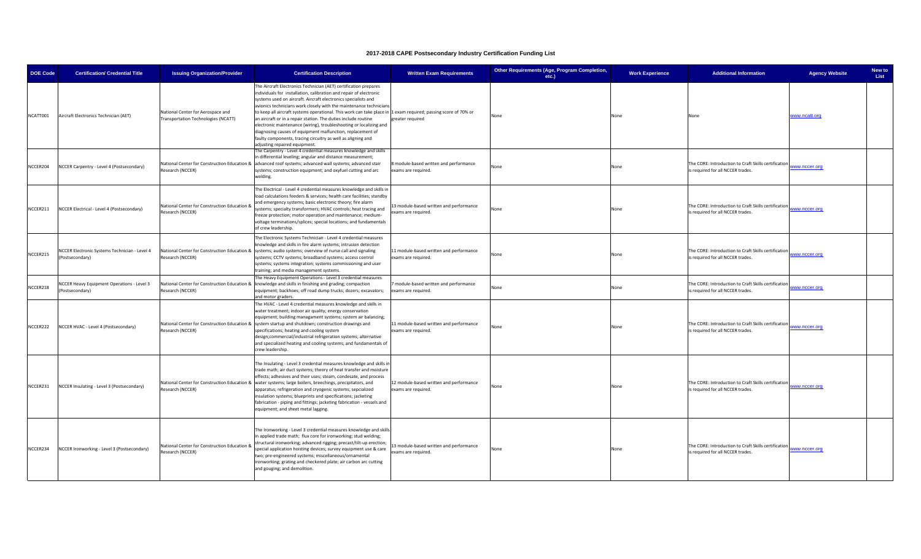# 2017-2018 CAPE Postsecondary Industry Certification Funding List

| DOE Code | Certification/ Credential Title | Issuing Organization/Provider | Certification Description | Written Exam Requirements | Other Requirements (Age, Program Completion, etc.) | Work Experience | Additional Information | Agency Website | New to List |
|---|---|---|---|---|---|---|---|---|---|
| NCATT001 | Aircraft Electronics Technician (AET) | National Center for Aerospace and Transportation Technologies (NCATT) | The Aircraft Electronics Technician (AET) certification prepares individuals for installation, calibration and repair of electronic systems used on aircraft. Aircraft electronics specialists and avionics technicians work closely with the maintenance technicians to keep all aircraft systems operational. This work can take place in an aircraft or in a repair station. The duties include routine electronic maintenance (wiring), troubleshooting or localizing and diagnosing causes of equipment malfunction, replacement of faulty components, tracing circuitry as well as aligning and adjusting repaired equipment. | 1 exam required; passing score of 70% or greater required | None | None | None | www.ncatt.org | |
| NCCER204 | NCCER Carpentry - Level 4 (Postsecondary) | National Center for Construction Education & Research (NCCER) | The Carpentry - Level 4 credential measures knowledge and skills in differential leveling; angular and distance measurement; advanced roof systems; advanced wall systems; advanced stair systems; construction equipment; and oxyfuel cutting and arc welding. | 8 module-based written and performance exams are required. | None | None | The CORE: Introduction to Craft Skills certification is required for all NCCER trades. | www.nccer.org | |
| NCCER211 | NCCER Electrical - Level 4 (Postsecondary) | National Center for Construction Education & Research (NCCER) | The Electrical - Level 4 credential measures knowledge and skills in load calculations feeders & services; health care facilities; standby and emergency systems; basic electronic theory; fire alarm systems; specialty transformers; HVAC controls; heat tracing and freeze protection; motor operation and maintenance; medium-voltage terminations/splices; special locations; and fundamentals of crew leadership. | 13 module-based written and performance exams are required. | None | None | The CORE: Introduction to Craft Skills certification is required for all NCCER trades. | www.nccer.org | |
| NCCER215 | NCCER Electronic Systems Technician - Level 4 (Postsecondary) | National Center for Construction Education & Research (NCCER) | The Electronic Systems Technician - Level 4 credential measures knowledge and skills in fire alarm systems; intrusion detection systems; audio systems; overview of nurse call and signaling systems; CCTV systems; broadband systems; access control systems; systems integration; systems commissioning and user training; and media management systems. | 11 module-based written and performance exams are required. | None | None | The CORE: Introduction to Craft Skills certification is required for all NCCER trades. | www.nccer.org | |
| NCCER218 | NCCER Heavy Equipment Operations - Level 3 (Postsecondary) | National Center for Construction Education & Research (NCCER) | The Heavy Equipment Operations - Level 3 credential measures knowledge and skills in finishing and grading; compaction equipment; backhoes; off road dump trucks; dozers; excavators; and motor graders. | 7 module-based written and performance exams are required. | None | None | The CORE: Introduction to Craft Skills certification is required for all NCCER trades. | www.nccer.org | |
| NCCER222 | NCCER HVAC - Level 4 (Postsecondary) | National Center for Construction Education & Research (NCCER) | The HVAC - Level 4 credential measures knowledge and skills in water treatment; indoor air quality; energy conservation equipment; building managament systems; system air balancing; system startup and shutdown; construction drawings and specifications; heating and cooling system design;commercial/industrial refrigeration systems; alternative and specialized heating and cooling systems; and fundamentals of crew leadership. | 11 module-based written and performance exams are required. | None | None | The CORE: Introduction to Craft Skills certification is required for all NCCER trades. | www.nccer.org | |
| NCCER231 | NCCER Insulating - Level 3 (Postsecondary) | National Center for Construction Education & Research (NCCER) | The Insulating - Level 3 credential measures knowledge and skills in trade math; air duct systems; theory of heat transfer and moisture effects; adhesives and their uses; steam, condesate, and process water systems; large boilers, breechings, precipitators, and apparatus; refrigeration and cryogenic systems; sepcialized insulation systems; blueprints and specifications; jacketing fabrication - piping and fittings; jacketing fabrication - vessels and equipment; and sheet metal lagging. | 12 module-based written and performance exams are required. | None | None | The CORE: Introduction to Craft Skills certification is required for all NCCER trades. | www.nccer.org | |
| NCCER234 | NCCER Ironworking - Level 3 (Postsecondary) | National Center for Construction Education & Research (NCCER) | The Ironworking - Level 3 credential measures knowledge and skills in applied trade math; flux core for ironworking; stud welding; structural ironworking; advanced rigging; precast/tilt-up erection; special application hoisting devices; survey equipment use & care two; pre-engineered systems; miscellaneous/ornamental ironworking; grating and checkered plate; air carbon arc cutting and gouging; and demolition. | 13 module-based written and performance exams are required. | None | None | The CORE: Introduction to Craft Skills certification is required for all NCCER trades. | www.nccer.org | |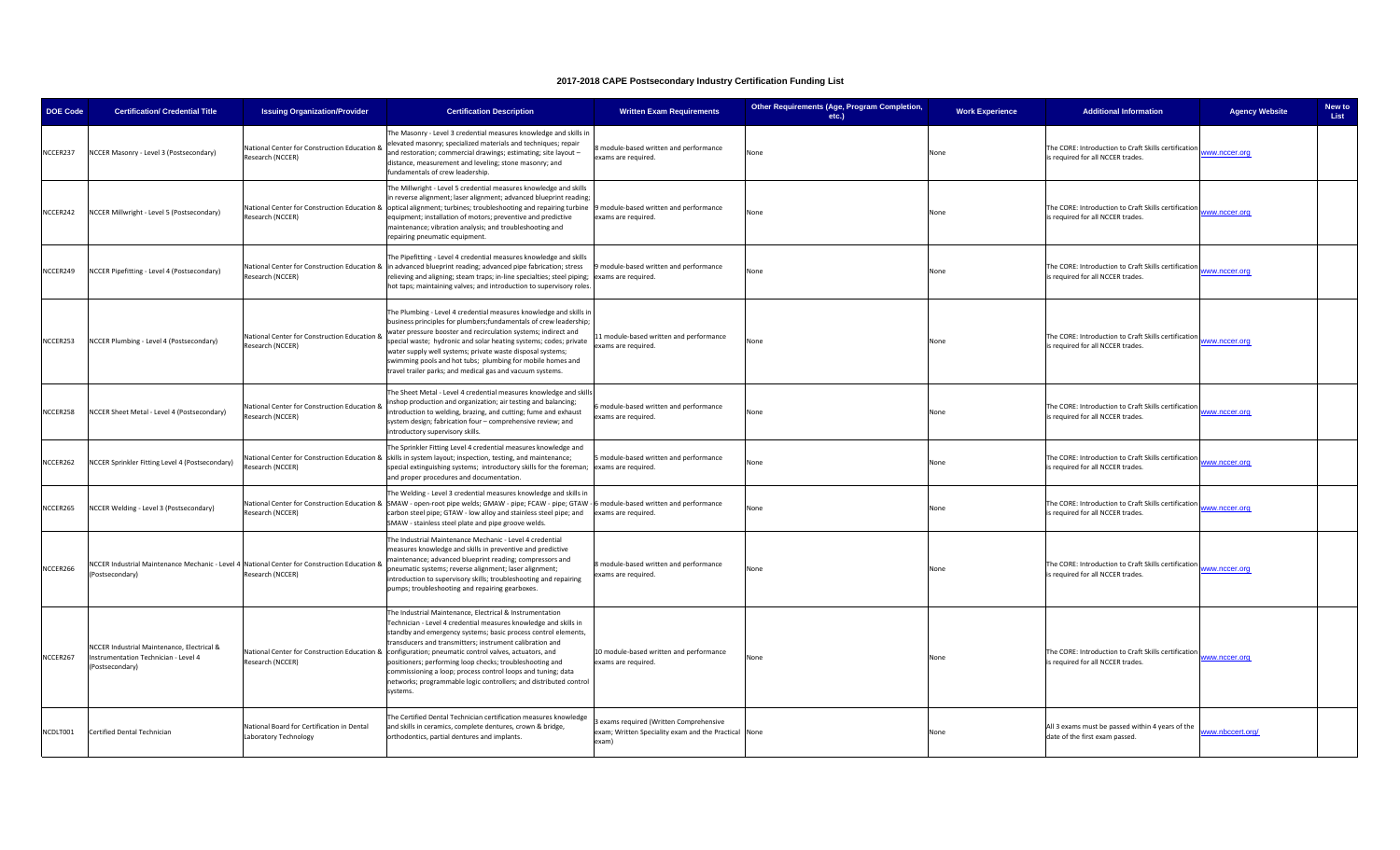# 2017-2018 CAPE Postsecondary Industry Certification Funding List

| DOE Code | Certification/ Credential Title | Issuing Organization/Provider | Certification Description | Written Exam Requirements | Other Requirements (Age, Program Completion, etc.) | Work Experience | Additional Information | Agency Website | New to List |
|---|---|---|---|---|---|---|---|---|---|
| NCCER237 | NCCER Masonry - Level 3 (Postsecondary) | National Center for Construction Education & Research (NCCER) | The Masonry - Level 3 credential measures knowledge and skills in elevated masonry; specialized materials and techniques; repair and restoration; commercial drawings; estimating; site layout – distance, measurement and leveling; stone masonry; and fundamentals of crew leadership. | 8 module-based written and performance exams are required. | None | None | The CORE: Introduction to Craft Skills certification is required for all NCCER trades. | www.nccer.org | |
| NCCER242 | NCCER Millwright - Level 5 (Postsecondary) | National Center for Construction Education & Research (NCCER) | The Millwright - Level 5 credential measures knowledge and skills in reverse alignment; laser alignment; advanced blueprint reading; optical alignment; turbines; troubleshooting and repairing turbine equipment; installation of motors; preventive and predictive maintenance; vibration analysis; and troubleshooting and repairing pneumatic equipment. | 9 module-based written and performance exams are required. | None | None | The CORE: Introduction to Craft Skills certification is required for all NCCER trades. | www.nccer.org | |
| NCCER249 | NCCER Pipefitting - Level 4 (Postsecondary) | National Center for Construction Education & Research (NCCER) | The Pipefitting - Level 4 credential measures knowledge and skills in advanced blueprint reading; advanced pipe fabrication; stress relieving and aligning; steam traps; in-line specialties; steel piping; hot taps; maintaining valves; and introduction to supervisory roles. | 9 module-based written and performance exams are required. | None | None | The CORE: Introduction to Craft Skills certification is required for all NCCER trades. | www.nccer.org | |
| NCCER253 | NCCER Plumbing - Level 4 (Postsecondary) | National Center for Construction Education & Research (NCCER) | The Plumbing - Level 4 credential measures knowledge and skills in business principles for plumbers;fundamentals of crew leadership; water pressure booster and recirculation systems; indirect and special waste; hydronic and solar heating systems; codes; private water supply well systems; private waste disposal systems; swimming pools and hot tubs; plumbing for mobile homes and travel trailer parks; and medical gas and vacuum systems. | 11 module-based written and performance exams are required. | None | None | The CORE: Introduction to Craft Skills certification is required for all NCCER trades. | www.nccer.org | |
| NCCER258 | NCCER Sheet Metal - Level 4 (Postsecondary) | National Center for Construction Education & Research (NCCER) | The Sheet Metal - Level 4 credential measures knowledge and skills inshop production and organization; air testing and balancing; introduction to welding, brazing, and cutting; fume and exhaust system design; fabrication four – comprehensive review; and introductory supervisory skills. | 6 module-based written and performance exams are required. | None | None | The CORE: Introduction to Craft Skills certification is required for all NCCER trades. | www.nccer.org | |
| NCCER262 | NCCER Sprinkler Fitting Level 4 (Postsecondary) | National Center for Construction Education & Research (NCCER) | The Sprinkler Fitting Level 4 credential measures knowledge and skills in system layout; inspection, testing, and maintenance; special extinguishing systems; introductory skills for the foreman; and proper procedures and documentation. | 5 module-based written and performance exams are required. | None | None | The CORE: Introduction to Craft Skills certification is required for all NCCER trades. | www.nccer.org | |
| NCCER265 | NCCER Welding - Level 3 (Postsecondary) | National Center for Construction Education & Research (NCCER) | The Welding - Level 3 credential measures knowledge and skills in SMAW - open-root pipe welds; GMAW - pipe; FCAW - pipe; GTAW - carbon steel pipe; GTAW - low alloy and stainless steel pipe; and SMAW - stainless steel plate and pipe groove welds. | 6 module-based written and performance exams are required. | None | None | The CORE: Introduction to Craft Skills certification is required for all NCCER trades. | www.nccer.org | |
| NCCER266 | NCCER Industrial Maintenance Mechanic - Level 4 (Postsecondary) | National Center for Construction Education & Research (NCCER) | The Industrial Maintenance Mechanic - Level 4 credential measures knowledge and skills in preventive and predictive maintenance; advanced blueprint reading; compressors and pneumatic systems; reverse alignment; laser alignment; introduction to supervisory skills; troubleshooting and repairing pumps; troubleshooting and repairing gearboxes. | 8 module-based written and performance exams are required. | None | None | The CORE: Introduction to Craft Skills certification is required for all NCCER trades. | www.nccer.org | |
| NCCER267 | NCCER Industrial Maintenance, Electrical & Instrumentation Technician - Level 4 (Postsecondary) | National Center for Construction Education & Research (NCCER) | The Industrial Maintenance, Electrical & Instrumentation Technician - Level 4 credential measures knowledge and skills in standby and emergency systems; basic process control elements, transducers and transmitters; instrument calibration and configuration; pneumatic control valves, actuators, and positioners; performing loop checks; troubleshooting and commissioning a loop; process control loops and tuning; data networks; programmable logic controllers; and distributed control systems. | 10 module-based written and performance exams are required. | None | None | The CORE: Introduction to Craft Skills certification is required for all NCCER trades. | www.nccer.org | |
| NCDLT001 | Certified Dental Technician | National Board for Certification in Dental Laboratory Technology | The Certified Dental Technician certification measures knowledge and skills in ceramics, complete dentures, crown & bridge, orthodontics, partial dentures and implants. | 3 exams required (Written Comprehensive exam; Written Speciality exam and the Practical exam) | None | None | All 3 exams must be passed within 4 years of the date of the first exam passed. | www.nbccert.org/ | |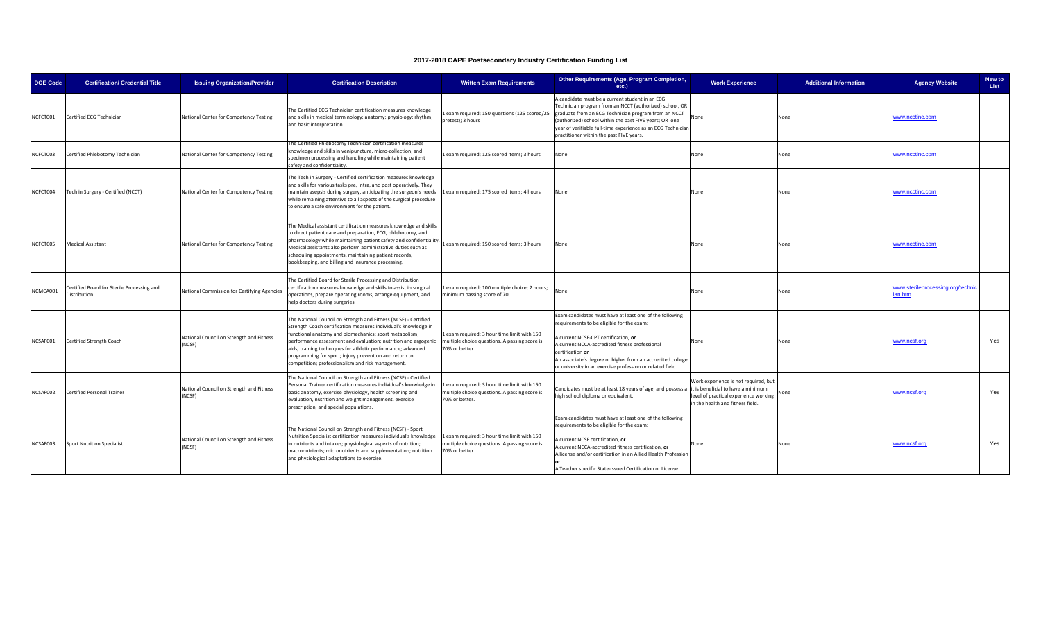# 2017-2018 CAPE Postsecondary Industry Certification Funding List

| DOE Code | Certification/ Credential Title | Issuing Organization/Provider | Certification Description | Written Exam Requirements | Other Requirements (Age, Program Completion, etc.) | Work Experience | Additional Information | Agency Website | New to List |
|---|---|---|---|---|---|---|---|---|---|
| NCFCT001 | Certified ECG Technician | National Center for Competency Testing | The Certified ECG Technician certification measures knowledge and skills in medical terminology; anatomy; physiology; rhythm; and basic interpretation. | 1 exam required; 150 questions (125 scored/25 pretest); 3 hours | A candidate must be a current student in an ECG Technician program from an NCCT (authorized) school, OR graduate from an ECG Technician program from an NCCT (authorized) school within the past FIVE years; OR one year of verifiable full-time experience as an ECG Technician practitioner within the past FIVE years. | None | None | www.ncctinc.com | |
| NCFCT003 | Certified Phlebotomy Technician | National Center for Competency Testing | The Certified Phlebotomy Technician certification measures knowledge and skills in venipuncture, micro-collection, and specimen processing and handling while maintaining patient safety and confidentiality. | 1 exam required; 125 scored items; 3 hours | None | None | None | www.ncctinc.com | |
| NCFCT004 | Tech in Surgery - Certified (NCCT) | National Center for Competency Testing | The Tech in Surgery - Certified certification measures knowledge and skills for various tasks pre, intra, and post operatively. They maintain asepsis during surgery, anticipating the surgeon's needs while remaining attentive to all aspects of the surgical procedure to ensure a safe environment for the patient. | 1 exam required; 175 scored items; 4 hours | None | None | None | www.ncctinc.com | |
| NCFCT005 | Medical Assistant | National Center for Competency Testing | The Medical assistant certification measures knowledge and skills to direct patient care and preparation, ECG, phlebotomy, and pharmacology while maintaining patient safety and confidentiality. Medical assistants also perform administrative duties such as scheduling appointments, maintaining patient records, bookkeeping, and billing and insurance processing. | 1 exam required; 150 scored items; 3 hours | None | None | None | www.ncctinc.com | |
| NCMCA001 | Certified Board for Sterile Processing and Distribution | National Commission for Certifying Agencies | The Certified Board for Sterile Processing and Distribution certification measures knowledge and skills to assist in surgical operations, prepare operating rooms, arrange equipment, and help doctors during surgeries. | 1 exam required; 100 multiple choice; 2 hours; minimum passing score of 70 | None | None | None | www.sterileprocessing.org/technician.htm | |
| NCSAF001 | Certified Strength Coach | National Council on Strength and Fitness (NCSF) | The National Council on Strength and Fitness (NCSF) - Certified Strength Coach certification measures individual's knowledge in functional anatomy and biomechanics; sport metabolism; performance assessment and evaluation; nutrition and ergogenic aids; training techniques for athletic performance; advanced programming for sport; injury prevention and return to competition; professionalism and risk management. | 1 exam required; 3 hour time limit with 150 multiple choice questions. A passing score is 70% or better. | Exam candidates must have at least one of the following requirements to be eligible for the exam:<br><br>A current NCSF-CPT certification, **or**<br>A current NCCA-accredited fitness professional certification **or**<br>An associate's degree or higher from an accredited college or university in an exercise profession or related field | None | None | www.ncsf.org | Yes |
| NCSAF002 | Certified Personal Trainer | National Council on Strength and Fitness (NCSF) | The National Council on Strength and Fitness (NCSF) - Certified Personal Trainer certification measures individual's knowledge in basic anatomy, exercise physiology, health screening and evaluation, nutrition and weight management, exercise prescription, and special populations. | 1 exam required; 3 hour time limit with 150 multiple choice questions. A passing score is 70% or better. | Candidates must be at least 18 years of age, and possess a high school diploma or equivalent. | Work experience is not required, but it is beneficial to have a minimum level of practical experience working in the health and fitness field. | None | www.ncsf.org | Yes |
| NCSAF003 | Sport Nutrition Specialist | National Council on Strength and Fitness (NCSF) | The National Council on Strength and Fitness (NCSF) - Sport Nutrition Specialist certification measures individual's knowledge in nutrients and intakes; physiological aspects of nutrition; macronutrients; micronutrients and supplementation; nutrition and physiological adaptations to exercise. | 1 exam required; 3 hour time limit with 150 multiple choice questions. A passing score is 70% or better. | Exam candidates must have at least one of the following requirements to be eligible for the exam:<br><br>A current NCSF certification, **or**<br>A current NCCA-accredited fitness certification, **or**<br>A license and/or certification in an Allied Health Profession **or**<br>A Teacher specific State-issued Certification or License | None | None | www.ncsf.org | Yes |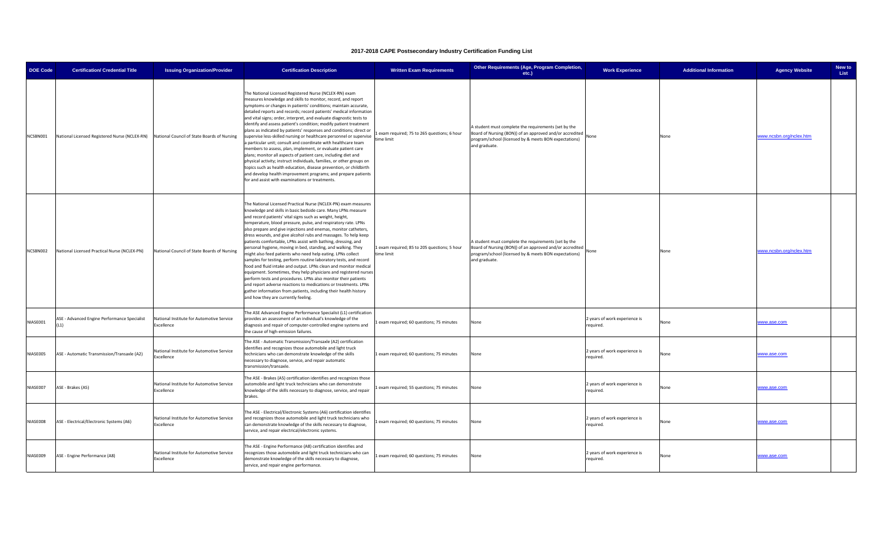## 2017-2018 CAPE Postsecondary Industry Certification Funding List

| DOE Code | Certification/ Credential Title | Issuing Organization/Provider | Certification Description | Written Exam Requirements | Other Requirements (Age, Program Completion, etc.) | Work Experience | Additional Information | Agency Website | New to List |
|---|---|---|---|---|---|---|---|---|---|
| NCSBN001 | National Licensed Registered Nurse (NCLEX-RN) | National Council of State Boards of Nursing | The National Licensed Registered Nurse (NCLEX-RN) exam measures knowledge and skills to monitor, record, and report symptoms or changes in patients' conditions; maintain accurate, detailed reports and records; record patients' medical information and vital signs; order, interpret, and evaluate diagnostic tests to identify and assess patient's condition; modify patient treatment plans as indicated by patients' responses and conditions; direct or supervise less-skilled nursing or healthcare personnel or supervise a particular unit; consult and coordinate with healthcare team members to assess, plan, implement, or evaluate patient care plans; monitor all aspects of patient care, including diet and physical activity; instruct individuals, families, or other groups on topics such as health education, disease prevention, or childbirth and develop health improvement programs; and prepare patients for and assist with examinations or treatments. | 1 exam required; 75 to 265 questions; 6 hour time limit | A student must complete the requirements (set by the Board of Nursing (BON)) of an approved and/or accredited program/school (licensed by & meets BON expectations) and graduate. | None | None | www.ncsbn.org/nclex.htm | |
| NCSBN002 | National Licensed Practical Nurse (NCLEX-PN) | National Council of State Boards of Nursing | The National Licensed Practical Nurse (NCLEX-PN) exam measures knowledge and skills in basic bedside care. Many LPNs measure and record patients' vital signs such as weight, height, temperature, blood pressure, pulse, and respiratory rate. LPNs also prepare and give injections and enemas, monitor catheters, dress wounds, and give alcohol rubs and massages. To help keep patients comfortable, LPNs assist with bathing, dressing, and personal hygiene, moving in bed, standing, and walking. They might also feed patients who need help eating. LPNs collect samples for testing, perform routine laboratory tests, and record food and fluid intake and output. LPNs clean and monitor medical equipment. Sometimes, they help physicians and registered nurses perform tests and procedures. LPNs also monitor their patients and report adverse reactions to medications or treatments. LPNs gather information from patients, including their health history and how they are currently feeling. | 1 exam required; 85 to 205 questions; 5 hour time limit | A student must complete the requirements (set by the Board of Nursing (BON)) of an approved and/or accredited program/school (licensed by & meets BON expectations) and graduate. | None | None | www.ncsbn.org/nclex.htm | |
| NIASE001 | ASE - Advanced Engine Performance Specialist (L1) | National Institute for Automotive Service Excellence | The ASE Advanced Engine Performance Specialist (L1) certification provides an assessment of an individual's knowledge of the diagnosis and repair of computer-controlled engine systems and the cause of high-emission failures. | 1 exam required; 60 questions; 75 minutes | None | 2 years of work experience is required. | None | www.ase.com | |
| NIASE005 | ASE - Automatic Transmission/Transaxle (A2) | National Institute for Automotive Service Excellence | The ASE - Automatic Transmission/Transaxle (A2) certification identifies and recognizes those automobile and light truck technicians who can demonstrate knowledge of the skills necessary to diagnose, service, and repair automatic transmission/transaxle. | 1 exam required; 60 questions; 75 minutes | None | 2 years of work experience is required. | None | www.ase.com | |
| NIASE007 | ASE - Brakes (A5) | National Institute for Automotive Service Excellence | The ASE - Brakes (A5) certification identifies and recognizes those automobile and light truck technicians who can demonstrate knowledge of the skills necessary to diagnose, service, and repair brakes. | 1 exam required; 55 questions; 75 minutes | None | 2 years of work experience is required. | None | www.ase.com | |
| NIASE008 | ASE - Electrical/Electronic Systems (A6) | National Institute for Automotive Service Excellence | The ASE - Electrical/Electronic Systems (A6) certification identifies and recognizes those automobile and light truck technicians who can demonstrate knowledge of the skills necessary to diagnose, service, and repair electrical/electronic systems. | 1 exam required; 60 questions; 75 minutes | None | 2 years of work experience is required. | None | www.ase.com | |
| NIASE009 | ASE - Engine Performance (A8) | National Institute for Automotive Service Excellence | The ASE - Engine Performance (A8) certification identifies and recognizes those automobile and light truck technicians who can demonstrate knowledge of the skills necessary to diagnose, service, and repair engine performance. | 1 exam required; 60 questions; 75 minutes | None | 2 years of work experience is required. | None | www.ase.com | |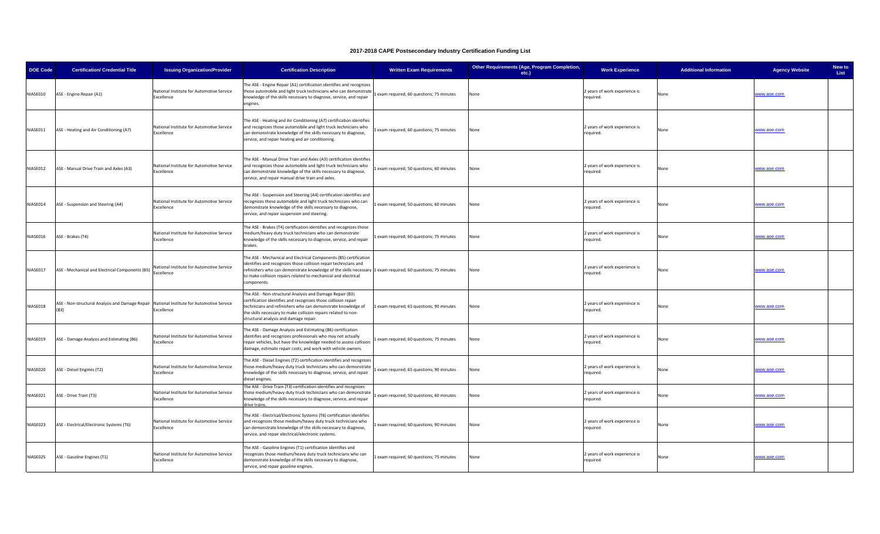# 2017-2018 CAPE Postsecondary Industry Certification Funding List

| DOE Code | Certification/ Credential Title | Issuing Organization/Provider | Certification Description | Written Exam Requirements | Other Requirements (Age, Program Completion, etc.) | Work Experience | Additional Information | Agency Website | New to List |
|---|---|---|---|---|---|---|---|---|---|
| NIASE010 | ASE - Engine Repair (A1) | National Institute for Automotive Service Excellence | The ASE - Engine Repair (A1) certification identifies and recognizes those automobile and light truck technicians who can demonstrate knowledge of the skills necessary to diagnose, service, and repair engines. | 1 exam required; 60 questions; 75 minutes | None | 2 years of work experience is required. | None | www.ase.com | |
| NIASE011 | ASE - Heating and Air Conditioning (A7) | National Institute for Automotive Service Excellence | The ASE - Heating and Air Conditioning (A7) certification identifies and recognizes those automobile and light truck technicians who can demonstrate knowledge of the skills necessary to diagnose, service, and repair heating and air conditioning. | 1 exam required; 60 questions; 75 minutes | None | 2 years of work experience is required. | None | www.ase.com | |
| NIASE012 | ASE - Manual Drive Train and Axles (A3) | National Institute for Automotive Service Excellence | The ASE - Manual Drive Train and Axles (A3) certification identifies and recognizes those automobile and light truck technicians who can demonstrate knowledge of the skills necessary to diagnose, service, and repair manual drive train and axles. | 1 exam required; 50 questions; 60 minutes | None | 2 years of work experience is required. | None | www.ase.com | |
| NIASE014 | ASE - Suspension and Steering (A4) | National Institute for Automotive Service Excellence | The ASE - Suspension and Steering (A4) certification identifies and recognizes those automobile and light truck technicians who can demonstrate knowledge of the skills necessary to diagnose, service, and repair suspension and steering. | 1 exam required; 50 questions; 60 minutes | None | 2 years of work experience is required. | None | www.ase.com | |
| NIASE016 | ASE - Brakes (T4) | National Institute for Automotive Service Excellence | The ASE - Brakes (T4) certification identifies and recognizes those medium/heavy duty truck technicians who can demonstrate knowledge of the skills necessary to diagnose, service, and repair brakes. | 1 exam required; 60 questions; 75 minutes | None | 2 years of work experience is required. | None | www.ase.com | |
| NIASE017 | ASE - Mechanical and Electrical Components (B5) | National Institute for Automotive Service Excellence | The ASE - Mechanical and Electrical Components (B5) certification identifies and recognizes those collision repair technicians and refinishers who can demonstrate knowledge of the skills necessary to make collision repairs related to mechanical and electrical components. | 1 exam required; 60 questions; 75 minutes | None | 2 years of work experience is required. | None | www.ase.com | |
| NIASE018 | ASE - Non-structural Analysis and Damage Repair (B3) | National Institute for Automotive Service Excellence | The ASE - Non-structural Analysis and Damage Repair (B3) certification identifies and recognizes those collision repair technicians and refinishers who can demonstrate knowledge of the skills necessary to make collision repairs related to non-structural analysis and damage repair. | 1 exam required; 65 questions; 90 minutes | None | 2 years of work experience is required. | None | www.ase.com | |
| NIASE019 | ASE - Damage Analysis and Estimating (B6) | National Institute for Automotive Service Excellence | The ASE - Damage Analysis and Estimating (B6) certification identifies and recognizes professionals who may not actually repair vehicles, but have the knowledge needed to assess collision damage, estimate repair costs, and work with vehicle owners. | 1 exam required; 60 questions; 75 minutes | None | 2 years of work experience is required. | None | www.ase.com | |
| NIASE020 | ASE - Diesel Engines (T2) | National Institute for Automotive Service Excellence | The ASE - Diesel Engines (T2) certification identifies and recognizes those medium/heavy duty truck technicians who can demonstrate knowledge of the skills necessary to diagnose, service, and repair diesel engines. | 1 exam required; 65 questions; 90 minutes | None | 2 years of work experience is required. | None | www.ase.com | |
| NIASE021 | ASE - Drive Train (T3) | National Institute for Automotive Service Excellence | The ASE - Drive Train (T3) certification identifies and recognizes those medium/heavy duty truck technicians who can demonstrate knowledge of the skills necessary to diagnose, service, and repair drive trains. | 1 exam required; 50 questions; 60 minutes | None | 2 years of work experience is required. | None | www.ase.com | |
| NIASE023 | ASE - Electrical/Electronic Systems (T6) | National Institute for Automotive Service Excellence | The ASE - Electrical/Electronic Systems (T6) certification identifies and recognizes those medium/heavy duty truck technicians who can demonstrate knowledge of the skills necessary to diagnose, service, and repair electrical/electronic systems. | 1 exam required; 60 questions; 90 minutes | None | 2 years of work experience is required. | None | www.ase.com | |
| NIASE025 | ASE - Gasoline Engines (T1) | National Institute for Automotive Service Excellence | The ASE - Gasoline Engines (T1) certification identifies and recognizes those medium/heavy duty truck technicians who can demonstrate knowledge of the skills necessary to diagnose, service, and repair gasoline engines. | 1 exam required; 60 questions; 75 minutes | None | 2 years of work experience is required. | None | www.ase.com | |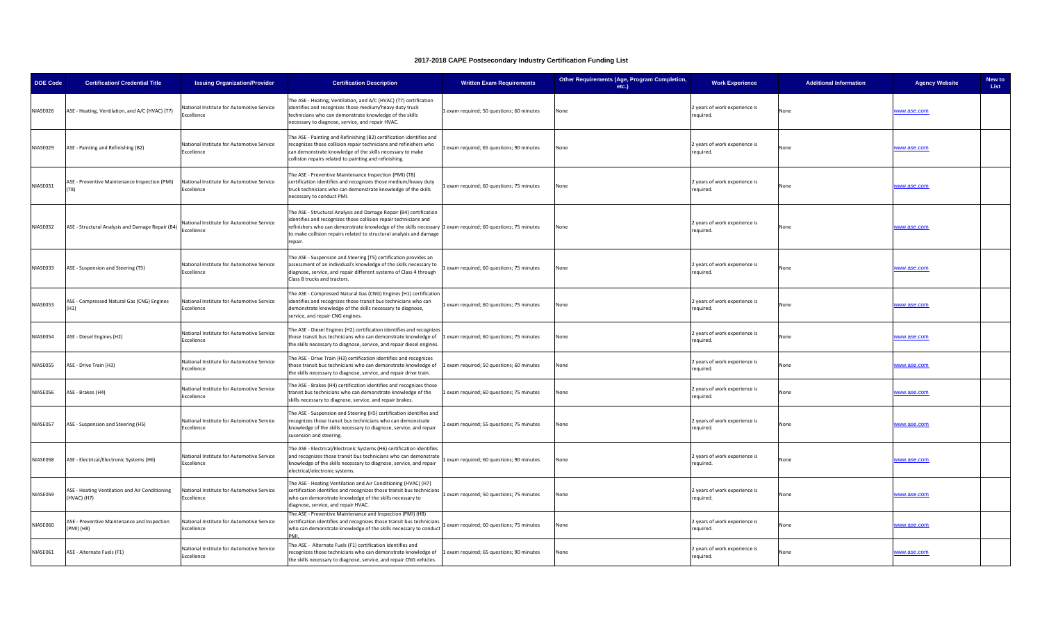# 2017-2018 CAPE Postsecondary Industry Certification Funding List

| DOE Code | Certification/ Credential Title | Issuing Organization/Provider | Certification Description | Written Exam Requirements | Other Requirements (Age, Program Completion, etc.) | Work Experience | Additional Information | Agency Website | New to List |
|---|---|---|---|---|---|---|---|---|---|
| NIASE026 | ASE - Heating, Ventilation, and A/C (HVAC) (T7) | National Institute for Automotive Service Excellence | The ASE - Heating, Ventilation, and A/C (HVAC) (T7) certification identifies and recognizes those medium/heavy duty truck technicians who can demonstrate knowledge of the skills necessary to diagnose, service, and repair HVAC. | 1 exam required; 50 questions; 60 minutes | None | 2 years of work experience is required. | None | www.ase.com | |
| NIASE029 | ASE - Painting and Refinishing (B2) | National Institute for Automotive Service Excellence | The ASE - Painting and Refinishing (B2) certification identifies and recognizes those collision repair technicians and refinishers who can demonstrate knowledge of the skills necessary to make collision repairs related to painting and refinishing. | 1 exam required; 65 questions; 90 minutes | None | 2 years of work experience is required. | None | www.ase.com | |
| NIASE031 | ASE - Preventive Maintenance Inspection (PMI) (T8) | National Institute for Automotive Service Excellence | The ASE - Preventive Maintenance Inspection (PMI) (T8) certification identifies and recognizes those medium/heavy duty truck technicians who can demonstrate knowledge of the skills necessary to conduct PMI. | 1 exam required; 60 questions; 75 minutes | None | 2 years of work experience is required. | None | www.ase.com | |
| NIASE032 | ASE - Structural Analysis and Damage Repair (B4) | National Institute for Automotive Service Excellence | The ASE - Structural Analysis and Damage Repair (B4) certification identifies and recognizes those collision repair technicians and refinishers who can demonstrate knowledge of the skills necessary to make collision repairs related to structural analysis and damage repair. | 1 exam required; 60 questions; 75 minutes | None | 2 years of work experience is required. | None | www.ase.com | |
| NIASE033 | ASE - Suspension and Steering (T5) | National Institute for Automotive Service Excellence | The ASE - Suspension and Steering (T5) certification provides an assessment of an individual's knowledge of the skills necessary to diagnose, service, and repair different systems of Class 4 through Class 8 trucks and tractors. | 1 exam required; 60 questions; 75 minutes | None | 2 years of work experience is required. | None | www.ase.com | |
| NIASE053 | ASE - Compressed Natural Gas (CNG) Engines (H1) | National Institute for Automotive Service Excellence | The ASE - Compressed Natural Gas (CNG) Engines (H1) certification identifies and recognizes those transit bus technicians who can demonstrate knowledge of the skills necessary to diagnose, service, and repair CNG engines. | 1 exam required; 60 questions; 75 minutes | None | 2 years of work experience is required. | None | www.ase.com | |
| NIASE054 | ASE - Diesel Engines (H2) | National Institute for Automotive Service Excellence | The ASE - Diesel Engines (H2) certification identifies and recognizes those transit bus technicians who can demonstrate knowledge of the skills necessary to diagnose, service, and repair diesel engines. | 1 exam required; 60 questions; 75 minutes | None | 2 years of work experience is required. | None | www.ase.com | |
| NIASE055 | ASE - Drive Train (H3) | National Institute for Automotive Service Excellence | The ASE - Drive Train (H3) certification identifies and recognizes those transit bus technicians who can demonstrate knowledge of the skills necessary to diagnose, service, and repair drive train. | 1 exam required; 50 questions; 60 minutes | None | 2 years of work experience is required. | None | www.ase.com | |
| NIASE056 | ASE - Brakes (H4) | National Institute for Automotive Service Excellence | The ASE - Brakes (H4) certification identifies and recognizes those transit bus technicians who can demonstrate knowledge of the skills necessary to diagnose, service, and repair brakes. | 1 exam required; 60 questions; 75 minutes | None | 2 years of work experience is required. | None | www.ase.com | |
| NIASE057 | ASE - Suspension and Steering (H5) | National Institute for Automotive Service Excellence | The ASE - Suspension and Steering (H5) certification identifies and recognizes those transit bus technicians who can demonstrate knowledge of the skills necessary to diagnose, service, and repair susension and steering. | 1 exam required; 55 questions; 75 minutes | None | 2 years of work experience is required. | None | www.ase.com | |
| NIASE058 | ASE - Electrical/Electronic Systems (H6) | National Institute for Automotive Service Excellence | The ASE - Electrical/Electronic Systems (H6) certification identifies and recognizes those transit bus technicians who can demonstrate knowledge of the skills necessary to diagnose, service, and repair electrical/electronic systems. | 1 exam required; 60 questions; 90 minutes | None | 2 years of work experience is required. | None | www.ase.com | |
| NIASE059 | ASE - Heating Ventilation and Air Conditioning (HVAC) (H7) | National Institute for Automotive Service Excellence | The ASE - Heating Ventilation and Air Conditioning (HVAC) (H7) certification identifies and recognizes those transit bus technicians who can demonstrate knowledge of the skills necessary to diagnose, service, and repair HVAC. | 1 exam required; 50 questions; 75 minutes | None | 2 years of work experience is required. | None | www.ase.com | |
| NIASE060 | ASE - Preventive Maintenance and Inspection (PMI) (H8) | National Institute for Automotive Service Excellence | The ASE - Preventive Maintenance and Inspection (PMI) (H8) certification identifies and recognizes those transit bus technicians who can demonstrate knowledge of the skills necessary to conduct PMI. | 1 exam required; 60 questions; 75 minutes | None | 2 years of work experience is required. | None | www.ase.com | |
| NIASE061 | ASE - Alternate Fuels (F1) | National Institute for Automotive Service Excellence | The ASE - Alternate Fuels (F1) certification identifies and recognizes those technicians who can demonstrate knowledge of the skills necessary to diagnose, service, and repair CNG vehicles. | 1 exam required; 65 questions; 90 minutes | None | 2 years of work experience is required. | None | www.ase.com | |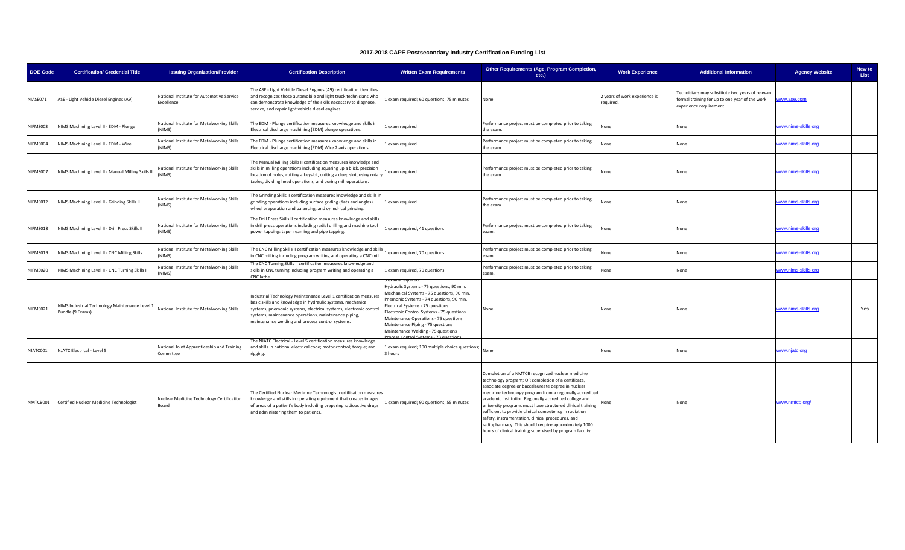# 2017-2018 CAPE Postsecondary Industry Certification Funding List

| DOE Code | Certification/ Credential Title | Issuing Organization/Provider | Certification Description | Written Exam Requirements | Other Requirements (Age, Program Completion, etc.) | Work Experience | Additional Information | Agency Website | New to List |
|---|---|---|---|---|---|---|---|---|---|
| NIASE071 | ASE - Light Vehicle Diesel Engines (A9) | National Institute for Automotive Service Excellence | The ASE - Light Vehicle Diesel Engines (A9) certification identifies and recognizes those automobile and light truck technicians who can demonstrate knowledge of the skills necessary to diagnose, service, and repair light vehicle diesel engines. | 1 exam required; 60 questions; 75 minutes | None | 2 years of work experience is required. | Technicians may substitute two years of relevant formal training for up to one year of the work experience requirement. | www.ase.com | |
| NIFMS003 | NIMS Machining Level II - EDM - Plunge | National Institute for Metalworking Skills (NIMS) | The EDM - Plunge certification measures knowledge and skills in Electrical discharge machining (EDM) plunge operations. | 1 exam required | Performance project must be completed prior to taking the exam. | None | None | www.nims-skills.org | |
| NIFMS004 | NIMS Machining Level II - EDM - Wire | National Institute for Metalworking Skills (NIMS) | The EDM - Plunge certification measures knowledge and skills in Electrical discharge machining (EDM) Wire 2 axis operations. | 1 exam required | Performance project must be completed prior to taking the exam. | None | None | www.nims-skills.org | |
| NIFMS007 | NIMS Machining Level II - Manual Milling Skills II | National Institute for Metalworking Skills (NIMS) | The Manual Milling Skills II certification measures knowledge and skills in milling operations including squaring up a block, precision location of holes, cutting a keyslot, cutting a deep slot, using rotary tables, dividing head operations, and boring mill operations. | 1 exam required | Performance project must be completed prior to taking the exam. | None | None | www.nims-skills.org | |
| NIFMS012 | NIMS Machining Level II - Grinding Skills II | National Institute for Metalworking Skills (NIMS) | The Grinding Skills II certification measures knowledge and skills in grinding operations including surface griding (flats and angles), wheel preparation and balancing, and cylindrical grinding. | 1 exam required | Performance project must be completed prior to taking the exam. | None | None | www.nims-skills.org | |
| NIFMS018 | NIMS Machining Level II - Drill Press Skills II | National Institute for Metalworking Skills (NIMS) | The Drill Press Skills II certification measures knowledge and skills in drill press operations including radial drilling and machine tool power tapping: taper reaming and pipe tapping. | 1 exam required, 41 questions | Performance project must be completed prior to taking exam. | None | None | www.nims-skills.org | |
| NIFMS019 | NIMS Machining Level II - CNC Milling Skills II | National Institute for Metalworking Skills (NIMS) | The CNC Milling Skills II certification measures knowledge and skills in CNC milling including program writing and operating a CNC mill. | 1 exam required, 70 questions | Performance project must be completed prior to taking exam. | None | None | www.nims-skills.org | |
| NIFMS020 | NIMS Machining Level II - CNC Turning Skills II | National Institute for Metalworking Skills (NIMS) | The CNC Turning Skills II certification measures knowledge and skills in CNC turning including program writing and operating a CNC lathe. | 1 exam required, 70 questions | Performance project must be completed prior to taking exam. | None | None | www.nims-skills.org | |
| NIFMS021 | NIMS Industrial Technology Maintenance Level 1 Bundle (9 Exams) | National Institute for Metalworking Skills | Industrial Technology Maintenance Level 1 certification measures basic skills and knowledge in hydraulic systems, mechanical systems, pnemonic systems, electrical systems, electronic control systems, maintenance operations, maintenance piping, maintenance welding and process control systems. | 9 exams required: Hydraulic Systems - 75 questions, 90 min. Mechanical Systems - 75 questions, 90 min. Pnemonic Systems - 74 questions, 90 min. Electrical Systems - 75 questions Electronic Control Systems - 75 questions Maintenance Operations - 75 questions Maintenance Piping - 75 questions Maintenance Welding - 75 questions Process Control Systems - 73 questions | None | None | None | www.nims-skills.org | Yes |
| NJATC001 | NJATC Electrical - Level 5 | National Joint Apprenticeship and Training Committee | The NJATC Electrical - Level 5 certification measures knowledge and skills in national electrical code; motor control; torque; and rigging. | 1 exam required; 100 multiple choice questions; 3 hours | None | None | None | www.njatc.org | |
| NMTCB001 | Certified Nuclear Medicine Technologist | Nuclear Medicine Technology Certification Board | The Certified Nuclear Medicine Technologist certification measures knowledge and skills in operating equipment that creates images of areas of a patient's body including preparing radioactive drugs and administering them to patients. | 1 exam required; 90 questions; 55 minutes | Completion of a NMTCB recognized nuclear medicine technology program; OR completion of a certificate, associate degree or baccalaureate degree in nuclear medicine technology program from a regionally accredited academic institution.Regionally accredited college and university programs must have structured clinical training sufficient to provide clinical competency in radiation safety, instrumentation, clinical procedures, and radiopharmacy. This should require approximately 1000 hours of clinical training supervised by program faculty. | None | None | www.nmtcb.org/ | |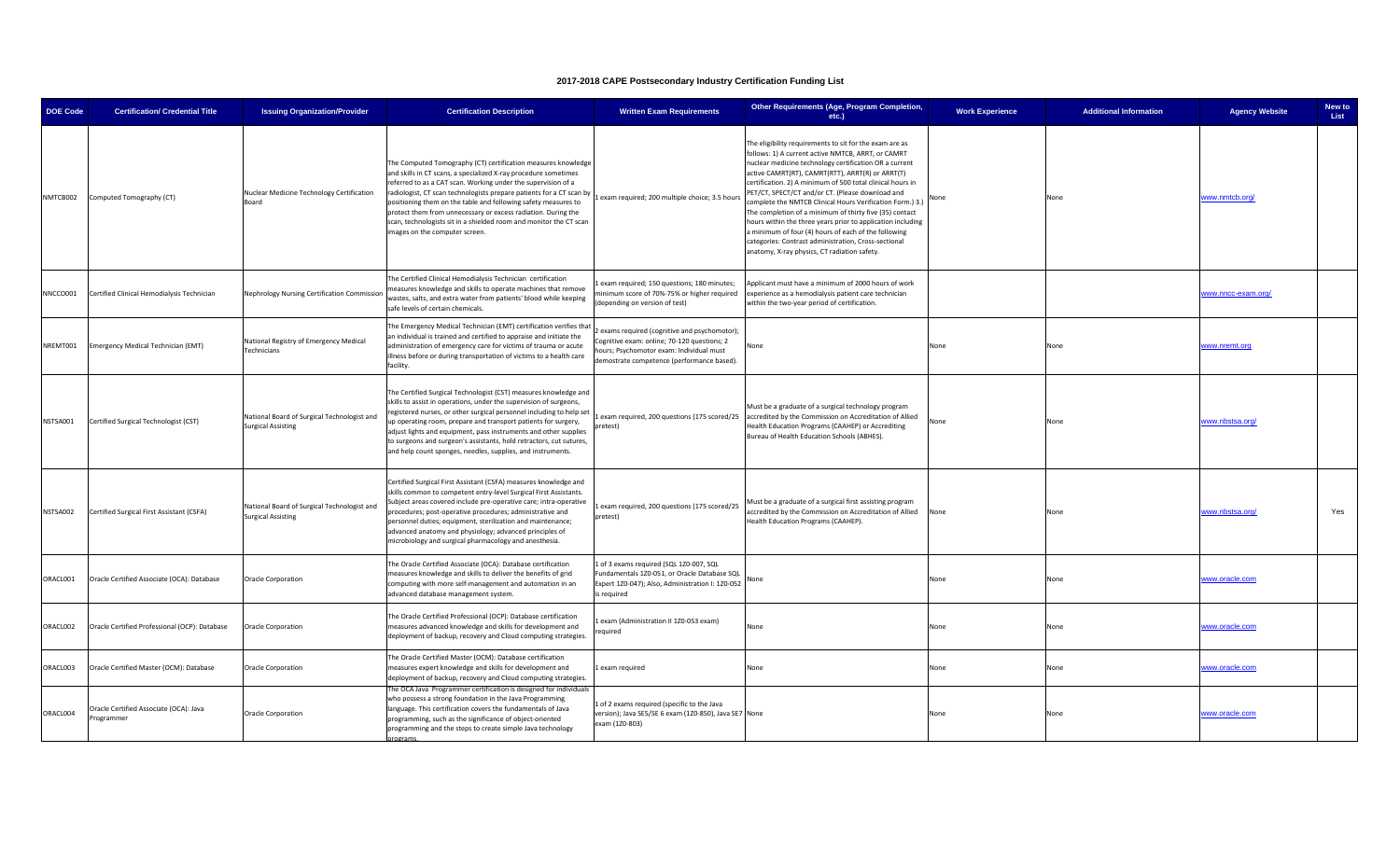# 2017-2018 CAPE Postsecondary Industry Certification Funding List

| DOE Code | Certification/ Credential Title | Issuing Organization/Provider | Certification Description | Written Exam Requirements | Other Requirements (Age, Program Completion, etc.) | Work Experience | Additional Information | Agency Website | New to List |
|---|---|---|---|---|---|---|---|---|---|
| NMTCB002 | Computed Tomography (CT) | Nuclear Medicine Technology Certification Board | The Computed Tomography (CT) certification measures knowledge and skills in CT scans, a specialized X-ray procedure sometimes referred to as a CAT scan. Working under the supervision of a radiologist, CT scan technologists prepare patients for a CT scan by positioning them on the table and following safety measures to protect them from unnecessary or excess radiation. During the scan, technologists sit in a shielded room and monitor the CT scan images on the computer screen. | 1 exam required; 200 multiple choice; 3.5 hours | The eligibility requirements to sit for the exam are as follows: 1) A current active NMTCB, ARRT, or CAMRT nuclear medicine technology certification OR a current active CAMRT(RT), CAMRT(RTT), ARRT(R) or ARRT(T) certification. 2) A minimum of 500 total clinical hours in PET/CT, SPECT/CT and/or CT. (Please download and complete the NMTCB Clinical Hours Verification Form.) 3.) The completion of a minimum of thirty five (35) contact hours within the three years prior to application including a minimum of four (4) hours of each of the following categories: Contrast administration, Cross-sectional anatomy, X-ray physics, CT radiation safety. | None | None | www.nmtcb.org/ | |
| NNCCO001 | Certified Clinical Hemodialysis Technician | Nephrology Nursing Certification Commission | The Certified Clinical Hemodialysis Technician certification measures knowledge and skills to operate machines that remove wastes, salts, and extra water from patients' blood while keeping safe levels of certain chemicals. | 1 exam required; 150 questions; 180 minutes; minimum score of 70%-75% or higher required (depending on version of test) | Applicant must have a minimum of 2000 hours of work experience as a hemodialysis patient care technician within the two-year period of certification. | | | www.nncc-exam.org/ | |
| NREMT001 | Emergency Medical Technician (EMT) | National Registry of Emergency Medical Technicians | The Emergency Medical Technician (EMT) certification verifies that an individual is trained and certified to appraise and initiate the administration of emergency care for victims of trauma or acute illness before or during transportation of victims to a health care facility. | 2 exams required (cognitive and psychomotor); Cognitive exam: online; 70-120 questions; 2 hours; Psychomotor exam: Individual must demonstrate competence (performance based). | None | None | None | www.nremt.org | |
| NSTSA001 | Certified Surgical Technologist (CST) | National Board of Surgical Technologist and Surgical Assisting | The Certified Surgical Technologist (CST) measures knowledge and skills to assist in operations, under the supervision of surgeons, registered nurses, or other surgical personnel including to help set up operating room, prepare and transport patients for surgery, adjust lights and equipment, pass instruments and other supplies to surgeons and surgeon's assistants, hold retractors, cut sutures, and help count sponges, needles, supplies, and instruments. | 1 exam required, 200 questions (175 scored/25 pretest) | Must be a graduate of a surgical technology program accredited by the Commission on Accreditation of Allied Health Education Programs (CAAHEP) or Accrediting Bureau of Health Education Schools (ABHES). | None | None | www.nbstsa.org/ | |
| NSTSA002 | Certified Surgical First Assistant (CSFA) | National Board of Surgical Technologist and Surgical Assisting | Certified Surgical First Assistant (CSFA) measures knowledge and skills common to competent entry-level Surgical First Assistants. Subject areas covered include pre-operative care; intra-operative procedures; post-operative procedures; administrative and personnel duties; equipment, sterilization and maintenance; advanced anatomy and physiology; advanced principles of microbiology and surgical pharmacology and anesthesia. | 1 exam required, 200 questions (175 scored/25 pretest) | Must be a graduate of a surgical first assisting program accredited by the Commission on Accreditation of Allied Health Education Programs (CAAHEP). | None | None | www.nbstsa.org/ | Yes |
| ORACL001 | Oracle Certified Associate (OCA): Database | Oracle Corporation | The Oracle Certified Associate (OCA): Database certification measures knowledge and skills to deliver the benefits of grid computing with more self-management and automation in an advanced database management system. | 1 of 3 exams required (SQL 1Z0-007, SQL Fundamentals 1Z0-051, or Oracle Database SQL Expert 1Z0-047); Also, Administration I: 1Z0-052 is required | None | None | None | www.oracle.com | |
| ORACL002 | Oracle Certified Professional (OCP): Database | Oracle Corporation | The Oracle Certified Professional (OCP): Database certification measures advanced knowledge and skills for development and deployment of backup, recovery and Cloud computing strategies. | 1 exam (Administration II 1Z0-053 exam) required | None | None | None | www.oracle.com | |
| ORACL003 | Oracle Certified Master (OCM): Database | Oracle Corporation | The Oracle Certified Master (OCM): Database certification measures expert knowledge and skills for development and deployment of backup, recovery and Cloud computing strategies. | 1 exam required | None | None | None | www.oracle.com | |
| ORACL004 | Oracle Certified Associate (OCA): Java Programmer | Oracle Corporation | The OCA Java Programmer certification is designed for individuals who possess a strong foundation in the Java Programming language. This certification covers the fundamentals of Java programming, such as the significance of object-oriented programming and the steps to create simple Java technology programs. | 1 of 2 exams required (specific to the Java version); Java SE5/SE 6 exam (1Z0-850), Java SE7 exam (1Z0-803) | None | None | None | www.oracle.com | |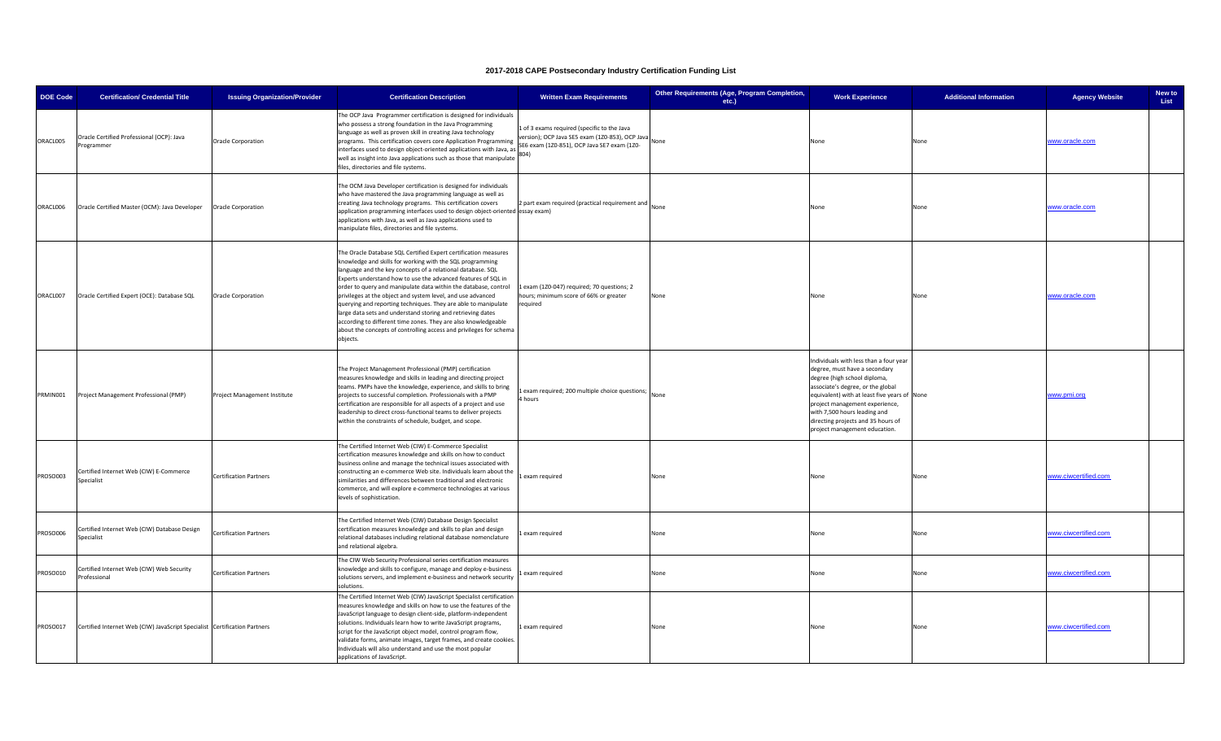# 2017-2018 CAPE Postsecondary Industry Certification Funding List

| DOE Code | Certification/ Credential Title | Issuing Organization/Provider | Certification Description | Written Exam Requirements | Other Requirements (Age, Program Completion, etc.) | Work Experience | Additional Information | Agency Website | New to List |
|---|---|---|---|---|---|---|---|---|---|
| ORACL005 | Oracle Certified Professional (OCP): Java Programmer | Oracle Corporation | The OCP Java Programmer certification is designed for individuals who possess a strong foundation in the Java Programming language as well as proven skill in creating Java technology programs. This certification covers core Application Programming interfaces used to design object-oriented applications with Java, as well as insight into Java applications such as those that manipulate files, directories and file systems. | 1 of 3 exams required (specific to the Java version); OCP Java SE5 exam (1Z0-853), OCP Java SE6 exam (1Z0-851), OCP Java SE7 exam (1Z0-804) | None | None | None | www.oracle.com | |
| ORACL006 | Oracle Certified Master (OCM): Java Developer | Oracle Corporation | The OCM Java Developer certification is designed for individuals who have mastered the Java programming language as well as creating Java technology programs. This certification covers application programming interfaces used to design object-oriented applications with Java, as well as Java applications used to manipulate files, directories and file systems. | 2 part exam required (practical requirement and essay exam) | None | None | None | www.oracle.com | |
| ORACL007 | Oracle Certified Expert (OCE): Database SQL | Oracle Corporation | The Oracle Database SQL Certified Expert certification measures knowledge and skills for working with the SQL programming language and the key concepts of a relational database. SQL Experts understand how to use the advanced features of SQL in order to query and manipulate data within the database, control privileges at the object and system level, and use advanced querying and reporting techniques. They are able to manipulate large data sets and understand storing and retrieving dates according to different time zones. They are also knowledgeable about the concepts of controlling access and privileges for schema objects. | 1 exam (1Z0-047) required; 70 questions; 2 hours; minimum score of 66% or greater required | None | None | None | www.oracle.com | |
| PRMIN001 | Project Management Professional (PMP) | Project Management Institute | The Project Management Professional (PMP) certification measures knowledge and skills in leading and directing project teams. PMPs have the knowledge, experience, and skills to bring projects to successful completion. Professionals with a PMP certification are responsible for all aspects of a project and use leadership to direct cross-functional teams to deliver projects within the constraints of schedule, budget, and scope. | 1 exam required; 200 multiple choice questions; 4 hours | None | Individuals with less than a four year degree, must have a secondary degree (high school diploma, associate's degree, or the global equivalent) with at least five years of project management experience, with 7,500 hours leading and directing projects and 35 hours of project management education. | None | www.pmi.org | |
| PROSO003 | Certified Internet Web (CIW) E-Commerce Specialist | Certification Partners | The Certified Internet Web (CIW) E-Commerce Specialist certification measures knowledge and skills on how to conduct business online and manage the technical issues associated with constructing an e-commerce Web site. Individuals learn about the similarities and differences between traditional and electronic commerce, and will explore e-commerce technologies at various levels of sophistication. | 1 exam required | None | None | None | www.ciwcertified.com | |
| PROSO006 | Certified Internet Web (CIW) Database Design Specialist | Certification Partners | The Certified Internet Web (CIW) Database Design Specialist certification measures knowledge and skills to plan and design relational databases including relational database nomenclature and relational algebra. | 1 exam required | None | None | None | www.ciwcertified.com | |
| PROSO010 | Certified Internet Web (CIW) Web Security Professional | Certification Partners | The CIW Web Security Professional series certification measures knowledge and skills to configure, manage and deploy e-business solutions servers, and implement e-business and network security solutions. | 1 exam required | None | None | None | www.ciwcertified.com | |
| PROSO017 | Certified Internet Web (CIW) JavaScript Specialist | Certification Partners | The Certified Internet Web (CIW) JavaScript Specialist certification measures knowledge and skills on how to use the features of the JavaScript language to design client-side, platform-independent solutions. Individuals learn how to write JavaScript programs, script for the JavaScript object model, control program flow, validate forms, animate images, target frames, and create cookies. Individuals will also understand and use the most popular applications of JavaScript. | 1 exam required | None | None | None | www.ciwcertified.com | |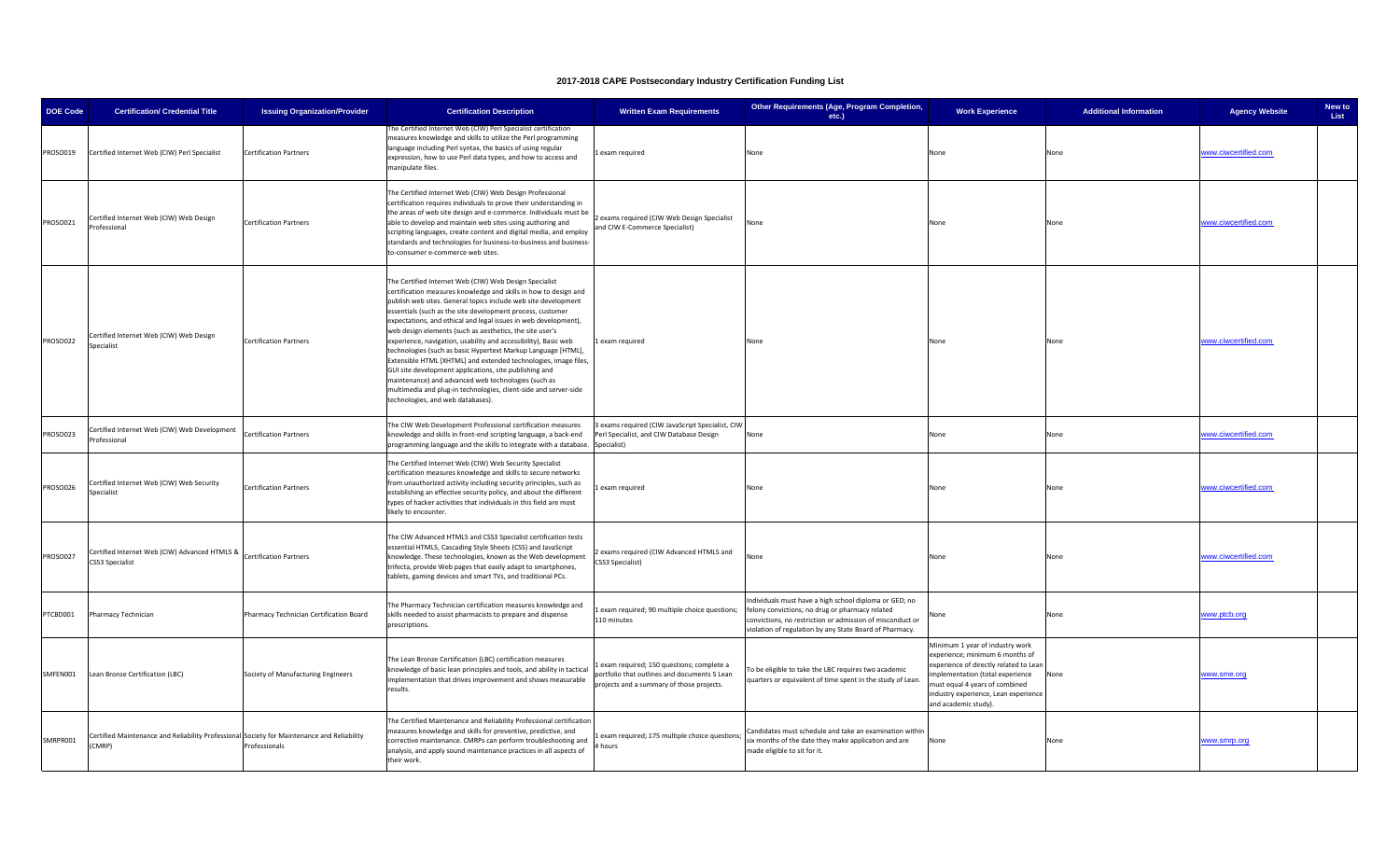# 2017-2018 CAPE Postsecondary Industry Certification Funding List

| DOE Code | Certification/ Credential Title | Issuing Organization/Provider | Certification Description | Written Exam Requirements | Other Requirements (Age, Program Completion, etc.) | Work Experience | Additional Information | Agency Website | New to List |
|---|---|---|---|---|---|---|---|---|---|
| PROSO019 | Certified Internet Web (CIW) Perl Specialist | Certification Partners | The Certified Internet Web (CIW) Perl Specialist certification measures knowledge and skills to utilize the Perl programming language including Perl syntax, the basics of using regular expression, how to use Perl data types, and how to access and manipulate files. | 1 exam required | None | None | None | www.ciwcertified.com | |
| PROSO021 | Certified Internet Web (CIW) Web Design Professional | Certification Partners | The Certified Internet Web (CIW) Web Design Professional certification requires individuals to prove their understanding in the areas of web site design and e-commerce. Individuals must be able to develop and maintain web sites using authoring and scripting languages, create content and digital media, and employ standards and technologies for business-to-business and business-to-consumer e-commerce web sites. | 2 exams required (CIW Web Design Specialist and CIW E-Commerce Specialist) | None | None | None | www.ciwcertified.com | |
| PROSO022 | Certified Internet Web (CIW) Web Design Specialist | Certification Partners | The Certified Internet Web (CIW) Web Design Specialist certification measures knowledge and skills in how to design and publish web sites. General topics include web site development essentials (such as the site development process, customer expectations, and ethical and legal issues in web development), web design elements (such as aesthetics, the site user's experience, navigation, usability and accessibility), Basic web technologies (such as basic Hypertext Markup Language [HTML], Extensible HTML [XHTML] and extended technologies, image files, GUI site development applications, site publishing and maintenance) and advanced web technologies (such as multimedia and plug-in technologies, client-side and server-side technologies, and web databases). | 1 exam required | None | None | None | www.ciwcertified.com | |
| PROSO023 | Certified Internet Web (CIW) Web Development Professional | Certification Partners | The CIW Web Development Professional certification measures knowledge and skills in front-end scripting language, a back-end programming language and the skills to integrate with a database. | 3 exams required (CIW JavaScript Specialist, CIW Perl Specialist, and CIW Database Design Specialist) | None | None | None | www.ciwcertified.com | |
| PROSO026 | Certified Internet Web (CIW) Web Security Specialist | Certification Partners | The Certified Internet Web (CIW) Web Security Specialist certification measures knowledge and skills to secure networks from unauthorized activity including security principles, such as establishing an effective security policy, and about the different types of hacker activities that individuals in this field are most likely to encounter. | 1 exam required | None | None | None | www.ciwcertified.com | |
| PROSO027 | Certified Internet Web (CIW) Advanced HTML5 & CSS3 Specialist | Certification Partners | The CIW Advanced HTML5 and CSS3 Specialist certification tests essential HTML5, Cascading Style Sheets (CSS) and JavaScript knowledge. These technologies, known as the Web development trifecta, provide Web pages that easily adapt to smartphones, tablets, gaming devices and smart TVs, and traditional PCs. | 2 exams required (CIW Advanced HTML5 and CSS3 Specialist) | None | None | None | www.ciwcertified.com | |
| PTCBD001 | Pharmacy Technician | Pharmacy Technician Certification Board | The Pharmacy Technician certification measures knowledge and skills needed to assist pharmacists to prepare and dispense prescriptions. | 1 exam required; 90 multiple choice questions; 110 minutes | Individuals must have a high school diploma or GED; no felony convictions; no drug or pharmacy related convictions, no restriction or admission of misconduct or violation of regulation by any State Board of Pharmacy. | None | None | www.ptcb.org | |
| SMFEN001 | Lean Bronze Certification (LBC) | Society of Manufacturing Engineers | The Lean Bronze Certification (LBC) certification measures knowledge of basic lean principles and tools, and ability in tactical implementation that drives improvement and shows measurable results. | 1 exam required; 150 questions; complete a portfolio that outlines and documents 5 Lean projects and a summary of those projects. | To be eligible to take the LBC requires two academic quarters or equivalent of time spent in the study of Lean. | Minimum 1 year of industry work experience; minimum 6 months of experience of directly related to Lean implementation (total experience must equal 4 years of combined industry experience, Lean experience and academic study). | None | www.sme.org | |
| SMRPR001 | Certified Maintenance and Reliability Professional (CMRP) | Society for Maintenance and Reliability Professionals | The Certified Maintenance and Reliability Professional certification measures knowledge and skills for preventive, predictive, and corrective maintenance. CMRPs can perform troubleshooting and analysis, and apply sound maintenance practices in all aspects of their work. | 1 exam required; 175 multiple choice questions; 4 hours | Candidates must schedule and take an examination within six months of the date they make application and are made eligible to sit for it. | None | None | www.smrp.org | |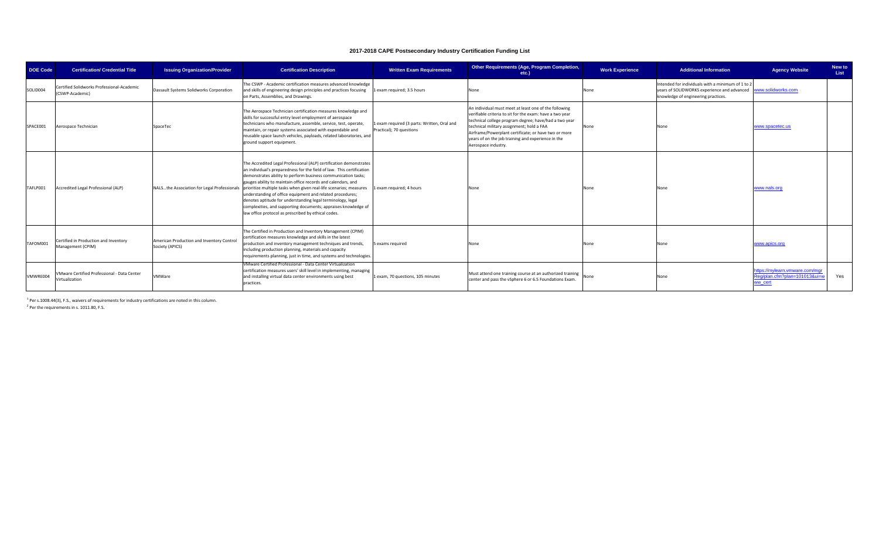**2017-2018 CAPE Postsecondary Industry Certification Funding List**

| DOE Code | Certification/ Credential Title | Issuing Organization/Provider | Certification Description | Written Exam Requirements | Other Requirements (Age, Program Completion, etc.) | Work Experience | Additional Information | Agency Website | New to List |
|---|---|---|---|---|---|---|---|---|---|
| SOLID004 | Certified Solidworks Professional-Academic (CSWP-Academic) | Dassault Systems Solidworks Corporation | The CSWP - Academic certification measures advanced knowledge and skills of engineering design principles and practices focusing on Parts, Assemblies, and Drawings. | 1 exam required; 3.5 hours | None | None | Intended for individuals with a minimum of 1 to 2 years of SOLIDWORKS experience and advanced knowledge of engineering practices. | www.solidworks.com | |
| SPACE001 | Aerospace Technician | SpaceTec | The Aerospace Technician certification measures knowledge and skills for successful entry level employment of aerospace technicians who manufacture, assemble, service, test, operate, maintain, or repair systems associated with expendable and reusable space launch vehicles, payloads, related laboratories, and ground support equipment. | 1 exam required (3 parts: Written, Oral and Practical); 70 questions | An individual must meet at least one of the following verifiable criteria to sit for the exam: have a two year technical college program degree; have/had a two year technical military assignment; hold a FAA Airframe/Powerplant certificate; or have two or more years of on the job training and experience in the Aerospace industry. | None | None | www.spacetec.us | |
| TAFLP001 | Accredited Legal Professional (ALP) | NALS...the Association for Legal Professionals | The Accredited Legal Professional (ALP) certification demonstrates an individual's preparedness for the field of law. This certification demonstrates ability to perform business communication tasks; gauges ability to maintain office records and calendars, and prioritize multiple tasks when given real-life scenarios; measures understanding of office equipment and related procedures; denotes aptitude for understanding legal terminology, legal complexities, and supporting documents; appraises knowledge of law office protocol as prescribed by ethical codes. | 1 exam required; 4 hours | None | None | None | www.nals.org | |
| TAFOM001 | Certified in Production and Inventory Management (CPIM) | American Production and Inventory Control Society (APICS) | The Certified in Production and Inventory Management (CPIM) certification measures knowledge and skills in the latest production and inventory management techniques and trends, including production planning, materials and capacity requirements planning, just in time, and systems and technologies. | 5 exams required | None | None | None | www.apics.org | |
| VMWRE004 | VMware Certified Professional - Data Center Virtualization | VMWare | VMware Certified Professional - Data Center Virtualization certification measures users' skill level in implementing, managing and installing virtual data center environments using best practices. | 1 exam, 70 questions, 105 minutes | Must attend one training course at an authorized training center and pass the vSphere 6 or 6.5 Foundations Exam. | None | None | https://mylearn.vmware.com/mgrReg/plan.cfm?plan=101013&ui=www_cert | Yes |

[1] Per s.1008.44(3), F.S., waivers of requirements for industry certifications are noted in this column.

[2] Per the requirements in s. 1011.80, F.S.